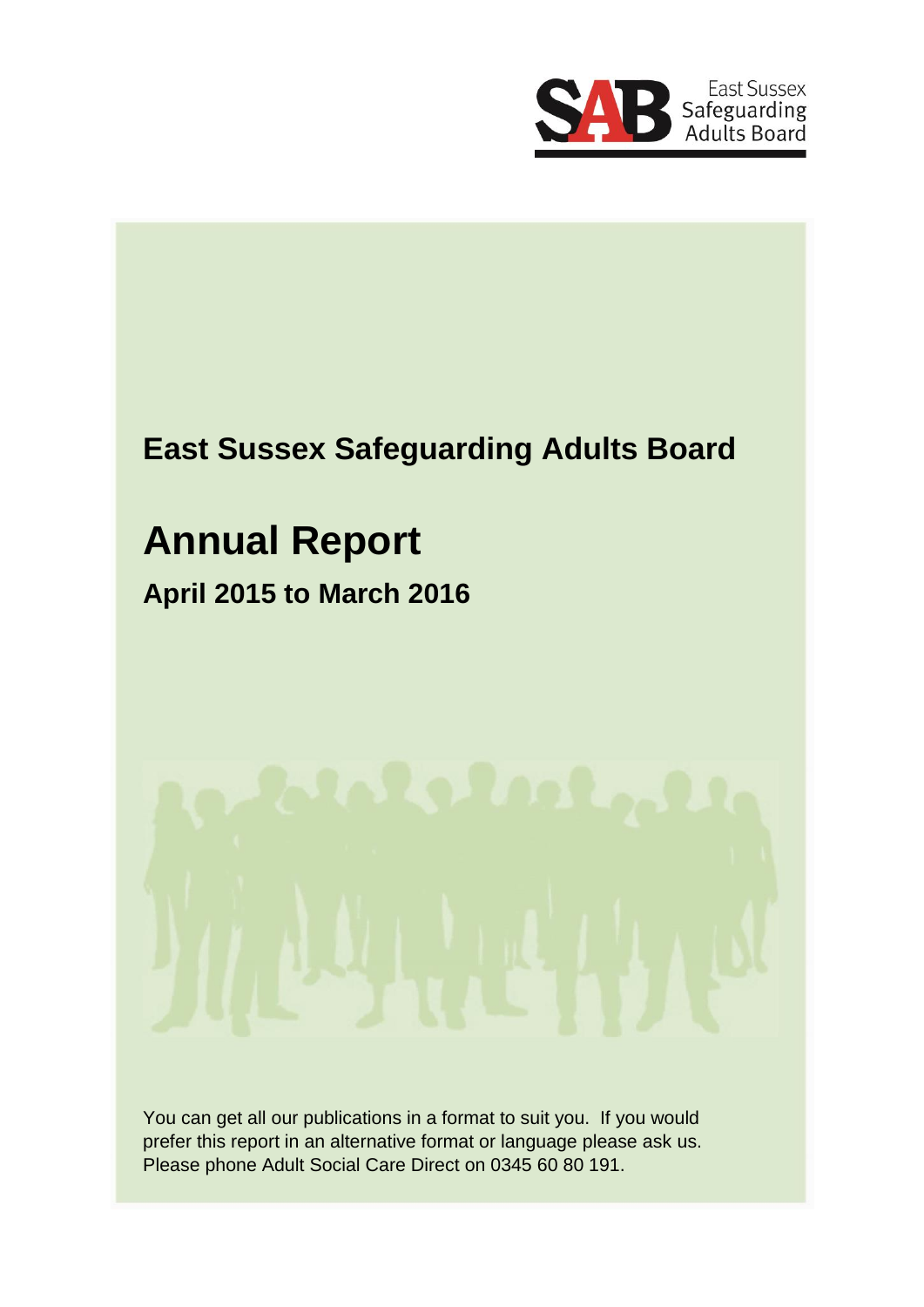East Sussex Safeguarding Adults Board

# East Sussex Safeguarding Adults Board

# Annual Report

## April 2015 to March 2016

You can get all our publications in a format to suit you. If you would prefer this report in an alternative format or language please ask us. Please phone Adult Social Care Direct on 0345 60 80 191.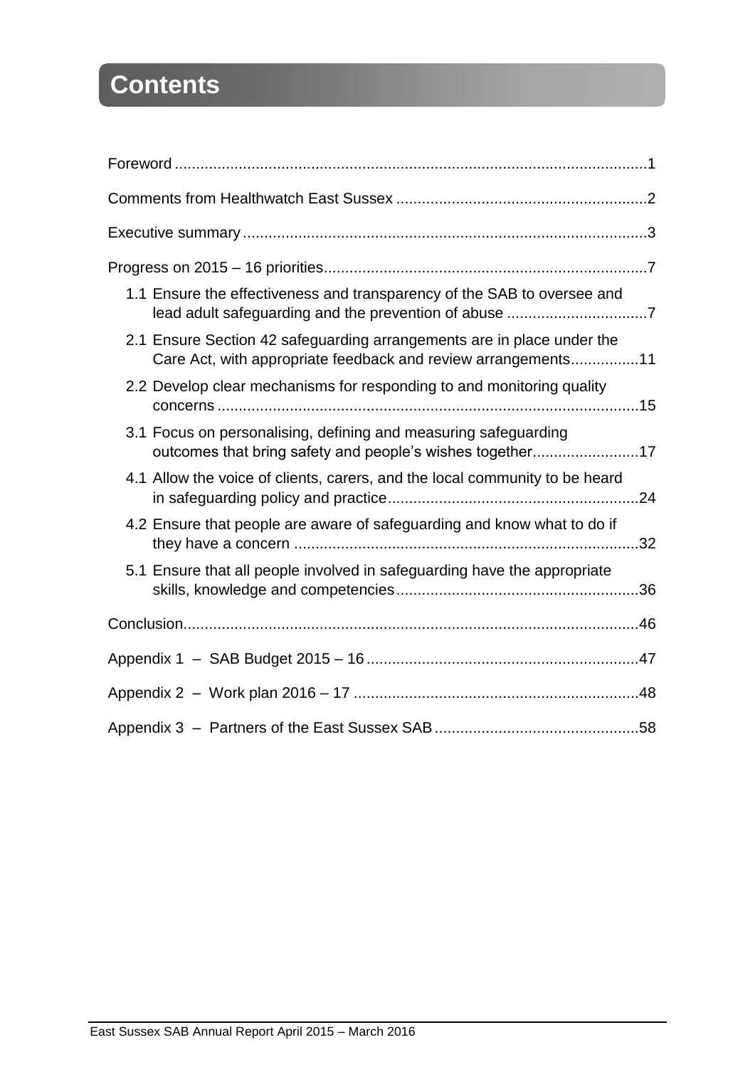# Contents

- Foreword ... 1
- Comments from Healthwatch East Sussex ... 2
- Executive summary ... 3
- Progress on 2015 – 16 priorities ... 7
  - 1.1 Ensure the effectiveness and transparency of the SAB to oversee and lead adult safeguarding and the prevention of abuse ... 7
  - 2.1 Ensure Section 42 safeguarding arrangements are in place under the Care Act, with appropriate feedback and review arrangements ... 11
  - 2.2 Develop clear mechanisms for responding to and monitoring quality concerns ... 15
  - 3.1 Focus on personalising, defining and measuring safeguarding outcomes that bring safety and people's wishes together ... 17
  - 4.1 Allow the voice of clients, carers, and the local community to be heard in safeguarding policy and practice ... 24
  - 4.2 Ensure that people are aware of safeguarding and know what to do if they have a concern ... 32
  - 5.1 Ensure that all people involved in safeguarding have the appropriate skills, knowledge and competencies ... 36
- Conclusion ... 46
- Appendix 1 – SAB Budget 2015 – 16 ... 47
- Appendix 2 – Work plan 2016 – 17 ... 48
- Appendix 3 – Partners of the East Sussex SAB ... 58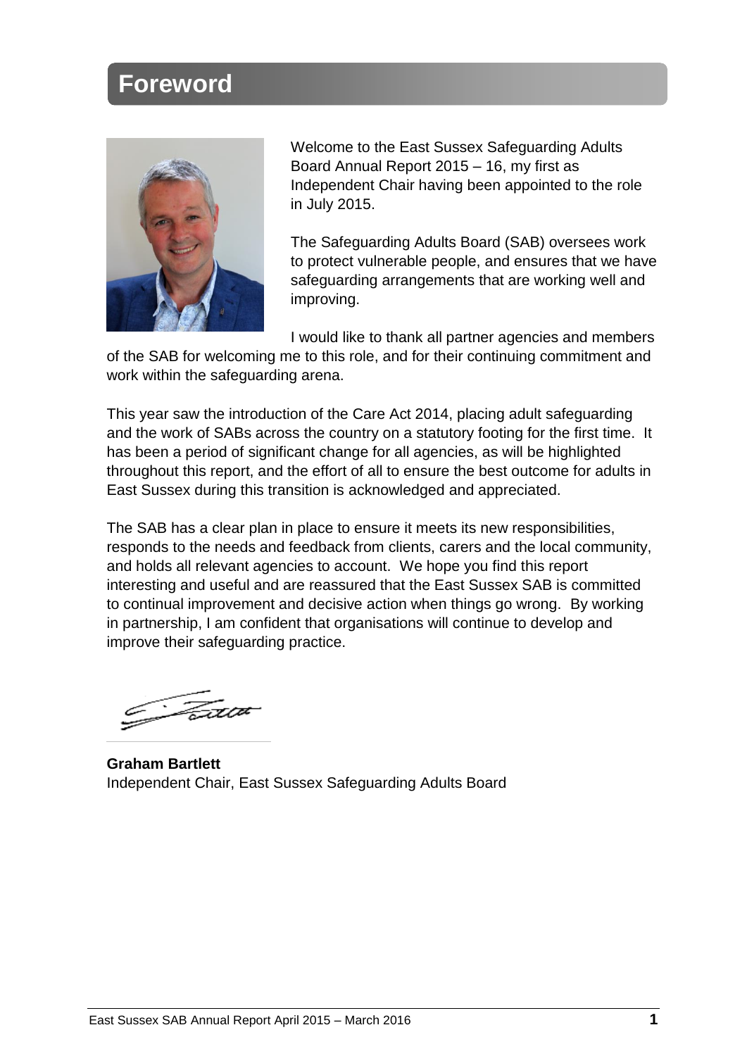# Foreword

Welcome to the East Sussex Safeguarding Adults Board Annual Report 2015 – 16, my first as Independent Chair having been appointed to the role in July 2015.

The Safeguarding Adults Board (SAB) oversees work to protect vulnerable people, and ensures that we have safeguarding arrangements that are working well and improving.

I would like to thank all partner agencies and members of the SAB for welcoming me to this role, and for their continuing commitment and work within the safeguarding arena.

This year saw the introduction of the Care Act 2014, placing adult safeguarding and the work of SABs across the country on a statutory footing for the first time. It has been a period of significant change for all agencies, as will be highlighted throughout this report, and the effort of all to ensure the best outcome for adults in East Sussex during this transition is acknowledged and appreciated.

The SAB has a clear plan in place to ensure it meets its new responsibilities, responds to the needs and feedback from clients, carers and the local community, and holds all relevant agencies to account. We hope you find this report interesting and useful and are reassured that the East Sussex SAB is committed to continual improvement and decisive action when things go wrong. By working in partnership, I am confident that organisations will continue to develop and improve their safeguarding practice.

**Graham Bartlett**
Independent Chair, East Sussex Safeguarding Adults Board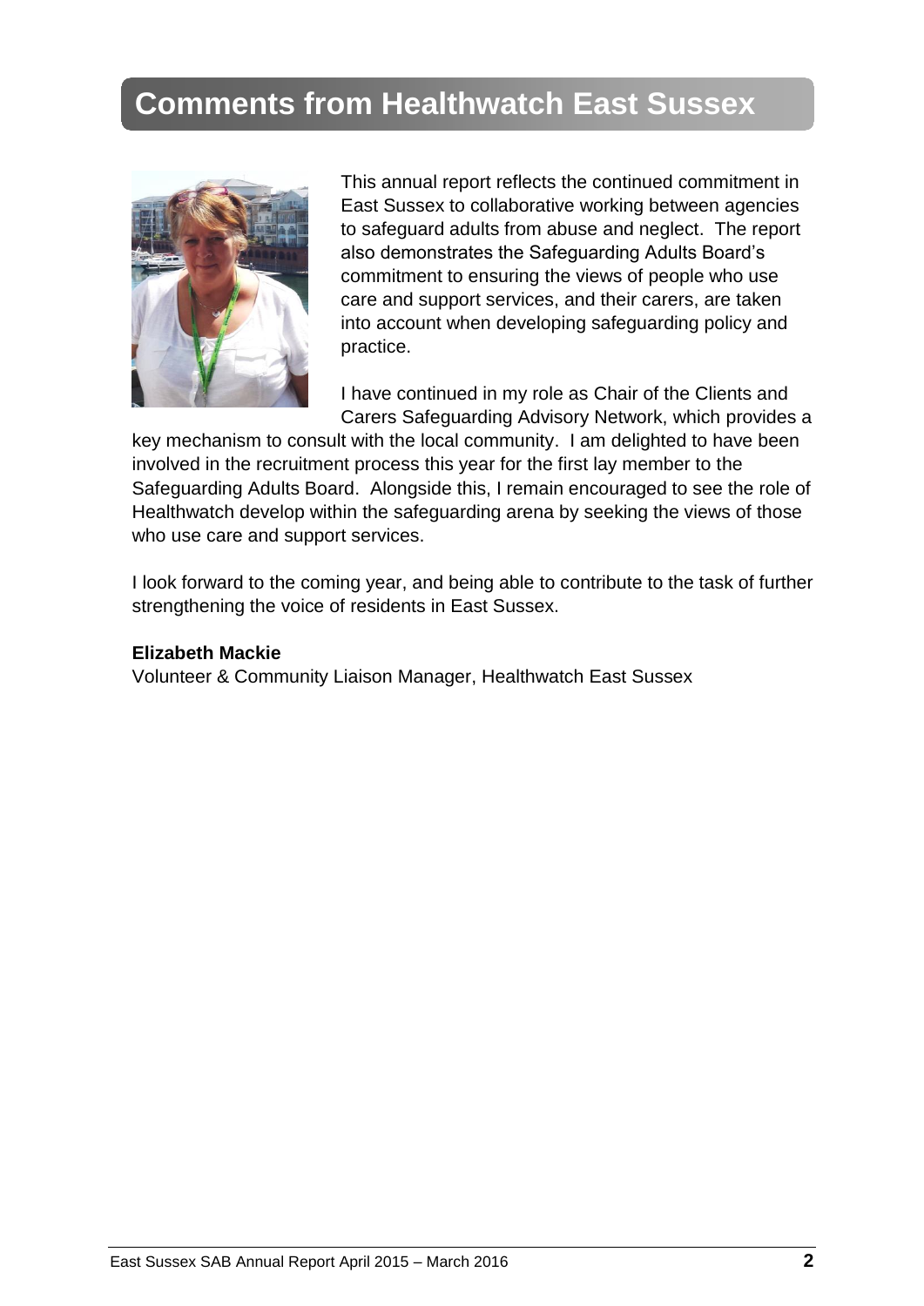# Comments from Healthwatch East Sussex

This annual report reflects the continued commitment in East Sussex to collaborative working between agencies to safeguard adults from abuse and neglect. The report also demonstrates the Safeguarding Adults Board's commitment to ensuring the views of people who use care and support services, and their carers, are taken into account when developing safeguarding policy and practice.

I have continued in my role as Chair of the Clients and Carers Safeguarding Advisory Network, which provides a key mechanism to consult with the local community. I am delighted to have been involved in the recruitment process this year for the first lay member to the Safeguarding Adults Board. Alongside this, I remain encouraged to see the role of Healthwatch develop within the safeguarding arena by seeking the views of those who use care and support services.

I look forward to the coming year, and being able to contribute to the task of further strengthening the voice of residents in East Sussex.

**Elizabeth Mackie**
Volunteer & Community Liaison Manager, Healthwatch East Sussex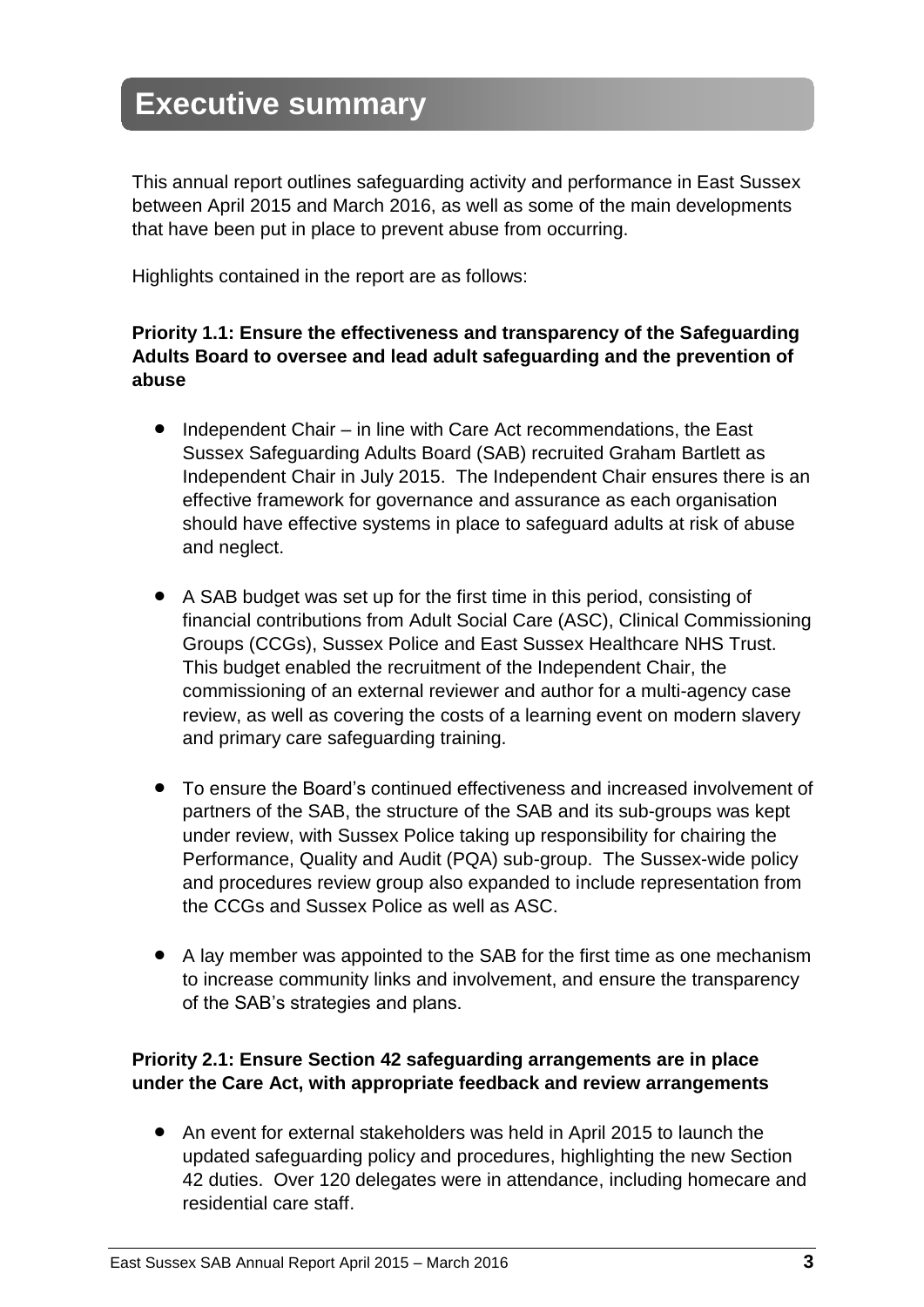# Executive summary

This annual report outlines safeguarding activity and performance in East Sussex between April 2015 and March 2016, as well as some of the main developments that have been put in place to prevent abuse from occurring.

Highlights contained in the report are as follows:

**Priority 1.1: Ensure the effectiveness and transparency of the Safeguarding Adults Board to oversee and lead adult safeguarding and the prevention of abuse**

- Independent Chair – in line with Care Act recommendations, the East Sussex Safeguarding Adults Board (SAB) recruited Graham Bartlett as Independent Chair in July 2015. The Independent Chair ensures there is an effective framework for governance and assurance as each organisation should have effective systems in place to safeguard adults at risk of abuse and neglect.

- A SAB budget was set up for the first time in this period, consisting of financial contributions from Adult Social Care (ASC), Clinical Commissioning Groups (CCGs), Sussex Police and East Sussex Healthcare NHS Trust. This budget enabled the recruitment of the Independent Chair, the commissioning of an external reviewer and author for a multi-agency case review, as well as covering the costs of a learning event on modern slavery and primary care safeguarding training.

- To ensure the Board's continued effectiveness and increased involvement of partners of the SAB, the structure of the SAB and its sub-groups was kept under review, with Sussex Police taking up responsibility for chairing the Performance, Quality and Audit (PQA) sub-group. The Sussex-wide policy and procedures review group also expanded to include representation from the CCGs and Sussex Police as well as ASC.

- A lay member was appointed to the SAB for the first time as one mechanism to increase community links and involvement, and ensure the transparency of the SAB's strategies and plans.

**Priority 2.1: Ensure Section 42 safeguarding arrangements are in place under the Care Act, with appropriate feedback and review arrangements**

- An event for external stakeholders was held in April 2015 to launch the updated safeguarding policy and procedures, highlighting the new Section 42 duties. Over 120 delegates were in attendance, including homecare and residential care staff.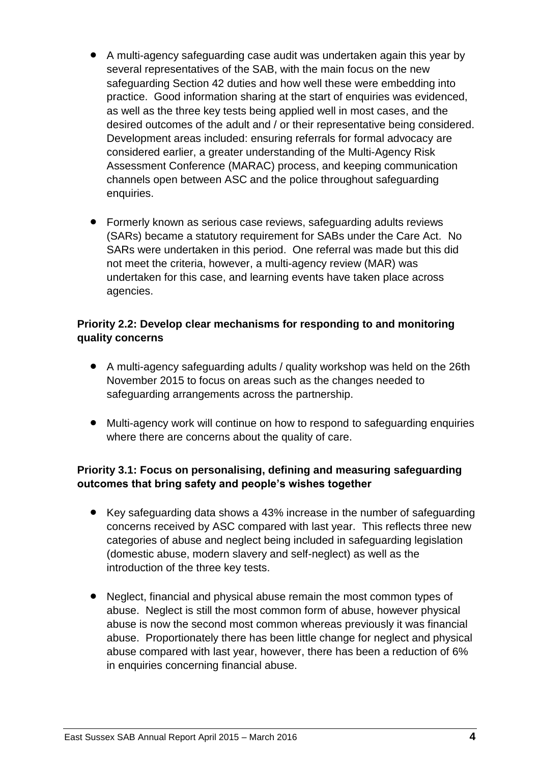- A multi-agency safeguarding case audit was undertaken again this year by several representatives of the SAB, with the main focus on the new safeguarding Section 42 duties and how well these were embedding into practice. Good information sharing at the start of enquiries was evidenced, as well as the three key tests being applied well in most cases, and the desired outcomes of the adult and / or their representative being considered. Development areas included: ensuring referrals for formal advocacy are considered earlier, a greater understanding of the Multi-Agency Risk Assessment Conference (MARAC) process, and keeping communication channels open between ASC and the police throughout safeguarding enquiries.

- Formerly known as serious case reviews, safeguarding adults reviews (SARs) became a statutory requirement for SABs under the Care Act. No SARs were undertaken in this period. One referral was made but this did not meet the criteria, however, a multi-agency review (MAR) was undertaken for this case, and learning events have taken place across agencies.

**Priority 2.2: Develop clear mechanisms for responding to and monitoring quality concerns**

- A multi-agency safeguarding adults / quality workshop was held on the 26th November 2015 to focus on areas such as the changes needed to safeguarding arrangements across the partnership.

- Multi-agency work will continue on how to respond to safeguarding enquiries where there are concerns about the quality of care.

**Priority 3.1: Focus on personalising, defining and measuring safeguarding outcomes that bring safety and people's wishes together**

- Key safeguarding data shows a 43% increase in the number of safeguarding concerns received by ASC compared with last year. This reflects three new categories of abuse and neglect being included in safeguarding legislation (domestic abuse, modern slavery and self-neglect) as well as the introduction of the three key tests.

- Neglect, financial and physical abuse remain the most common types of abuse. Neglect is still the most common form of abuse, however physical abuse is now the second most common whereas previously it was financial abuse. Proportionately there has been little change for neglect and physical abuse compared with last year, however, there has been a reduction of 6% in enquiries concerning financial abuse.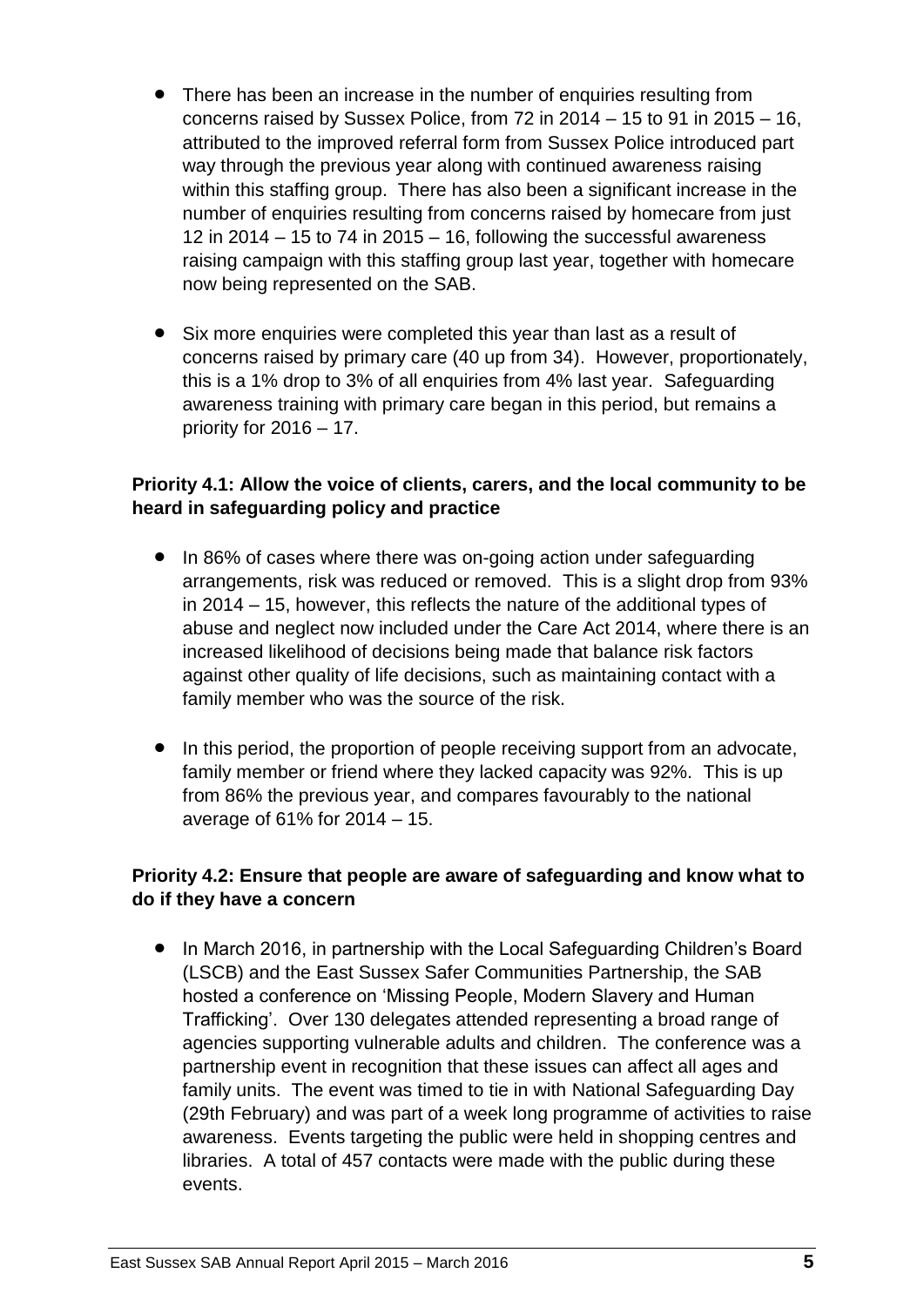- There has been an increase in the number of enquiries resulting from concerns raised by Sussex Police, from 72 in 2014 – 15 to 91 in 2015 – 16, attributed to the improved referral form from Sussex Police introduced part way through the previous year along with continued awareness raising within this staffing group. There has also been a significant increase in the number of enquiries resulting from concerns raised by homecare from just 12 in 2014 – 15 to 74 in 2015 – 16, following the successful awareness raising campaign with this staffing group last year, together with homecare now being represented on the SAB.

- Six more enquiries were completed this year than last as a result of concerns raised by primary care (40 up from 34). However, proportionately, this is a 1% drop to 3% of all enquiries from 4% last year. Safeguarding awareness training with primary care began in this period, but remains a priority for 2016 – 17.

**Priority 4.1: Allow the voice of clients, carers, and the local community to be heard in safeguarding policy and practice**

- In 86% of cases where there was on-going action under safeguarding arrangements, risk was reduced or removed. This is a slight drop from 93% in 2014 – 15, however, this reflects the nature of the additional types of abuse and neglect now included under the Care Act 2014, where there is an increased likelihood of decisions being made that balance risk factors against other quality of life decisions, such as maintaining contact with a family member who was the source of the risk.

- In this period, the proportion of people receiving support from an advocate, family member or friend where they lacked capacity was 92%. This is up from 86% the previous year, and compares favourably to the national average of 61% for 2014 – 15.

**Priority 4.2: Ensure that people are aware of safeguarding and know what to do if they have a concern**

- In March 2016, in partnership with the Local Safeguarding Children's Board (LSCB) and the East Sussex Safer Communities Partnership, the SAB hosted a conference on 'Missing People, Modern Slavery and Human Trafficking'. Over 130 delegates attended representing a broad range of agencies supporting vulnerable adults and children. The conference was a partnership event in recognition that these issues can affect all ages and family units. The event was timed to tie in with National Safeguarding Day (29th February) and was part of a week long programme of activities to raise awareness. Events targeting the public were held in shopping centres and libraries. A total of 457 contacts were made with the public during these events.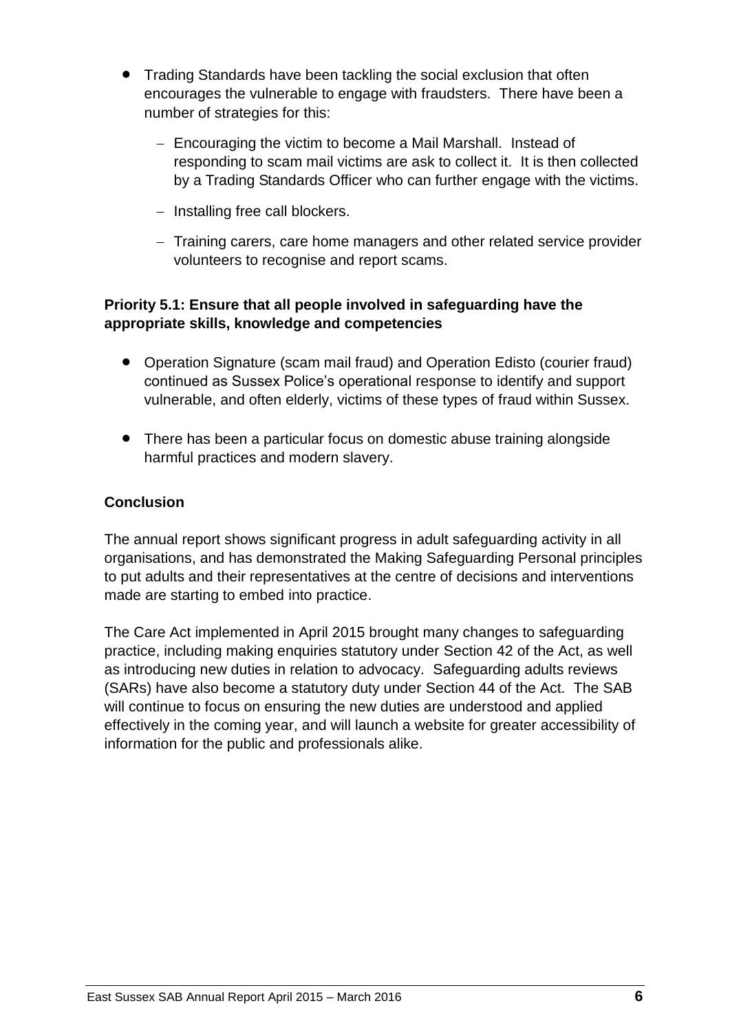- Trading Standards have been tackling the social exclusion that often encourages the vulnerable to engage with fraudsters. There have been a number of strategies for this:
  - Encouraging the victim to become a Mail Marshall. Instead of responding to scam mail victims are ask to collect it. It is then collected by a Trading Standards Officer who can further engage with the victims.
  - Installing free call blockers.
  - Training carers, care home managers and other related service provider volunteers to recognise and report scams.

**Priority 5.1: Ensure that all people involved in safeguarding have the appropriate skills, knowledge and competencies**

- Operation Signature (scam mail fraud) and Operation Edisto (courier fraud) continued as Sussex Police's operational response to identify and support vulnerable, and often elderly, victims of these types of fraud within Sussex.
- There has been a particular focus on domestic abuse training alongside harmful practices and modern slavery.

**Conclusion**

The annual report shows significant progress in adult safeguarding activity in all organisations, and has demonstrated the Making Safeguarding Personal principles to put adults and their representatives at the centre of decisions and interventions made are starting to embed into practice.

The Care Act implemented in April 2015 brought many changes to safeguarding practice, including making enquiries statutory under Section 42 of the Act, as well as introducing new duties in relation to advocacy. Safeguarding adults reviews (SARs) have also become a statutory duty under Section 44 of the Act. The SAB will continue to focus on ensuring the new duties are understood and applied effectively in the coming year, and will launch a website for greater accessibility of information for the public and professionals alike.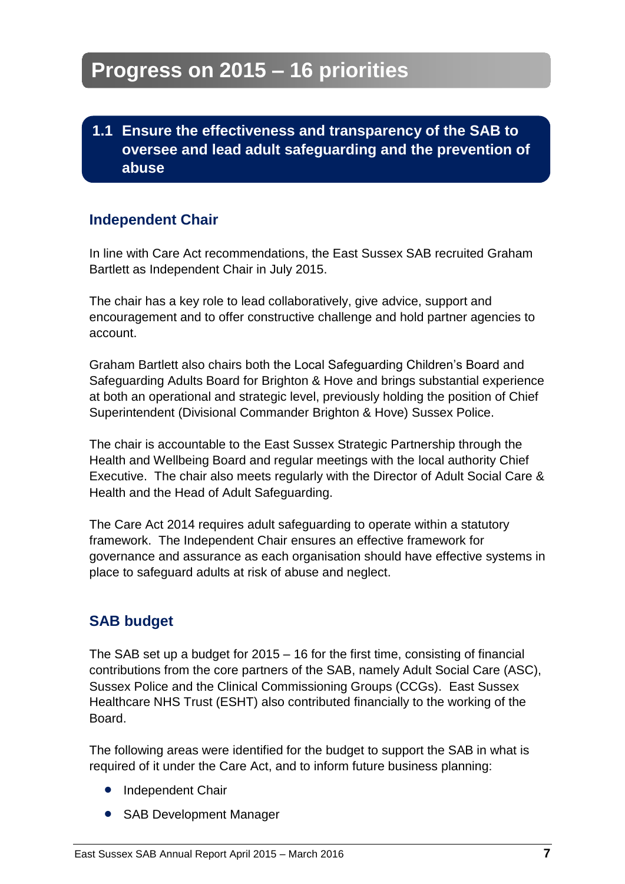# Progress on 2015 – 16 priorities

## 1.1 Ensure the effectiveness and transparency of the SAB to oversee and lead adult safeguarding and the prevention of abuse

### Independent Chair

In line with Care Act recommendations, the East Sussex SAB recruited Graham Bartlett as Independent Chair in July 2015.

The chair has a key role to lead collaboratively, give advice, support and encouragement and to offer constructive challenge and hold partner agencies to account.

Graham Bartlett also chairs both the Local Safeguarding Children's Board and Safeguarding Adults Board for Brighton & Hove and brings substantial experience at both an operational and strategic level, previously holding the position of Chief Superintendent (Divisional Commander Brighton & Hove) Sussex Police.

The chair is accountable to the East Sussex Strategic Partnership through the Health and Wellbeing Board and regular meetings with the local authority Chief Executive. The chair also meets regularly with the Director of Adult Social Care & Health and the Head of Adult Safeguarding.

The Care Act 2014 requires adult safeguarding to operate within a statutory framework. The Independent Chair ensures an effective framework for governance and assurance as each organisation should have effective systems in place to safeguard adults at risk of abuse and neglect.

### SAB budget

The SAB set up a budget for 2015 – 16 for the first time, consisting of financial contributions from the core partners of the SAB, namely Adult Social Care (ASC), Sussex Police and the Clinical Commissioning Groups (CCGs). East Sussex Healthcare NHS Trust (ESHT) also contributed financially to the working of the Board.

The following areas were identified for the budget to support the SAB in what is required of it under the Care Act, and to inform future business planning:

- Independent Chair
- SAB Development Manager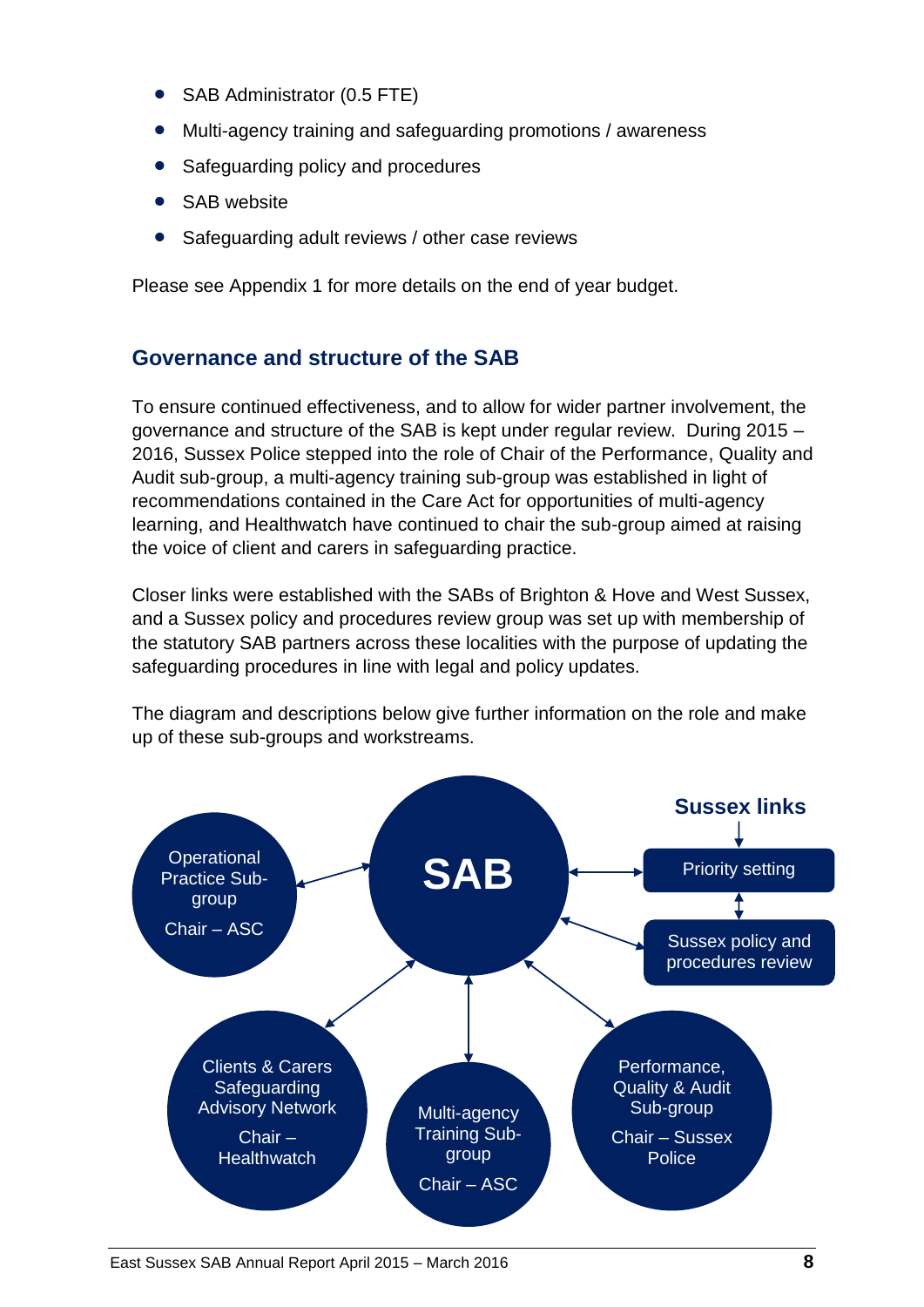- SAB Administrator (0.5 FTE)
- Multi-agency training and safeguarding promotions / awareness
- Safeguarding policy and procedures
- SAB website
- Safeguarding adult reviews / other case reviews

Please see Appendix 1 for more details on the end of year budget.

## Governance and structure of the SAB

To ensure continued effectiveness, and to allow for wider partner involvement, the governance and structure of the SAB is kept under regular review. During 2015 – 2016, Sussex Police stepped into the role of Chair of the Performance, Quality and Audit sub-group, a multi-agency training sub-group was established in light of recommendations contained in the Care Act for opportunities of multi-agency learning, and Healthwatch have continued to chair the sub-group aimed at raising the voice of client and carers in safeguarding practice.

Closer links were established with the SABs of Brighton & Hove and West Sussex, and a Sussex policy and procedures review group was set up with membership of the statutory SAB partners across these localities with the purpose of updating the safeguarding procedures in line with legal and policy updates.

The diagram and descriptions below give further information on the role and make up of these sub-groups and workstreams.

**SAB**

- Operational Practice Sub-group – Chair – ASC
- Clients & Carers Safeguarding Advisory Network – Chair – Healthwatch
- Multi-agency Training Sub-group – Chair – ASC
- Performance, Quality & Audit Sub-group – Chair – Sussex Police

**Sussex links**

- Priority setting
- Sussex policy and procedures review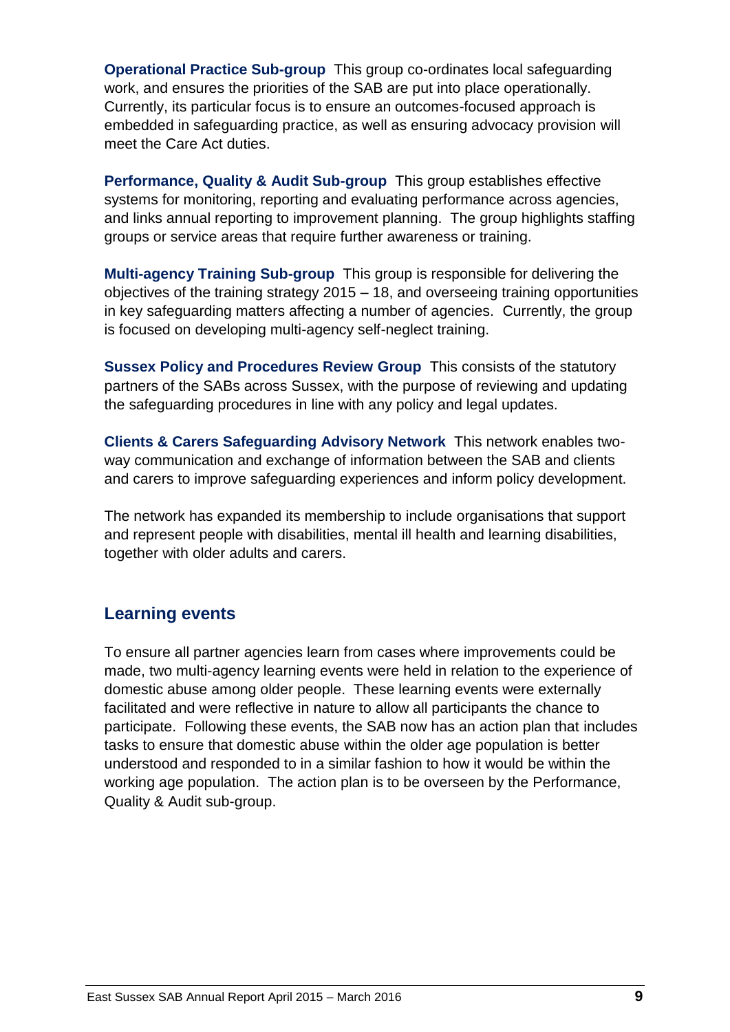**Operational Practice Sub-group** This group co-ordinates local safeguarding work, and ensures the priorities of the SAB are put into place operationally. Currently, its particular focus is to ensure an outcomes-focused approach is embedded in safeguarding practice, as well as ensuring advocacy provision will meet the Care Act duties.

**Performance, Quality & Audit Sub-group** This group establishes effective systems for monitoring, reporting and evaluating performance across agencies, and links annual reporting to improvement planning. The group highlights staffing groups or service areas that require further awareness or training.

**Multi-agency Training Sub-group** This group is responsible for delivering the objectives of the training strategy 2015 – 18, and overseeing training opportunities in key safeguarding matters affecting a number of agencies. Currently, the group is focused on developing multi-agency self-neglect training.

**Sussex Policy and Procedures Review Group** This consists of the statutory partners of the SABs across Sussex, with the purpose of reviewing and updating the safeguarding procedures in line with any policy and legal updates.

**Clients & Carers Safeguarding Advisory Network** This network enables two-way communication and exchange of information between the SAB and clients and carers to improve safeguarding experiences and inform policy development.

The network has expanded its membership to include organisations that support and represent people with disabilities, mental ill health and learning disabilities, together with older adults and carers.

## Learning events

To ensure all partner agencies learn from cases where improvements could be made, two multi-agency learning events were held in relation to the experience of domestic abuse among older people. These learning events were externally facilitated and were reflective in nature to allow all participants the chance to participate. Following these events, the SAB now has an action plan that includes tasks to ensure that domestic abuse within the older age population is better understood and responded to in a similar fashion to how it would be within the working age population. The action plan is to be overseen by the Performance, Quality & Audit sub-group.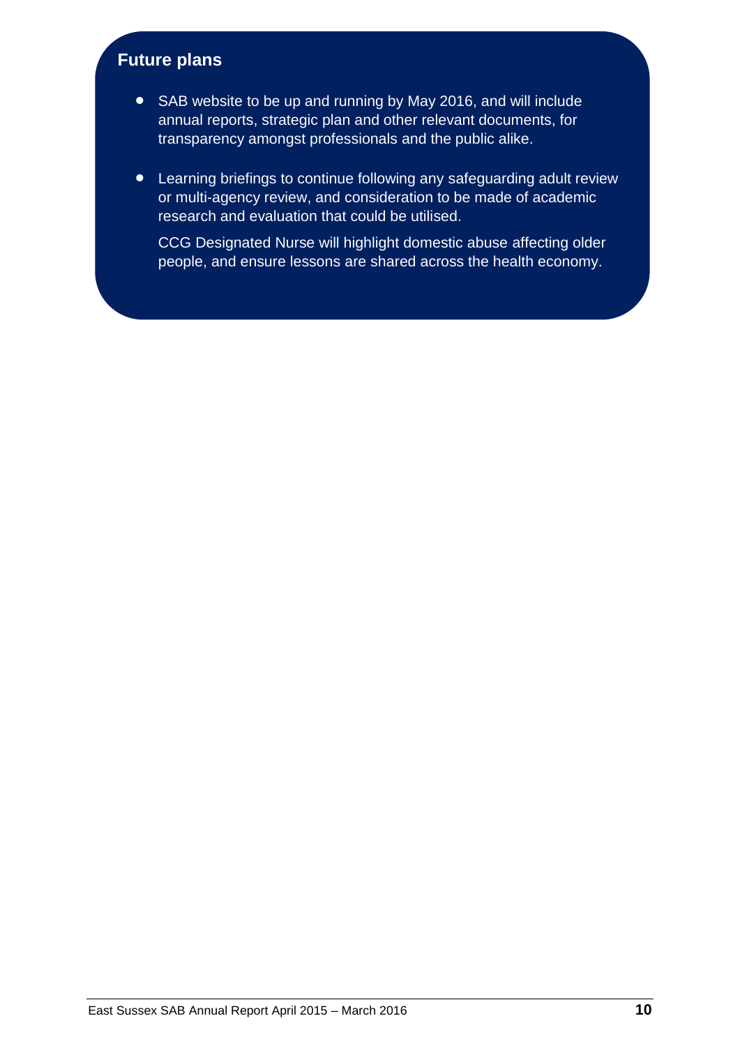## Future plans

- SAB website to be up and running by May 2016, and will include annual reports, strategic plan and other relevant documents, for transparency amongst professionals and the public alike.

- Learning briefings to continue following any safeguarding adult review or multi-agency review, and consideration to be made of academic research and evaluation that could be utilised.

  CCG Designated Nurse will highlight domestic abuse affecting older people, and ensure lessons are shared across the health economy.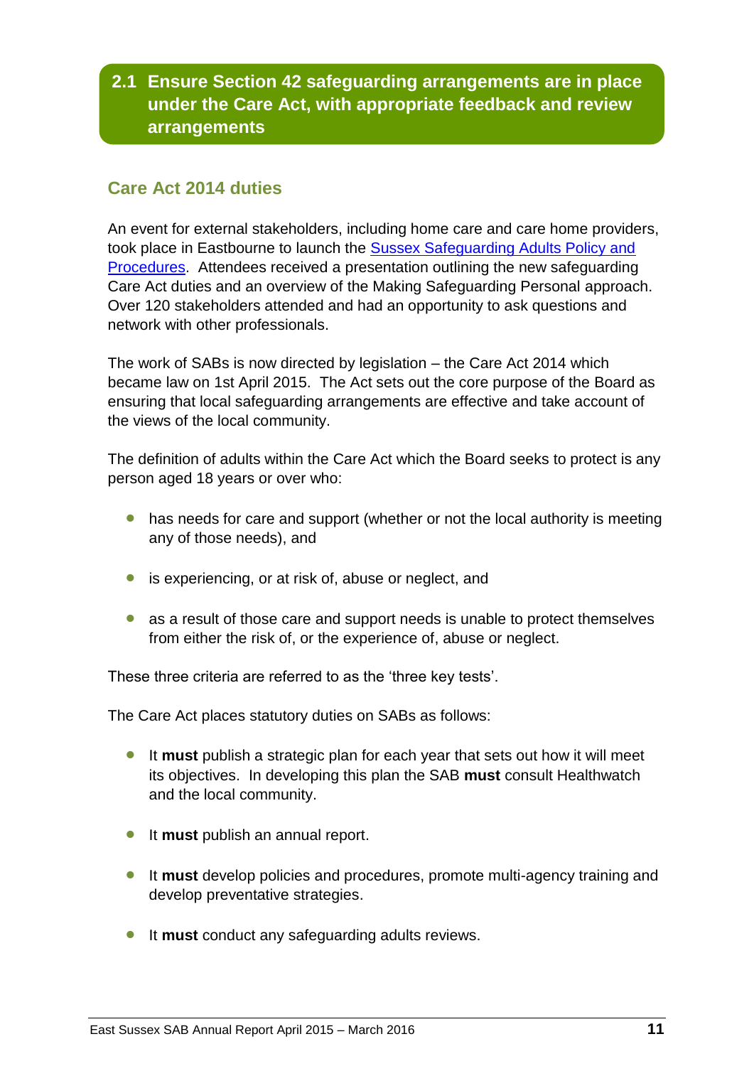## 2.1 Ensure Section 42 safeguarding arrangements are in place under the Care Act, with appropriate feedback and review arrangements

### Care Act 2014 duties

An event for external stakeholders, including home care and care home providers, took place in Eastbourne to launch the [Sussex Safeguarding Adults Policy and Procedures](). Attendees received a presentation outlining the new safeguarding Care Act duties and an overview of the Making Safeguarding Personal approach. Over 120 stakeholders attended and had an opportunity to ask questions and network with other professionals.

The work of SABs is now directed by legislation – the Care Act 2014 which became law on 1st April 2015. The Act sets out the core purpose of the Board as ensuring that local safeguarding arrangements are effective and take account of the views of the local community.

The definition of adults within the Care Act which the Board seeks to protect is any person aged 18 years or over who:

- has needs for care and support (whether or not the local authority is meeting any of those needs), and
- is experiencing, or at risk of, abuse or neglect, and
- as a result of those care and support needs is unable to protect themselves from either the risk of, or the experience of, abuse or neglect.

These three criteria are referred to as the 'three key tests'.

The Care Act places statutory duties on SABs as follows:

- It **must** publish a strategic plan for each year that sets out how it will meet its objectives. In developing this plan the SAB **must** consult Healthwatch and the local community.
- It **must** publish an annual report.
- It **must** develop policies and procedures, promote multi-agency training and develop preventative strategies.
- It **must** conduct any safeguarding adults reviews.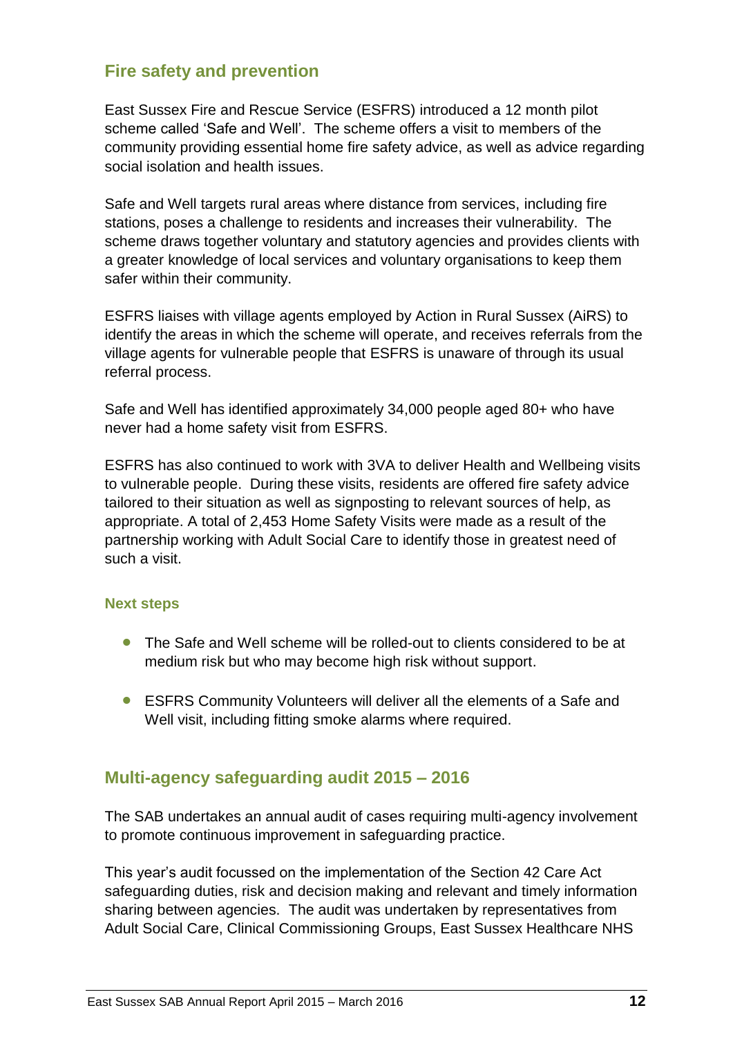## Fire safety and prevention

East Sussex Fire and Rescue Service (ESFRS) introduced a 12 month pilot scheme called 'Safe and Well'. The scheme offers a visit to members of the community providing essential home fire safety advice, as well as advice regarding social isolation and health issues.

Safe and Well targets rural areas where distance from services, including fire stations, poses a challenge to residents and increases their vulnerability. The scheme draws together voluntary and statutory agencies and provides clients with a greater knowledge of local services and voluntary organisations to keep them safer within their community.

ESFRS liaises with village agents employed by Action in Rural Sussex (AiRS) to identify the areas in which the scheme will operate, and receives referrals from the village agents for vulnerable people that ESFRS is unaware of through its usual referral process.

Safe and Well has identified approximately 34,000 people aged 80+ who have never had a home safety visit from ESFRS.

ESFRS has also continued to work with 3VA to deliver Health and Wellbeing visits to vulnerable people. During these visits, residents are offered fire safety advice tailored to their situation as well as signposting to relevant sources of help, as appropriate. A total of 2,453 Home Safety Visits were made as a result of the partnership working with Adult Social Care to identify those in greatest need of such a visit.

### Next steps

- The Safe and Well scheme will be rolled-out to clients considered to be at medium risk but who may become high risk without support.
- ESFRS Community Volunteers will deliver all the elements of a Safe and Well visit, including fitting smoke alarms where required.

## Multi-agency safeguarding audit 2015 – 2016

The SAB undertakes an annual audit of cases requiring multi-agency involvement to promote continuous improvement in safeguarding practice.

This year's audit focussed on the implementation of the Section 42 Care Act safeguarding duties, risk and decision making and relevant and timely information sharing between agencies. The audit was undertaken by representatives from Adult Social Care, Clinical Commissioning Groups, East Sussex Healthcare NHS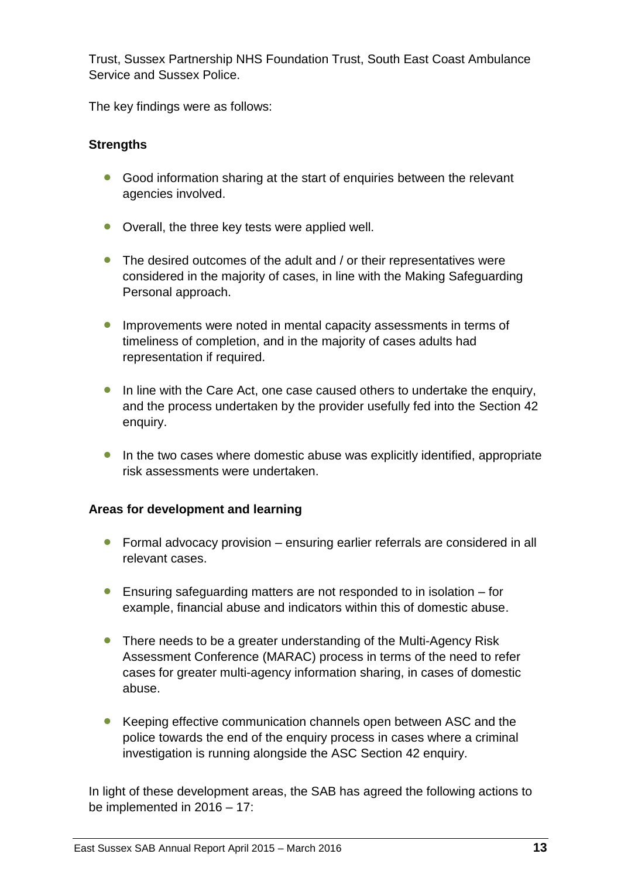Trust, Sussex Partnership NHS Foundation Trust, South East Coast Ambulance Service and Sussex Police.

The key findings were as follows:

**Strengths**

- Good information sharing at the start of enquiries between the relevant agencies involved.
- Overall, the three key tests were applied well.
- The desired outcomes of the adult and / or their representatives were considered in the majority of cases, in line with the Making Safeguarding Personal approach.
- Improvements were noted in mental capacity assessments in terms of timeliness of completion, and in the majority of cases adults had representation if required.
- In line with the Care Act, one case caused others to undertake the enquiry, and the process undertaken by the provider usefully fed into the Section 42 enquiry.
- In the two cases where domestic abuse was explicitly identified, appropriate risk assessments were undertaken.

**Areas for development and learning**

- Formal advocacy provision – ensuring earlier referrals are considered in all relevant cases.
- Ensuring safeguarding matters are not responded to in isolation – for example, financial abuse and indicators within this of domestic abuse.
- There needs to be a greater understanding of the Multi-Agency Risk Assessment Conference (MARAC) process in terms of the need to refer cases for greater multi-agency information sharing, in cases of domestic abuse.
- Keeping effective communication channels open between ASC and the police towards the end of the enquiry process in cases where a criminal investigation is running alongside the ASC Section 42 enquiry.

In light of these development areas, the SAB has agreed the following actions to be implemented in 2016 – 17: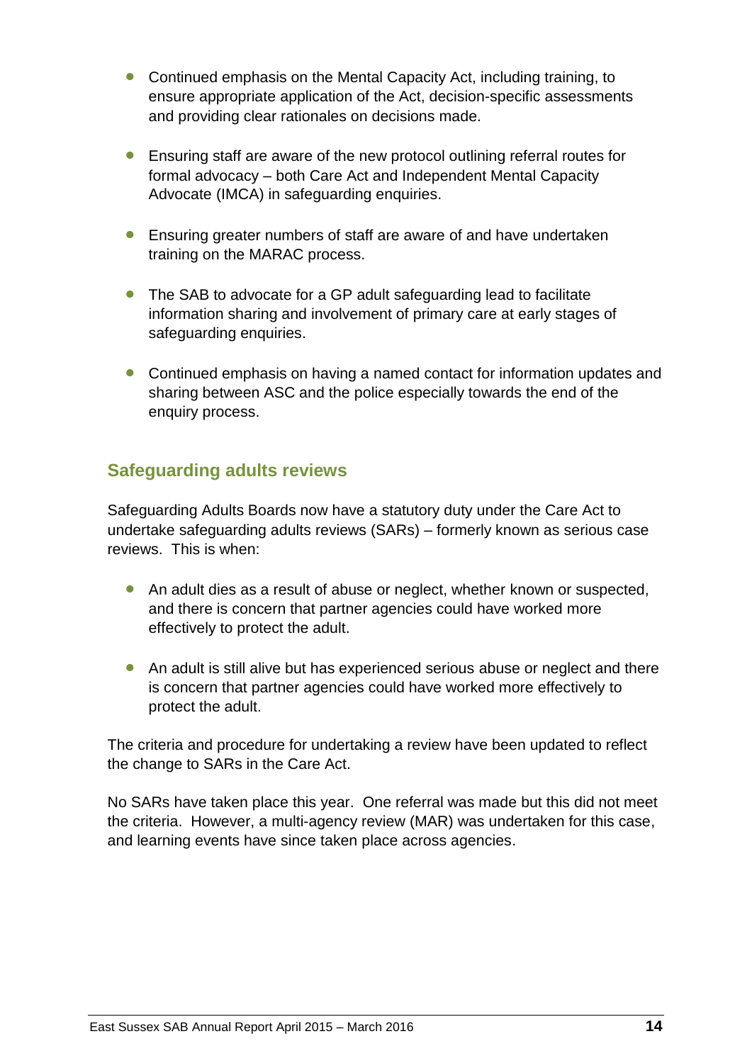- Continued emphasis on the Mental Capacity Act, including training, to ensure appropriate application of the Act, decision-specific assessments and providing clear rationales on decisions made.

- Ensuring staff are aware of the new protocol outlining referral routes for formal advocacy – both Care Act and Independent Mental Capacity Advocate (IMCA) in safeguarding enquiries.

- Ensuring greater numbers of staff are aware of and have undertaken training on the MARAC process.

- The SAB to advocate for a GP adult safeguarding lead to facilitate information sharing and involvement of primary care at early stages of safeguarding enquiries.

- Continued emphasis on having a named contact for information updates and sharing between ASC and the police especially towards the end of the enquiry process.

## Safeguarding adults reviews

Safeguarding Adults Boards now have a statutory duty under the Care Act to undertake safeguarding adults reviews (SARs) – formerly known as serious case reviews. This is when:

- An adult dies as a result of abuse or neglect, whether known or suspected, and there is concern that partner agencies could have worked more effectively to protect the adult.

- An adult is still alive but has experienced serious abuse or neglect and there is concern that partner agencies could have worked more effectively to protect the adult.

The criteria and procedure for undertaking a review have been updated to reflect the change to SARs in the Care Act.

No SARs have taken place this year. One referral was made but this did not meet the criteria. However, a multi-agency review (MAR) was undertaken for this case, and learning events have since taken place across agencies.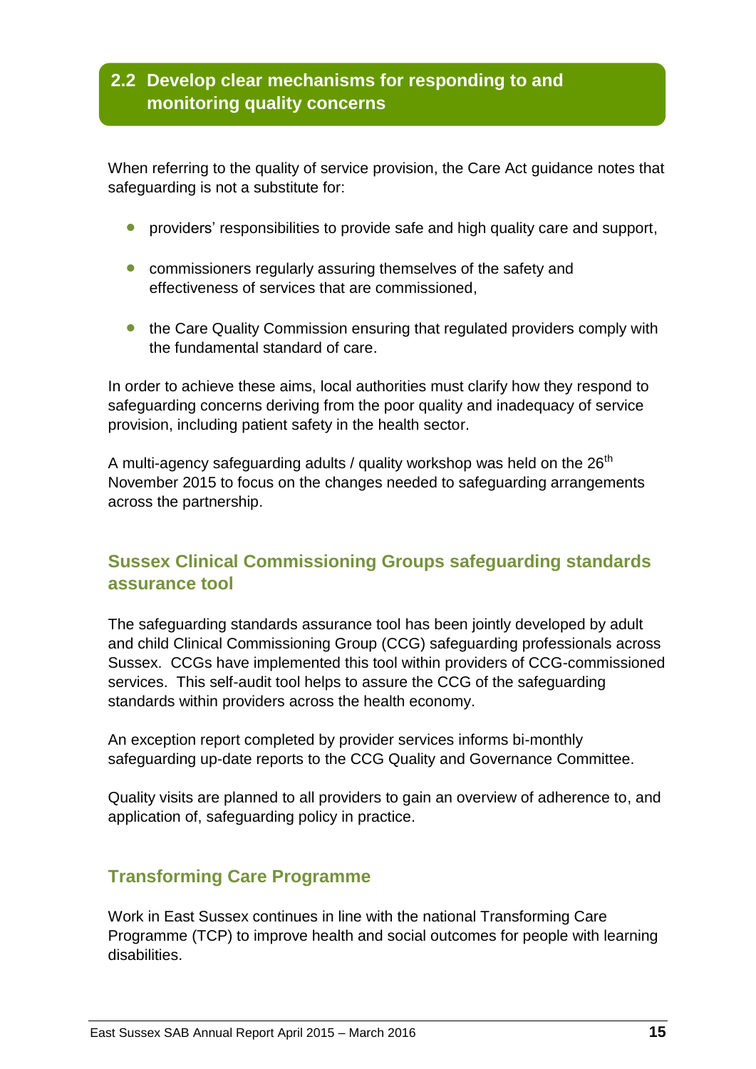## 2.2 Develop clear mechanisms for responding to and monitoring quality concerns

When referring to the quality of service provision, the Care Act guidance notes that safeguarding is not a substitute for:

- providers' responsibilities to provide safe and high quality care and support,
- commissioners regularly assuring themselves of the safety and effectiveness of services that are commissioned,
- the Care Quality Commission ensuring that regulated providers comply with the fundamental standard of care.

In order to achieve these aims, local authorities must clarify how they respond to safeguarding concerns deriving from the poor quality and inadequacy of service provision, including patient safety in the health sector.

A multi-agency safeguarding adults / quality workshop was held on the 26th November 2015 to focus on the changes needed to safeguarding arrangements across the partnership.

### Sussex Clinical Commissioning Groups safeguarding standards assurance tool

The safeguarding standards assurance tool has been jointly developed by adult and child Clinical Commissioning Group (CCG) safeguarding professionals across Sussex. CCGs have implemented this tool within providers of CCG-commissioned services. This self-audit tool helps to assure the CCG of the safeguarding standards within providers across the health economy.

An exception report completed by provider services informs bi-monthly safeguarding up-date reports to the CCG Quality and Governance Committee.

Quality visits are planned to all providers to gain an overview of adherence to, and application of, safeguarding policy in practice.

### Transforming Care Programme

Work in East Sussex continues in line with the national Transforming Care Programme (TCP) to improve health and social outcomes for people with learning disabilities.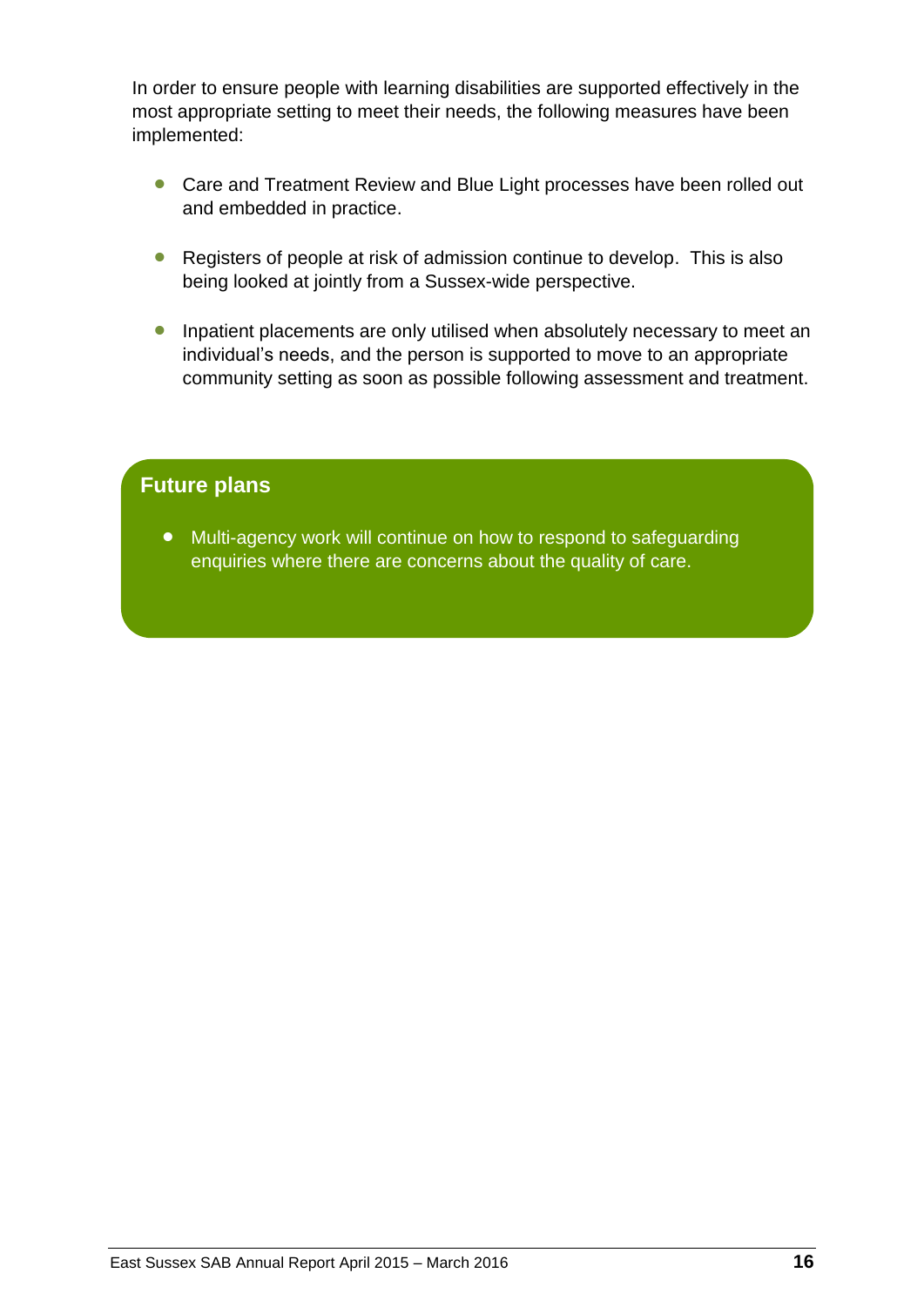In order to ensure people with learning disabilities are supported effectively in the most appropriate setting to meet their needs, the following measures have been implemented:

- Care and Treatment Review and Blue Light processes have been rolled out and embedded in practice.
- Registers of people at risk of admission continue to develop. This is also being looked at jointly from a Sussex-wide perspective.
- Inpatient placements are only utilised when absolutely necessary to meet an individual's needs, and the person is supported to move to an appropriate community setting as soon as possible following assessment and treatment.

## Future plans

- Multi-agency work will continue on how to respond to safeguarding enquiries where there are concerns about the quality of care.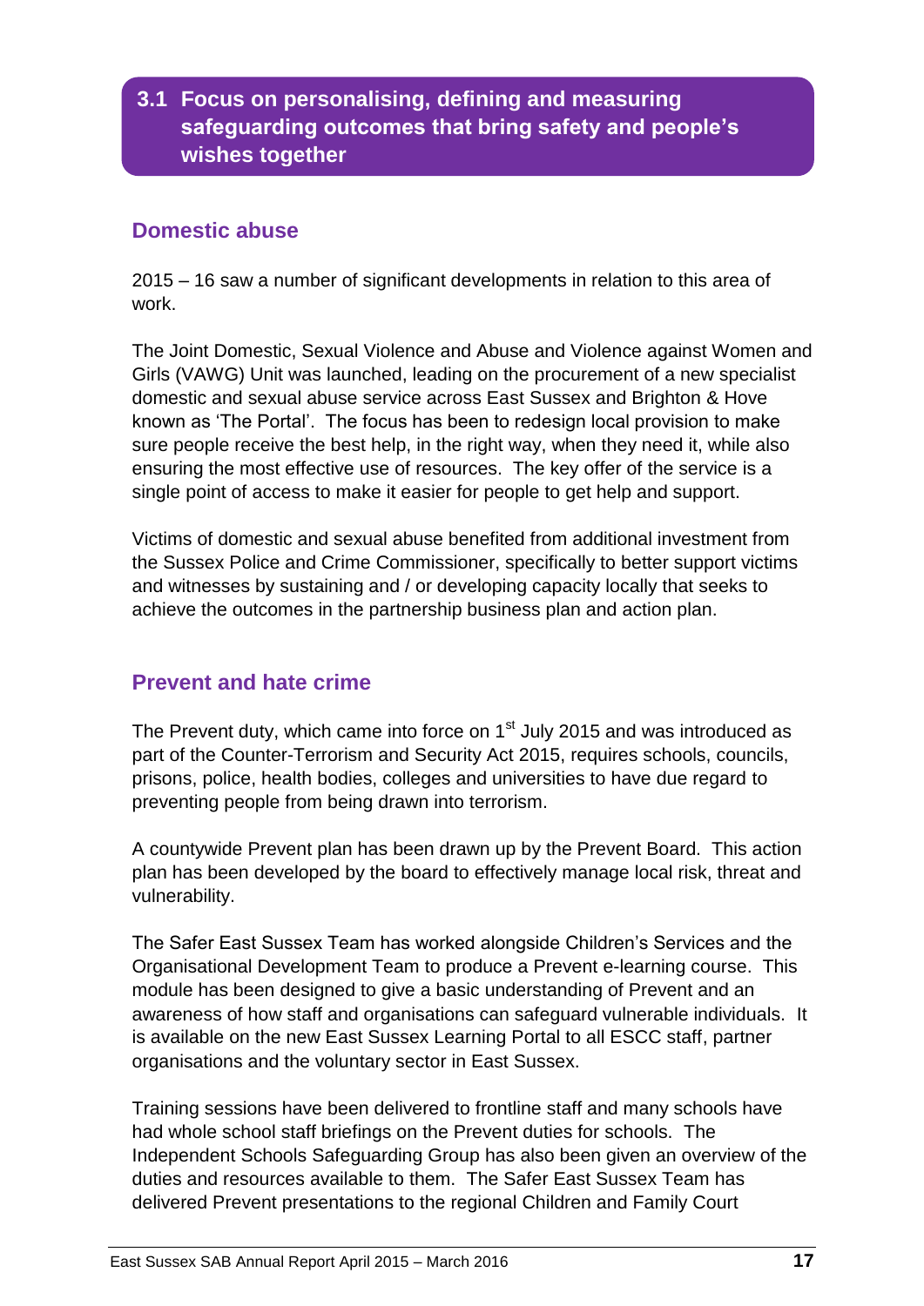## 3.1 Focus on personalising, defining and measuring safeguarding outcomes that bring safety and people's wishes together

### Domestic abuse

2015 – 16 saw a number of significant developments in relation to this area of work.

The Joint Domestic, Sexual Violence and Abuse and Violence against Women and Girls (VAWG) Unit was launched, leading on the procurement of a new specialist domestic and sexual abuse service across East Sussex and Brighton & Hove known as 'The Portal'. The focus has been to redesign local provision to make sure people receive the best help, in the right way, when they need it, while also ensuring the most effective use of resources. The key offer of the service is a single point of access to make it easier for people to get help and support.

Victims of domestic and sexual abuse benefited from additional investment from the Sussex Police and Crime Commissioner, specifically to better support victims and witnesses by sustaining and / or developing capacity locally that seeks to achieve the outcomes in the partnership business plan and action plan.

### Prevent and hate crime

The Prevent duty, which came into force on 1st July 2015 and was introduced as part of the Counter-Terrorism and Security Act 2015, requires schools, councils, prisons, police, health bodies, colleges and universities to have due regard to preventing people from being drawn into terrorism.

A countywide Prevent plan has been drawn up by the Prevent Board. This action plan has been developed by the board to effectively manage local risk, threat and vulnerability.

The Safer East Sussex Team has worked alongside Children's Services and the Organisational Development Team to produce a Prevent e-learning course. This module has been designed to give a basic understanding of Prevent and an awareness of how staff and organisations can safeguard vulnerable individuals. It is available on the new East Sussex Learning Portal to all ESCC staff, partner organisations and the voluntary sector in East Sussex.

Training sessions have been delivered to frontline staff and many schools have had whole school staff briefings on the Prevent duties for schools. The Independent Schools Safeguarding Group has also been given an overview of the duties and resources available to them. The Safer East Sussex Team has delivered Prevent presentations to the regional Children and Family Court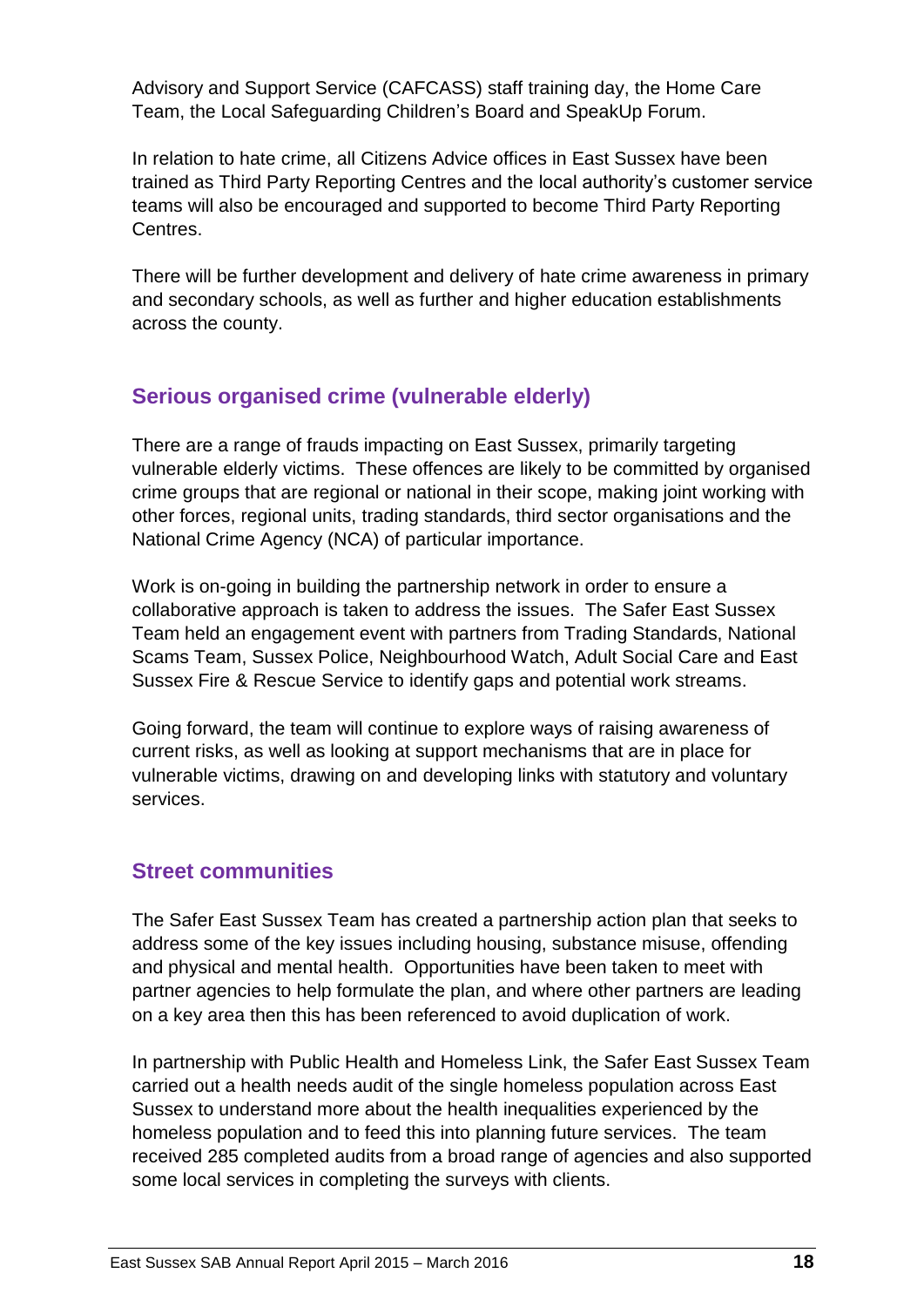Advisory and Support Service (CAFCASS) staff training day, the Home Care Team, the Local Safeguarding Children's Board and SpeakUp Forum.

In relation to hate crime, all Citizens Advice offices in East Sussex have been trained as Third Party Reporting Centres and the local authority's customer service teams will also be encouraged and supported to become Third Party Reporting Centres.

There will be further development and delivery of hate crime awareness in primary and secondary schools, as well as further and higher education establishments across the county.

## Serious organised crime (vulnerable elderly)

There are a range of frauds impacting on East Sussex, primarily targeting vulnerable elderly victims. These offences are likely to be committed by organised crime groups that are regional or national in their scope, making joint working with other forces, regional units, trading standards, third sector organisations and the National Crime Agency (NCA) of particular importance.

Work is on-going in building the partnership network in order to ensure a collaborative approach is taken to address the issues. The Safer East Sussex Team held an engagement event with partners from Trading Standards, National Scams Team, Sussex Police, Neighbourhood Watch, Adult Social Care and East Sussex Fire & Rescue Service to identify gaps and potential work streams.

Going forward, the team will continue to explore ways of raising awareness of current risks, as well as looking at support mechanisms that are in place for vulnerable victims, drawing on and developing links with statutory and voluntary services.

## Street communities

The Safer East Sussex Team has created a partnership action plan that seeks to address some of the key issues including housing, substance misuse, offending and physical and mental health. Opportunities have been taken to meet with partner agencies to help formulate the plan, and where other partners are leading on a key area then this has been referenced to avoid duplication of work.

In partnership with Public Health and Homeless Link, the Safer East Sussex Team carried out a health needs audit of the single homeless population across East Sussex to understand more about the health inequalities experienced by the homeless population and to feed this into planning future services. The team received 285 completed audits from a broad range of agencies and also supported some local services in completing the surveys with clients.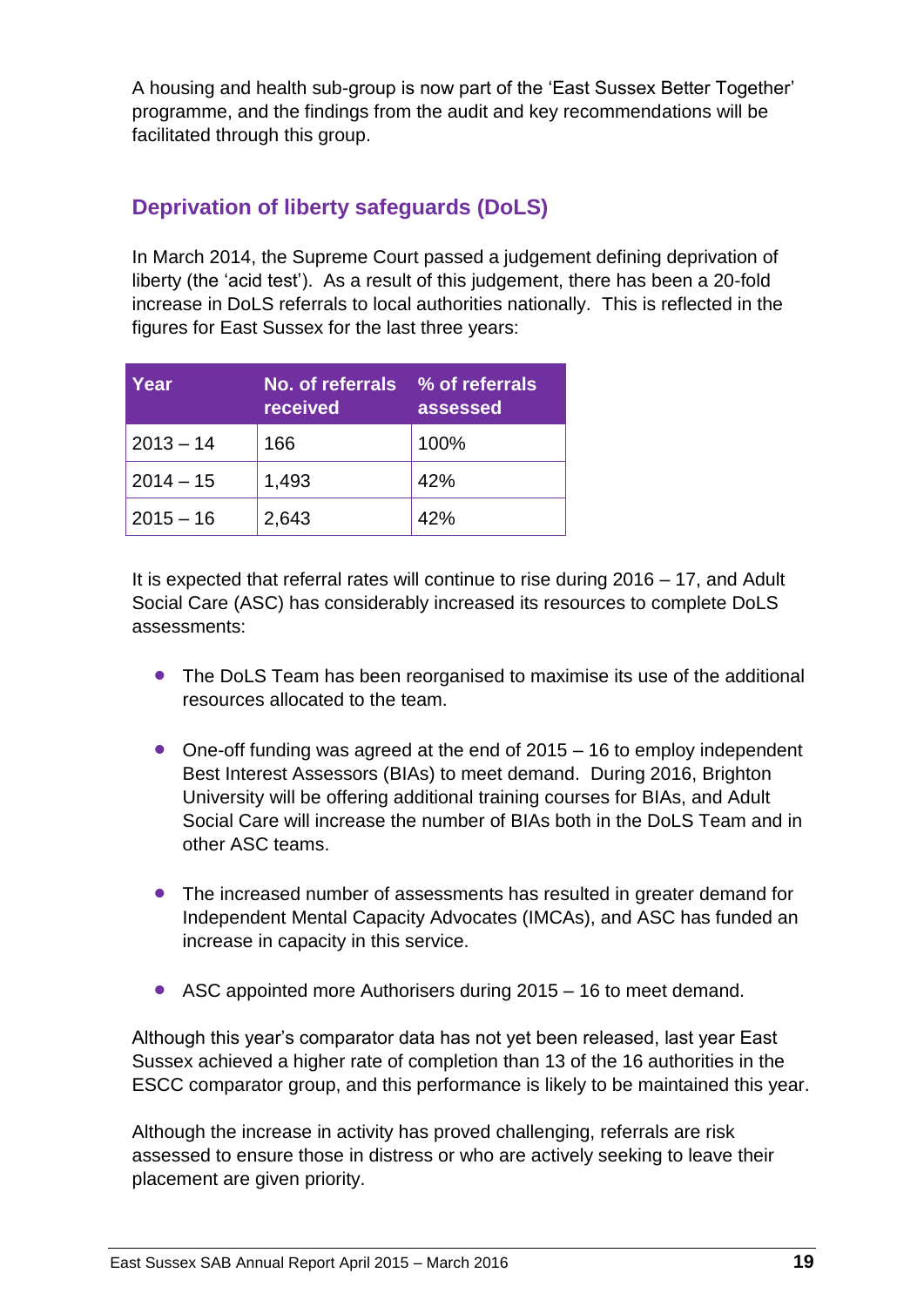A housing and health sub-group is now part of the 'East Sussex Better Together' programme, and the findings from the audit and key recommendations will be facilitated through this group.

## Deprivation of liberty safeguards (DoLS)

In March 2014, the Supreme Court passed a judgement defining deprivation of liberty (the 'acid test'). As a result of this judgement, there has been a 20-fold increase in DoLS referrals to local authorities nationally. This is reflected in the figures for East Sussex for the last three years:

| Year | No. of referrals received | % of referrals assessed |
|---|---|---|
| 2013 – 14 | 166 | 100% |
| 2014 – 15 | 1,493 | 42% |
| 2015 – 16 | 2,643 | 42% |

It is expected that referral rates will continue to rise during 2016 – 17, and Adult Social Care (ASC) has considerably increased its resources to complete DoLS assessments:

- The DoLS Team has been reorganised to maximise its use of the additional resources allocated to the team.
- One-off funding was agreed at the end of 2015 – 16 to employ independent Best Interest Assessors (BIAs) to meet demand. During 2016, Brighton University will be offering additional training courses for BIAs, and Adult Social Care will increase the number of BIAs both in the DoLS Team and in other ASC teams.
- The increased number of assessments has resulted in greater demand for Independent Mental Capacity Advocates (IMCAs), and ASC has funded an increase in capacity in this service.
- ASC appointed more Authorisers during 2015 – 16 to meet demand.

Although this year's comparator data has not yet been released, last year East Sussex achieved a higher rate of completion than 13 of the 16 authorities in the ESCC comparator group, and this performance is likely to be maintained this year.

Although the increase in activity has proved challenging, referrals are risk assessed to ensure those in distress or who are actively seeking to leave their placement are given priority.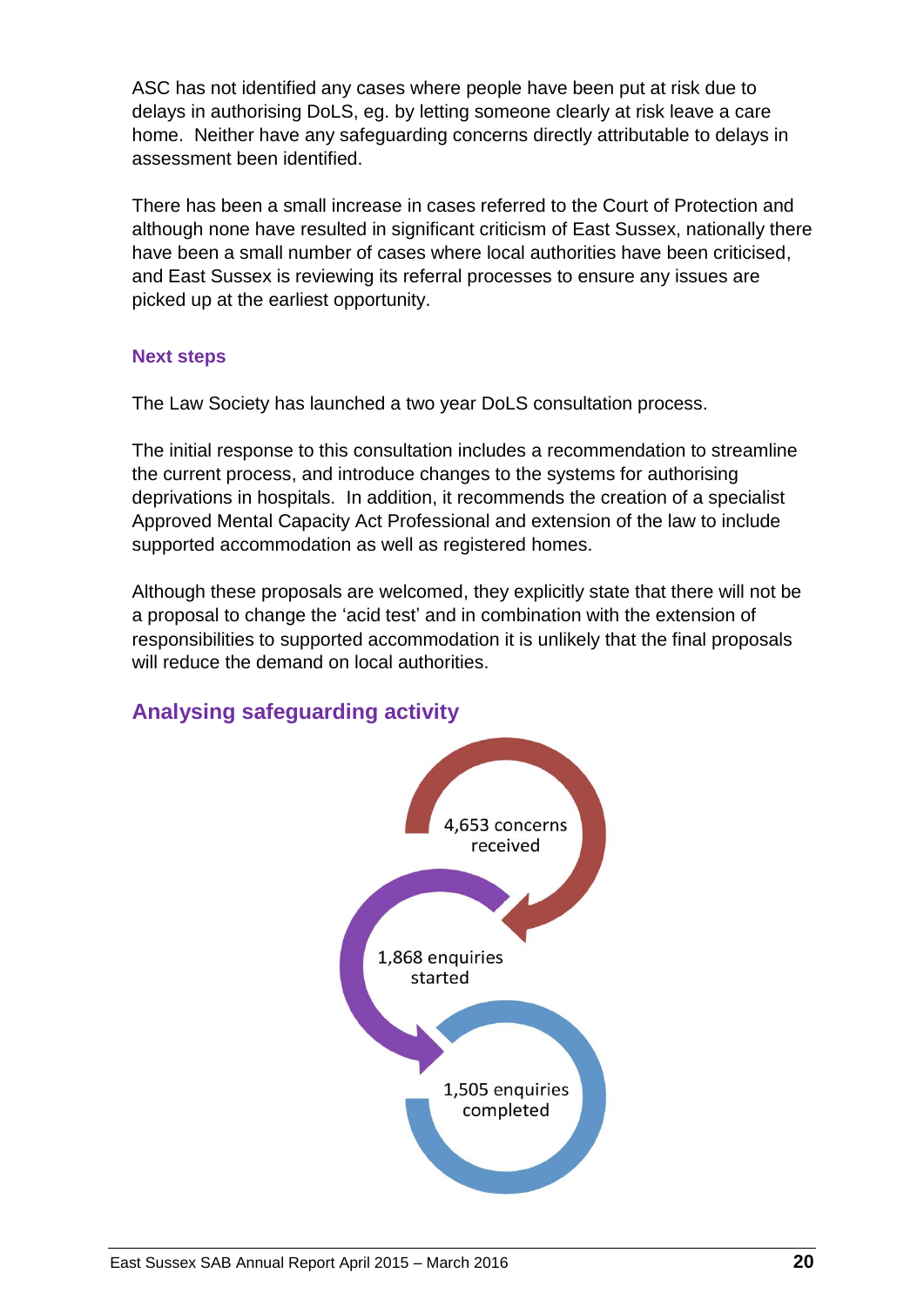ASC has not identified any cases where people have been put at risk due to delays in authorising DoLS, eg. by letting someone clearly at risk leave a care home. Neither have any safeguarding concerns directly attributable to delays in assessment been identified.

There has been a small increase in cases referred to the Court of Protection and although none have resulted in significant criticism of East Sussex, nationally there have been a small number of cases where local authorities have been criticised, and East Sussex is reviewing its referral processes to ensure any issues are picked up at the earliest opportunity.

### Next steps

The Law Society has launched a two year DoLS consultation process.

The initial response to this consultation includes a recommendation to streamline the current process, and introduce changes to the systems for authorising deprivations in hospitals. In addition, it recommends the creation of a specialist Approved Mental Capacity Act Professional and extension of the law to include supported accommodation as well as registered homes.

Although these proposals are welcomed, they explicitly state that there will not be a proposal to change the 'acid test' and in combination with the extension of responsibilities to supported accommodation it is unlikely that the final proposals will reduce the demand on local authorities.

## Analysing safeguarding activity

4,653 concerns received

1,868 enquiries started

1,505 enquiries completed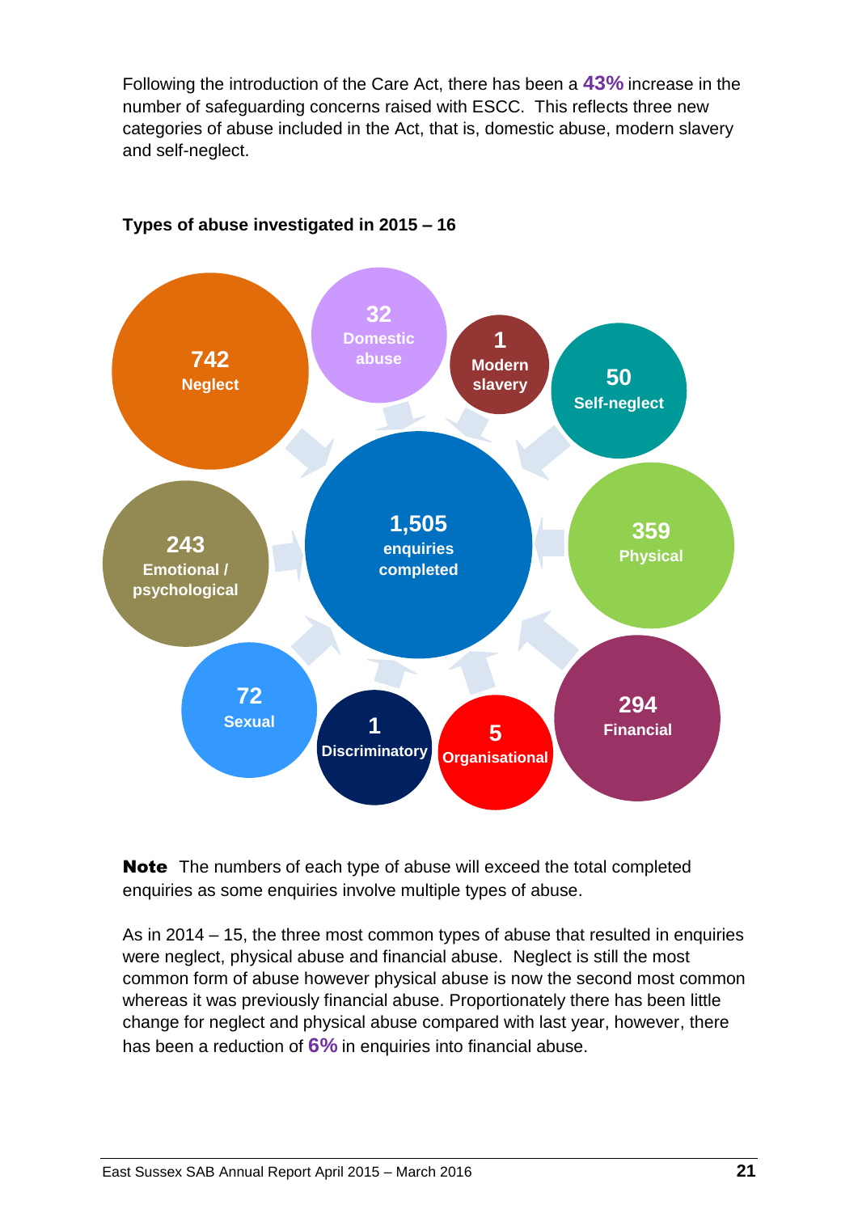Following the introduction of the Care Act, there has been a **43%** increase in the number of safeguarding concerns raised with ESCC. This reflects three new categories of abuse included in the Act, that is, domestic abuse, modern slavery and self-neglect.

**Types of abuse investigated in 2015 – 16**

| Type of abuse | Number |
|---|---|
| Neglect | 742 |
| Domestic abuse | 32 |
| Modern slavery | 1 |
| Self-neglect | 50 |
| Physical | 359 |
| Financial | 294 |
| Organisational | 5 |
| Discriminatory | 1 |
| Sexual | 72 |
| Emotional / psychological | 243 |
| **Enquiries completed** | **1,505** |

**Note** The numbers of each type of abuse will exceed the total completed enquiries as some enquiries involve multiple types of abuse.

As in 2014 – 15, the three most common types of abuse that resulted in enquiries were neglect, physical abuse and financial abuse. Neglect is still the most common form of abuse however physical abuse is now the second most common whereas it was previously financial abuse. Proportionately there has been little change for neglect and physical abuse compared with last year, however, there has been a reduction of **6%** in enquiries into financial abuse.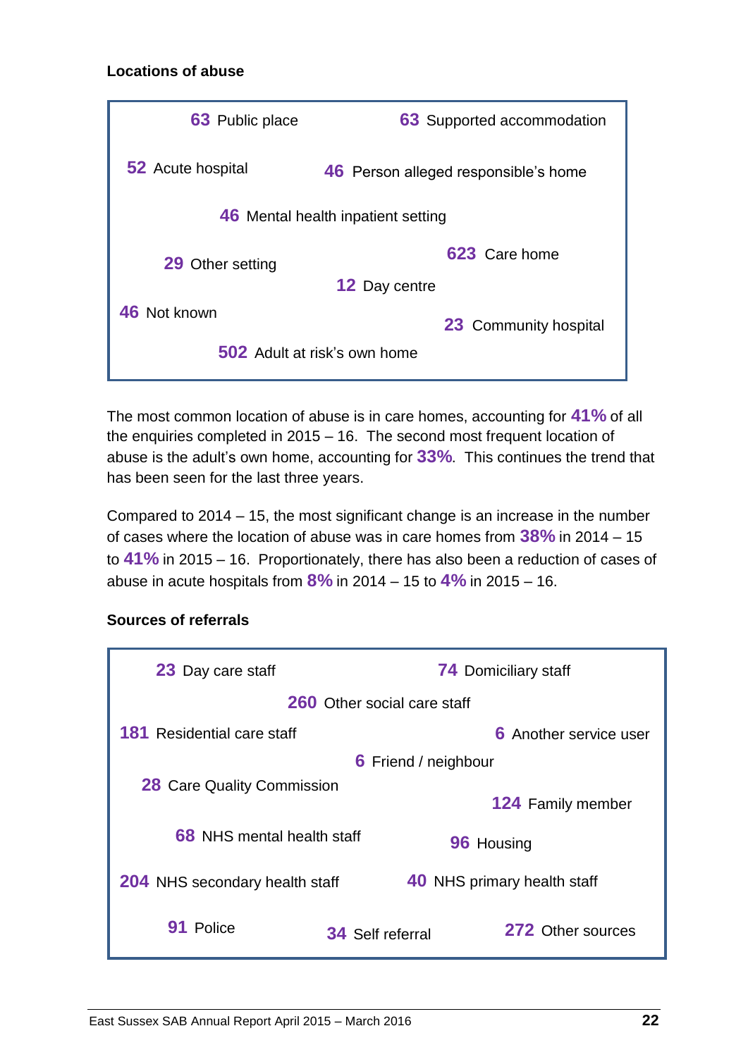**Locations of abuse**

- **63** Public place
- **63** Supported accommodation
- **52** Acute hospital
- **46** Person alleged responsible's home
- **46** Mental health inpatient setting
- **29** Other setting
- **623** Care home
- **12** Day centre
- **46** Not known
- **23** Community hospital
- **502** Adult at risk's own home

The most common location of abuse is in care homes, accounting for **41%** of all the enquiries completed in 2015 – 16. The second most frequent location of abuse is the adult's own home, accounting for **33%**. This continues the trend that has been seen for the last three years.

Compared to 2014 – 15, the most significant change is an increase in the number of cases where the location of abuse was in care homes from **38%** in 2014 – 15 to **41%** in 2015 – 16. Proportionately, there has also been a reduction of cases of abuse in acute hospitals from **8%** in 2014 – 15 to **4%** in 2015 – 16.

**Sources of referrals**

- **23** Day care staff
- **74** Domiciliary staff
- **260** Other social care staff
- **181** Residential care staff
- **6** Another service user
- **6** Friend / neighbour
- **28** Care Quality Commission
- **124** Family member
- **68** NHS mental health staff
- **96** Housing
- **204** NHS secondary health staff
- **40** NHS primary health staff
- **91** Police
- **34** Self referral
- **272** Other sources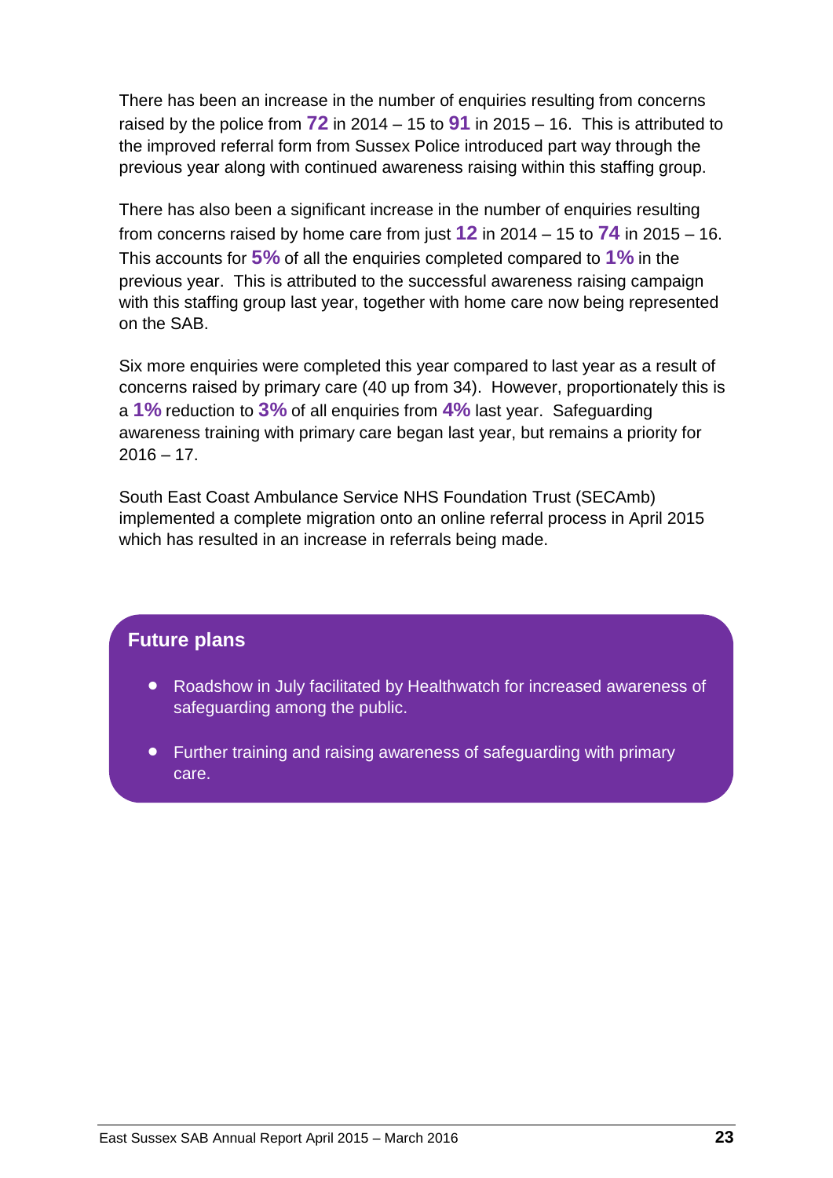There has been an increase in the number of enquiries resulting from concerns raised by the police from **72** in 2014 – 15 to **91** in 2015 – 16. This is attributed to the improved referral form from Sussex Police introduced part way through the previous year along with continued awareness raising within this staffing group.

There has also been a significant increase in the number of enquiries resulting from concerns raised by home care from just **12** in 2014 – 15 to **74** in 2015 – 16. This accounts for **5%** of all the enquiries completed compared to **1%** in the previous year. This is attributed to the successful awareness raising campaign with this staffing group last year, together with home care now being represented on the SAB.

Six more enquiries were completed this year compared to last year as a result of concerns raised by primary care (40 up from 34). However, proportionately this is a **1%** reduction to **3%** of all enquiries from **4%** last year. Safeguarding awareness training with primary care began last year, but remains a priority for 2016 – 17.

South East Coast Ambulance Service NHS Foundation Trust (SECAmb) implemented a complete migration onto an online referral process in April 2015 which has resulted in an increase in referrals being made.

## Future plans

- Roadshow in July facilitated by Healthwatch for increased awareness of safeguarding among the public.
- Further training and raising awareness of safeguarding with primary care.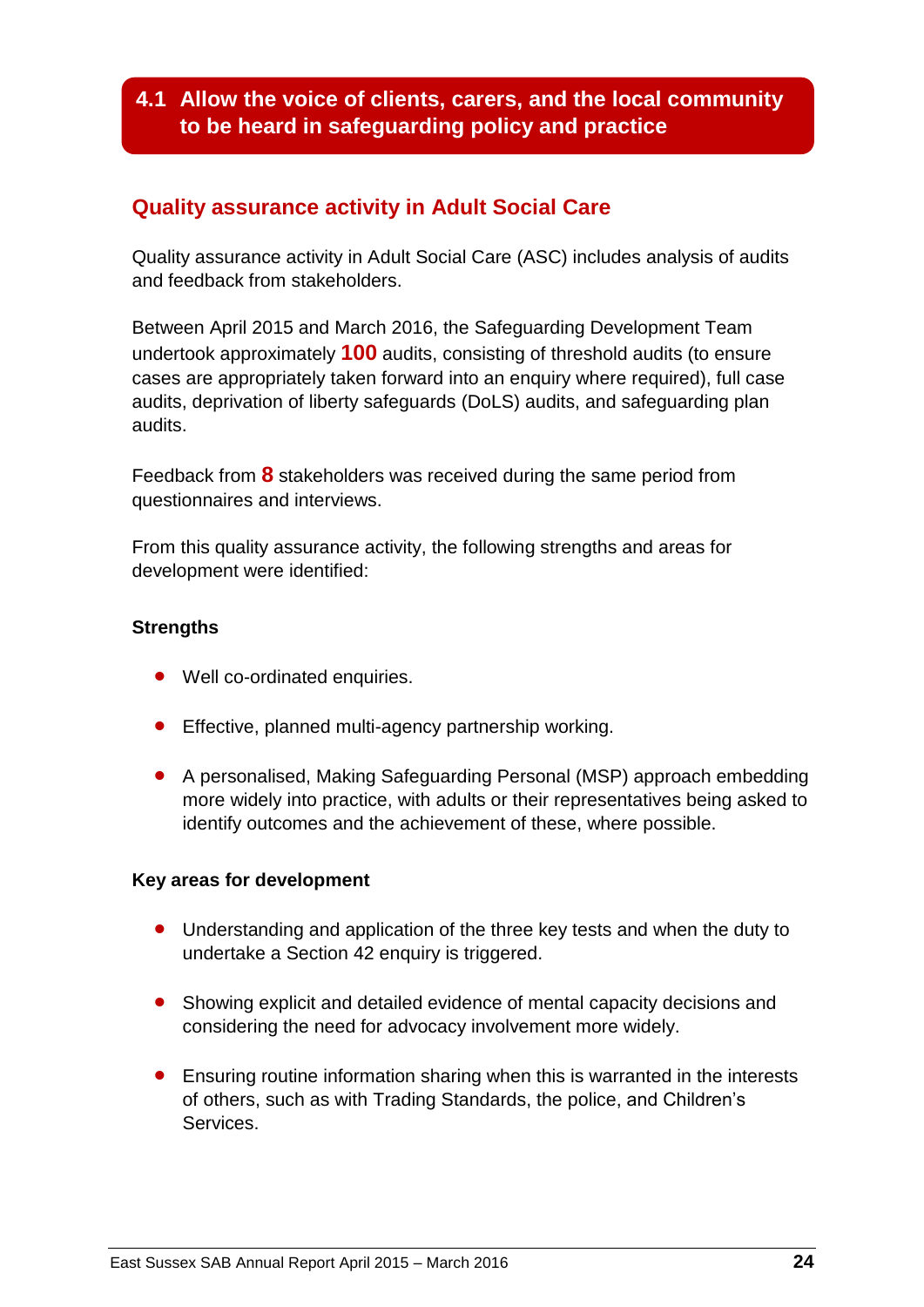## 4.1 Allow the voice of clients, carers, and the local community to be heard in safeguarding policy and practice

### Quality assurance activity in Adult Social Care

Quality assurance activity in Adult Social Care (ASC) includes analysis of audits and feedback from stakeholders.

Between April 2015 and March 2016, the Safeguarding Development Team undertook approximately **100** audits, consisting of threshold audits (to ensure cases are appropriately taken forward into an enquiry where required), full case audits, deprivation of liberty safeguards (DoLS) audits, and safeguarding plan audits.

Feedback from **8** stakeholders was received during the same period from questionnaires and interviews.

From this quality assurance activity, the following strengths and areas for development were identified:

**Strengths**

- Well co-ordinated enquiries.
- Effective, planned multi-agency partnership working.
- A personalised, Making Safeguarding Personal (MSP) approach embedding more widely into practice, with adults or their representatives being asked to identify outcomes and the achievement of these, where possible.

**Key areas for development**

- Understanding and application of the three key tests and when the duty to undertake a Section 42 enquiry is triggered.
- Showing explicit and detailed evidence of mental capacity decisions and considering the need for advocacy involvement more widely.
- Ensuring routine information sharing when this is warranted in the interests of others, such as with Trading Standards, the police, and Children's Services.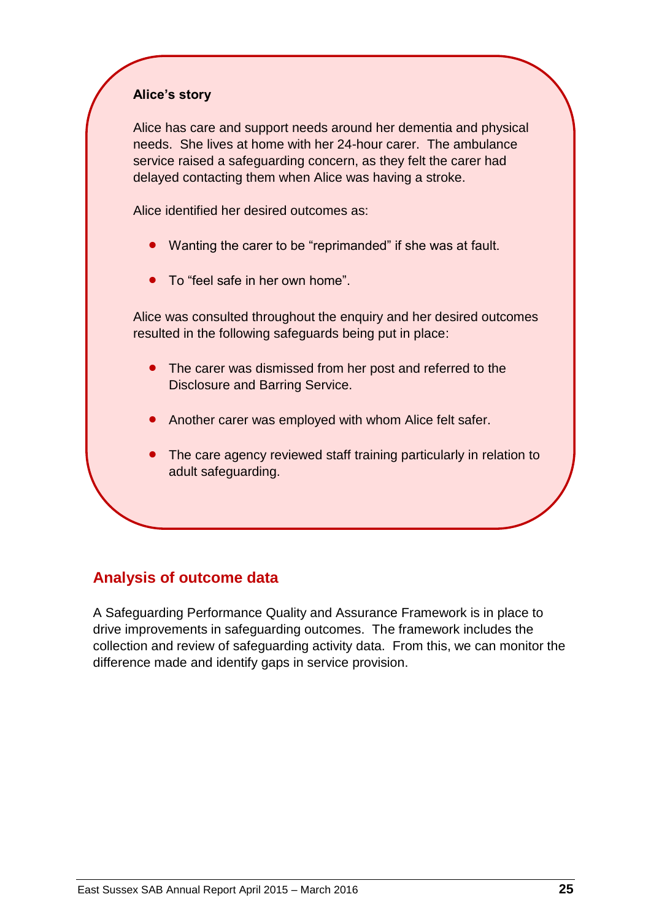**Alice's story**

Alice has care and support needs around her dementia and physical needs. She lives at home with her 24-hour carer. The ambulance service raised a safeguarding concern, as they felt the carer had delayed contacting them when Alice was having a stroke.

Alice identified her desired outcomes as:

- Wanting the carer to be "reprimanded" if she was at fault.
- To "feel safe in her own home".

Alice was consulted throughout the enquiry and her desired outcomes resulted in the following safeguards being put in place:

- The carer was dismissed from her post and referred to the Disclosure and Barring Service.
- Another carer was employed with whom Alice felt safer.
- The care agency reviewed staff training particularly in relation to adult safeguarding.

## Analysis of outcome data

A Safeguarding Performance Quality and Assurance Framework is in place to drive improvements in safeguarding outcomes. The framework includes the collection and review of safeguarding activity data. From this, we can monitor the difference made and identify gaps in service provision.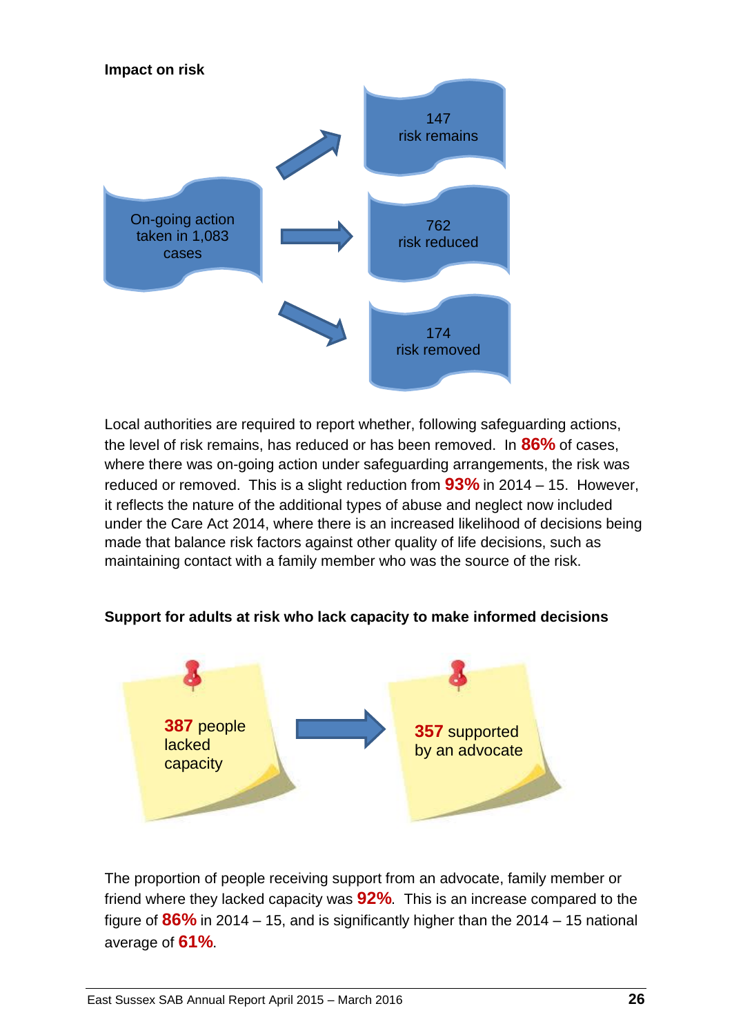**Impact on risk**

On-going action taken in 1,083 cases

147 risk remains

762 risk reduced

174 risk removed

Local authorities are required to report whether, following safeguarding actions, the level of risk remains, has reduced or has been removed. In **86%** of cases, where there was on-going action under safeguarding arrangements, the risk was reduced or removed. This is a slight reduction from **93%** in 2014 – 15. However, it reflects the nature of the additional types of abuse and neglect now included under the Care Act 2014, where there is an increased likelihood of decisions being made that balance risk factors against other quality of life decisions, such as maintaining contact with a family member who was the source of the risk.

**Support for adults at risk who lack capacity to make informed decisions**

**387** people lacked capacity

**357** supported by an advocate

The proportion of people receiving support from an advocate, family member or friend where they lacked capacity was **92%**. This is an increase compared to the figure of **86%** in 2014 – 15, and is significantly higher than the 2014 – 15 national average of **61%**.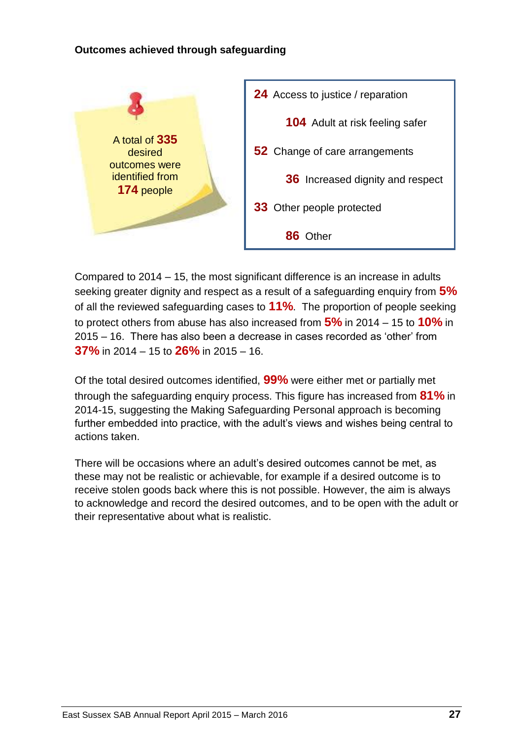**Outcomes achieved through safeguarding**

A total of **335** desired outcomes were identified from **174** people

- **24** Access to justice / reparation
- **104** Adult at risk feeling safer
- **52** Change of care arrangements
- **36** Increased dignity and respect
- **33** Other people protected
- **86** Other

Compared to 2014 – 15, the most significant difference is an increase in adults seeking greater dignity and respect as a result of a safeguarding enquiry from **5%** of all the reviewed safeguarding cases to **11%**. The proportion of people seeking to protect others from abuse has also increased from **5%** in 2014 – 15 to **10%** in 2015 – 16. There has also been a decrease in cases recorded as 'other' from **37%** in 2014 – 15 to **26%** in 2015 – 16.

Of the total desired outcomes identified, **99%** were either met or partially met through the safeguarding enquiry process. This figure has increased from **81%** in 2014-15, suggesting the Making Safeguarding Personal approach is becoming further embedded into practice, with the adult's views and wishes being central to actions taken.

There will be occasions where an adult's desired outcomes cannot be met, as these may not be realistic or achievable, for example if a desired outcome is to receive stolen goods back where this is not possible. However, the aim is always to acknowledge and record the desired outcomes, and to be open with the adult or their representative about what is realistic.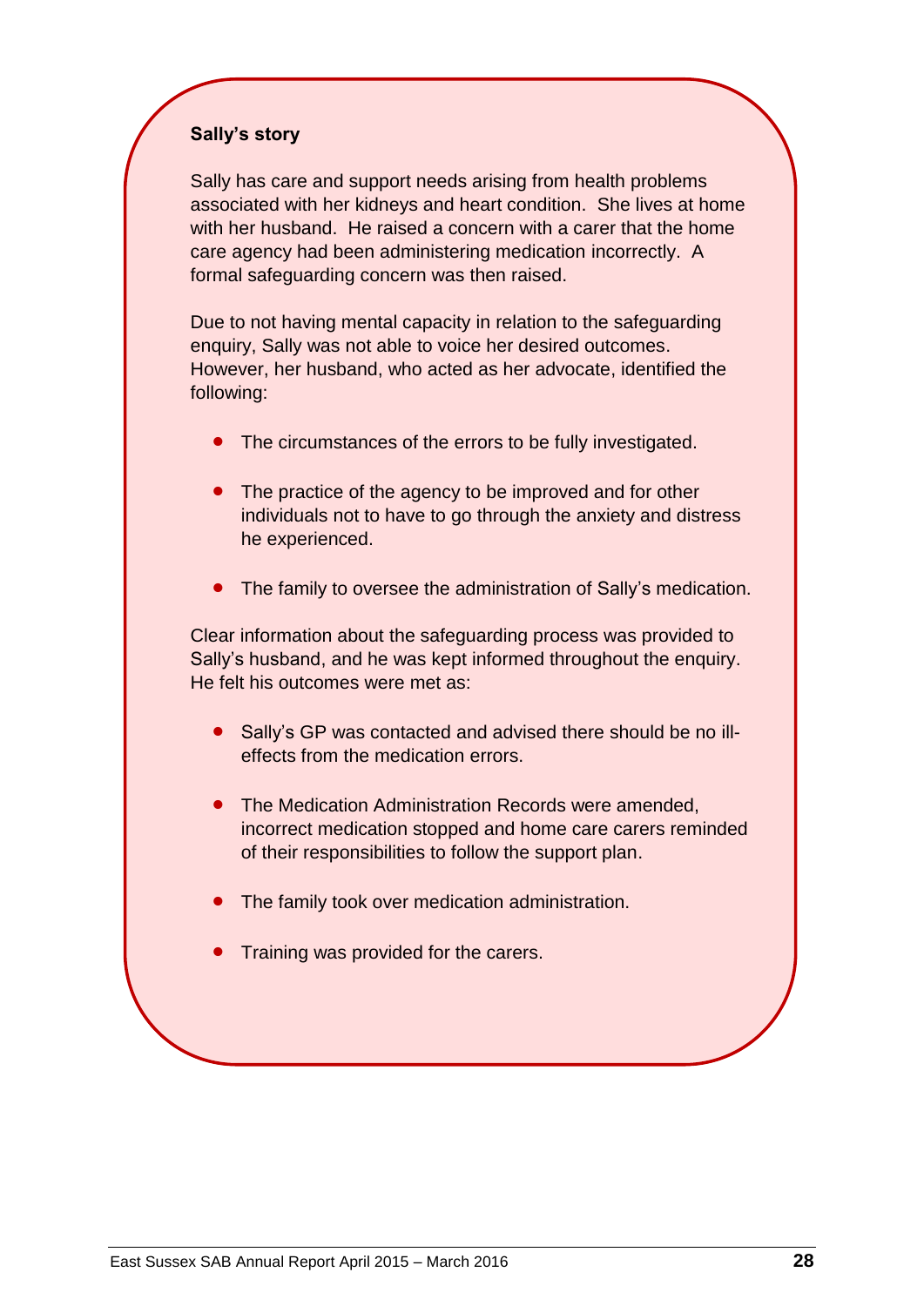**Sally's story**

Sally has care and support needs arising from health problems associated with her kidneys and heart condition. She lives at home with her husband. He raised a concern with a carer that the home care agency had been administering medication incorrectly. A formal safeguarding concern was then raised.

Due to not having mental capacity in relation to the safeguarding enquiry, Sally was not able to voice her desired outcomes. However, her husband, who acted as her advocate, identified the following:

- The circumstances of the errors to be fully investigated.
- The practice of the agency to be improved and for other individuals not to have to go through the anxiety and distress he experienced.
- The family to oversee the administration of Sally's medication.

Clear information about the safeguarding process was provided to Sally's husband, and he was kept informed throughout the enquiry. He felt his outcomes were met as:

- Sally's GP was contacted and advised there should be no ill-effects from the medication errors.
- The Medication Administration Records were amended, incorrect medication stopped and home care carers reminded of their responsibilities to follow the support plan.
- The family took over medication administration.
- Training was provided for the carers.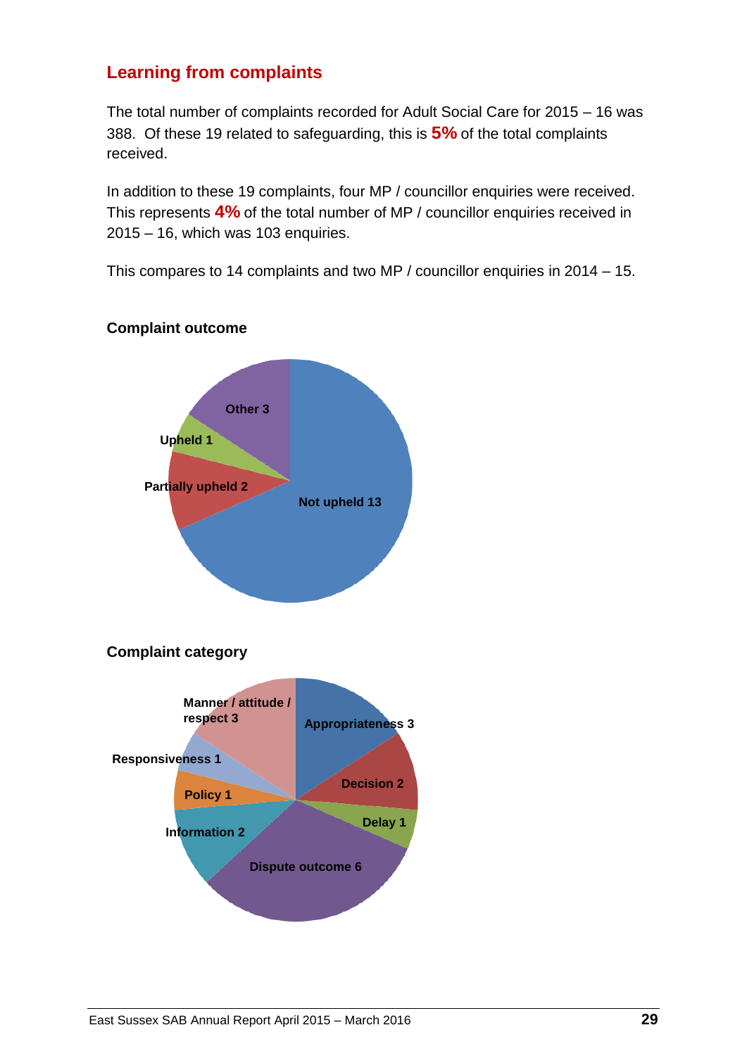## Learning from complaints

The total number of complaints recorded for Adult Social Care for 2015 – 16 was 388. Of these 19 related to safeguarding, this is **5%** of the total complaints received.

In addition to these 19 complaints, four MP / councillor enquiries were received. This represents **4%** of the total number of MP / councillor enquiries received in 2015 – 16, which was 103 enquiries.

This compares to 14 complaints and two MP / councillor enquiries in 2014 – 15.

**Complaint outcome**

| Outcome | Number |
| --- | --- |
| Not upheld | 13 |
| Partially upheld | 2 |
| Upheld | 1 |
| Other | 3 |

**Complaint category**

| Category | Number |
| --- | --- |
| Appropriateness | 3 |
| Decision | 2 |
| Delay | 1 |
| Dispute outcome | 6 |
| Information | 2 |
| Policy | 1 |
| Responsiveness | 1 |
| Manner / attitude / respect | 3 |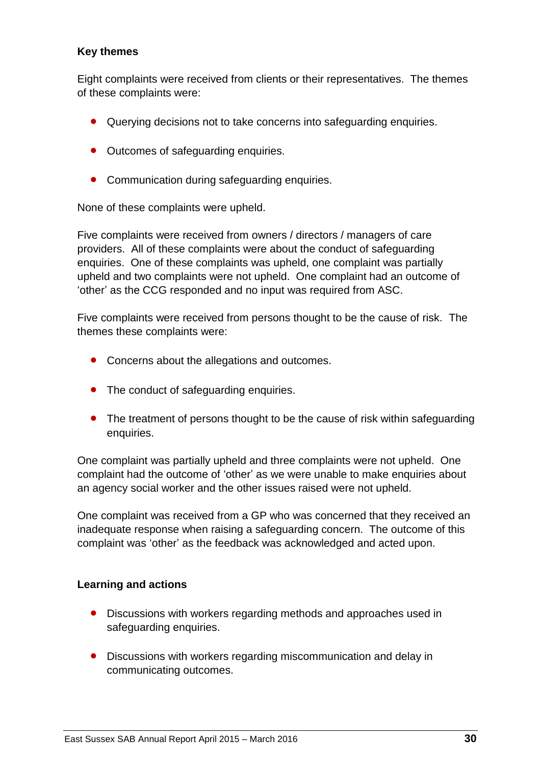**Key themes**

Eight complaints were received from clients or their representatives. The themes of these complaints were:

- Querying decisions not to take concerns into safeguarding enquiries.
- Outcomes of safeguarding enquiries.
- Communication during safeguarding enquiries.

None of these complaints were upheld.

Five complaints were received from owners / directors / managers of care providers. All of these complaints were about the conduct of safeguarding enquiries. One of these complaints was upheld, one complaint was partially upheld and two complaints were not upheld. One complaint had an outcome of 'other' as the CCG responded and no input was required from ASC.

Five complaints were received from persons thought to be the cause of risk. The themes these complaints were:

- Concerns about the allegations and outcomes.
- The conduct of safeguarding enquiries.
- The treatment of persons thought to be the cause of risk within safeguarding enquiries.

One complaint was partially upheld and three complaints were not upheld. One complaint had the outcome of 'other' as we were unable to make enquiries about an agency social worker and the other issues raised were not upheld.

One complaint was received from a GP who was concerned that they received an inadequate response when raising a safeguarding concern. The outcome of this complaint was 'other' as the feedback was acknowledged and acted upon.

**Learning and actions**

- Discussions with workers regarding methods and approaches used in safeguarding enquiries.
- Discussions with workers regarding miscommunication and delay in communicating outcomes.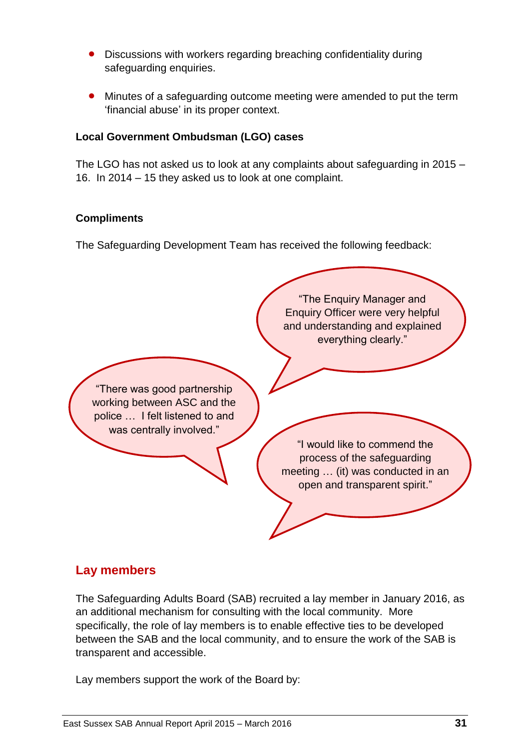- Discussions with workers regarding breaching confidentiality during safeguarding enquiries.
- Minutes of a safeguarding outcome meeting were amended to put the term 'financial abuse' in its proper context.

**Local Government Ombudsman (LGO) cases**

The LGO has not asked us to look at any complaints about safeguarding in 2015 – 16. In 2014 – 15 they asked us to look at one complaint.

**Compliments**

The Safeguarding Development Team has received the following feedback:

"The Enquiry Manager and Enquiry Officer were very helpful and understanding and explained everything clearly."

"There was good partnership working between ASC and the police … I felt listened to and was centrally involved."

"I would like to commend the process of the safeguarding meeting … (it) was conducted in an open and transparent spirit."

## Lay members

The Safeguarding Adults Board (SAB) recruited a lay member in January 2016, as an additional mechanism for consulting with the local community. More specifically, the role of lay members is to enable effective ties to be developed between the SAB and the local community, and to ensure the work of the SAB is transparent and accessible.

Lay members support the work of the Board by: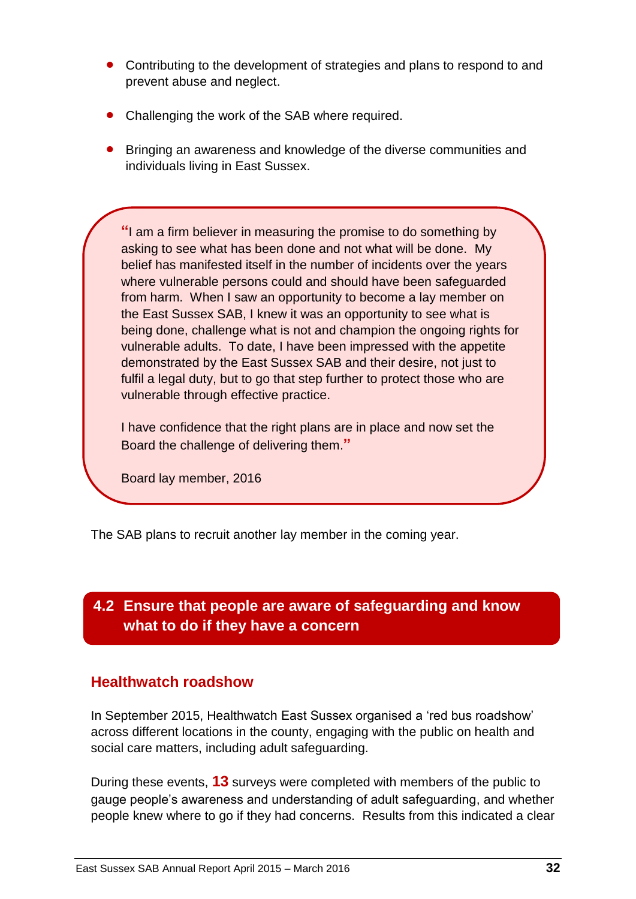- Contributing to the development of strategies and plans to respond to and prevent abuse and neglect.
- Challenging the work of the SAB where required.
- Bringing an awareness and knowledge of the diverse communities and individuals living in East Sussex.

> "I am a firm believer in measuring the promise to do something by asking to see what has been done and not what will be done. My belief has manifested itself in the number of incidents over the years where vulnerable persons could and should have been safeguarded from harm. When I saw an opportunity to become a lay member on the East Sussex SAB, I knew it was an opportunity to see what is being done, challenge what is not and champion the ongoing rights for vulnerable adults. To date, I have been impressed with the appetite demonstrated by the East Sussex SAB and their desire, not just to fulfil a legal duty, but to go that step further to protect those who are vulnerable through effective practice.
>
> I have confidence that the right plans are in place and now set the Board the challenge of delivering them."
>
> Board lay member, 2016

The SAB plans to recruit another lay member in the coming year.

## 4.2 Ensure that people are aware of safeguarding and know what to do if they have a concern

### Healthwatch roadshow

In September 2015, Healthwatch East Sussex organised a 'red bus roadshow' across different locations in the county, engaging with the public on health and social care matters, including adult safeguarding.

During these events, **13** surveys were completed with members of the public to gauge people's awareness and understanding of adult safeguarding, and whether people knew where to go if they had concerns. Results from this indicated a clear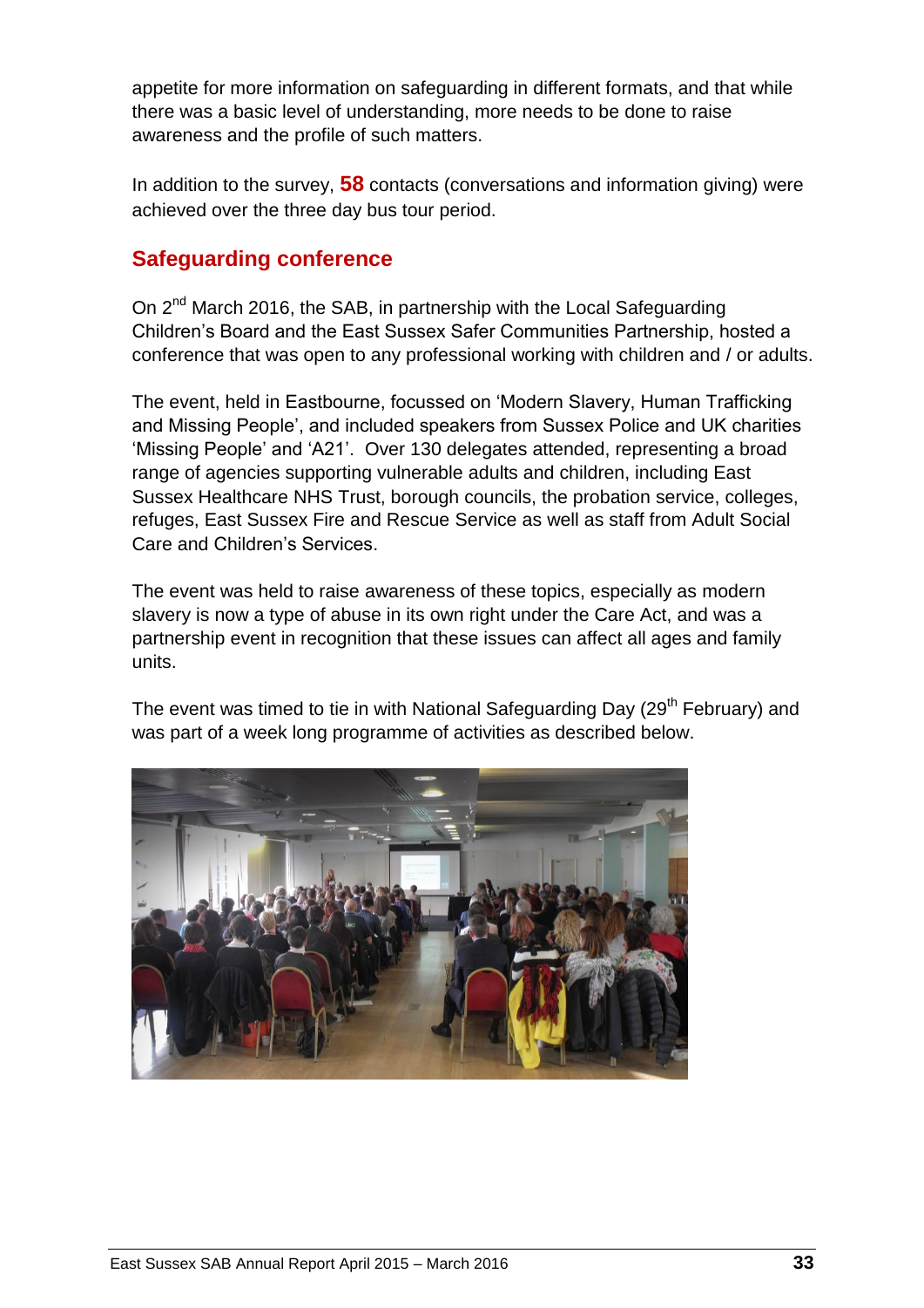appetite for more information on safeguarding in different formats, and that while there was a basic level of understanding, more needs to be done to raise awareness and the profile of such matters.

In addition to the survey, **58** contacts (conversations and information giving) were achieved over the three day bus tour period.

## Safeguarding conference

On 2nd March 2016, the SAB, in partnership with the Local Safeguarding Children's Board and the East Sussex Safer Communities Partnership, hosted a conference that was open to any professional working with children and / or adults.

The event, held in Eastbourne, focussed on 'Modern Slavery, Human Trafficking and Missing People', and included speakers from Sussex Police and UK charities 'Missing People' and 'A21'. Over 130 delegates attended, representing a broad range of agencies supporting vulnerable adults and children, including East Sussex Healthcare NHS Trust, borough councils, the probation service, colleges, refuges, East Sussex Fire and Rescue Service as well as staff from Adult Social Care and Children's Services.

The event was held to raise awareness of these topics, especially as modern slavery is now a type of abuse in its own right under the Care Act, and was a partnership event in recognition that these issues can affect all ages and family units.

The event was timed to tie in with National Safeguarding Day (29th February) and was part of a week long programme of activities as described below.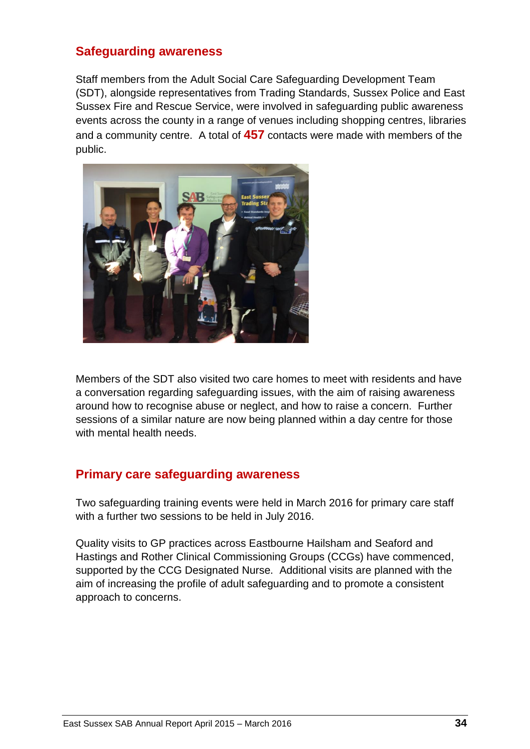## Safeguarding awareness

Staff members from the Adult Social Care Safeguarding Development Team (SDT), alongside representatives from Trading Standards, Sussex Police and East Sussex Fire and Rescue Service, were involved in safeguarding public awareness events across the county in a range of venues including shopping centres, libraries and a community centre. A total of **457** contacts were made with members of the public.

Members of the SDT also visited two care homes to meet with residents and have a conversation regarding safeguarding issues, with the aim of raising awareness around how to recognise abuse or neglect, and how to raise a concern. Further sessions of a similar nature are now being planned within a day centre for those with mental health needs.

## Primary care safeguarding awareness

Two safeguarding training events were held in March 2016 for primary care staff with a further two sessions to be held in July 2016.

Quality visits to GP practices across Eastbourne Hailsham and Seaford and Hastings and Rother Clinical Commissioning Groups (CCGs) have commenced, supported by the CCG Designated Nurse. Additional visits are planned with the aim of increasing the profile of adult safeguarding and to promote a consistent approach to concerns.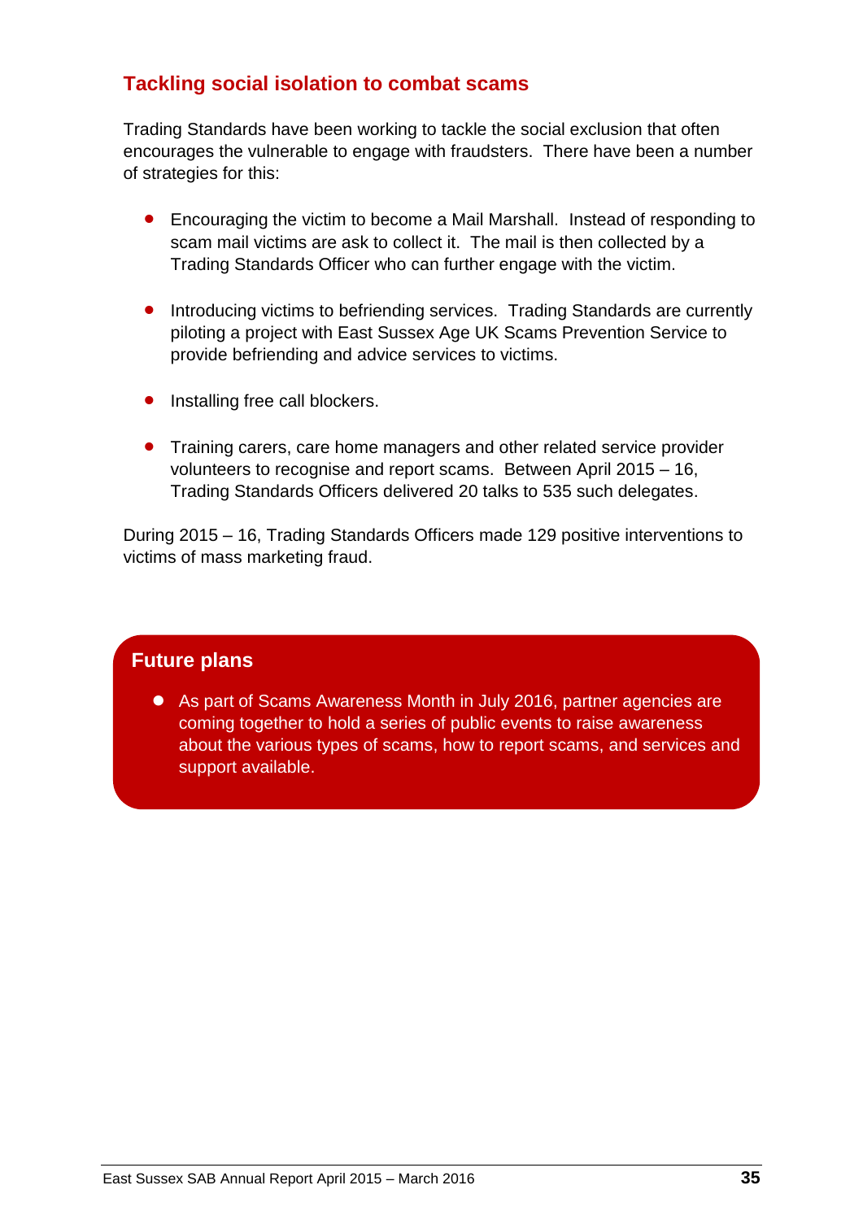## Tackling social isolation to combat scams

Trading Standards have been working to tackle the social exclusion that often encourages the vulnerable to engage with fraudsters. There have been a number of strategies for this:

- Encouraging the victim to become a Mail Marshall. Instead of responding to scam mail victims are ask to collect it. The mail is then collected by a Trading Standards Officer who can further engage with the victim.

- Introducing victims to befriending services. Trading Standards are currently piloting a project with East Sussex Age UK Scams Prevention Service to provide befriending and advice services to victims.

- Installing free call blockers.

- Training carers, care home managers and other related service provider volunteers to recognise and report scams. Between April 2015 – 16, Trading Standards Officers delivered 20 talks to 535 such delegates.

During 2015 – 16, Trading Standards Officers made 129 positive interventions to victims of mass marketing fraud.

### Future plans

- As part of Scams Awareness Month in July 2016, partner agencies are coming together to hold a series of public events to raise awareness about the various types of scams, how to report scams, and services and support available.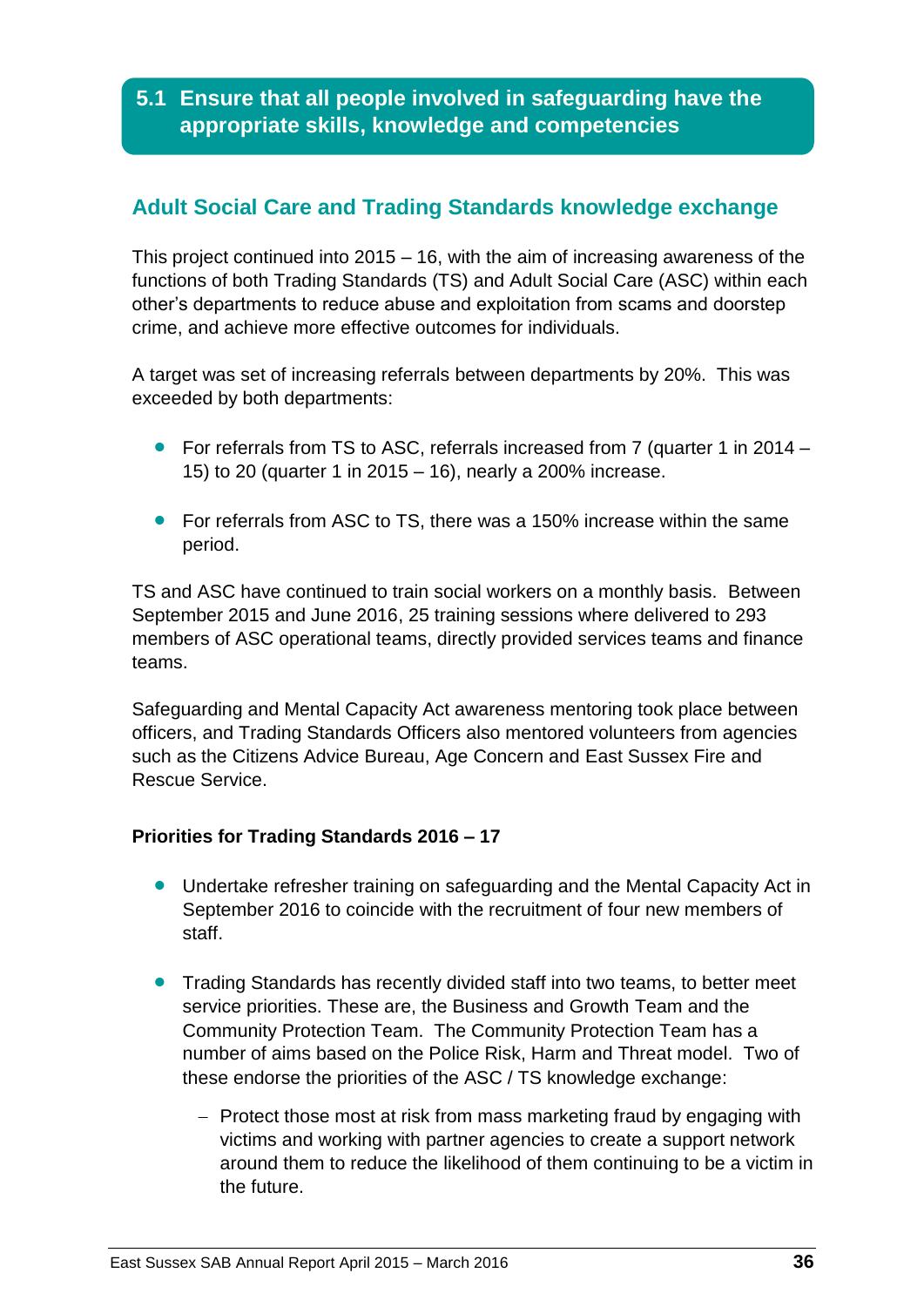## 5.1 Ensure that all people involved in safeguarding have the appropriate skills, knowledge and competencies

### Adult Social Care and Trading Standards knowledge exchange

This project continued into 2015 – 16, with the aim of increasing awareness of the functions of both Trading Standards (TS) and Adult Social Care (ASC) within each other's departments to reduce abuse and exploitation from scams and doorstep crime, and achieve more effective outcomes for individuals.

A target was set of increasing referrals between departments by 20%. This was exceeded by both departments:

- For referrals from TS to ASC, referrals increased from 7 (quarter 1 in 2014 – 15) to 20 (quarter 1 in 2015 – 16), nearly a 200% increase.
- For referrals from ASC to TS, there was a 150% increase within the same period.

TS and ASC have continued to train social workers on a monthly basis. Between September 2015 and June 2016, 25 training sessions where delivered to 293 members of ASC operational teams, directly provided services teams and finance teams.

Safeguarding and Mental Capacity Act awareness mentoring took place between officers, and Trading Standards Officers also mentored volunteers from agencies such as the Citizens Advice Bureau, Age Concern and East Sussex Fire and Rescue Service.

**Priorities for Trading Standards 2016 – 17**

- Undertake refresher training on safeguarding and the Mental Capacity Act in September 2016 to coincide with the recruitment of four new members of staff.
- Trading Standards has recently divided staff into two teams, to better meet service priorities. These are, the Business and Growth Team and the Community Protection Team. The Community Protection Team has a number of aims based on the Police Risk, Harm and Threat model. Two of these endorse the priorities of the ASC / TS knowledge exchange:
  - Protect those most at risk from mass marketing fraud by engaging with victims and working with partner agencies to create a support network around them to reduce the likelihood of them continuing to be a victim in the future.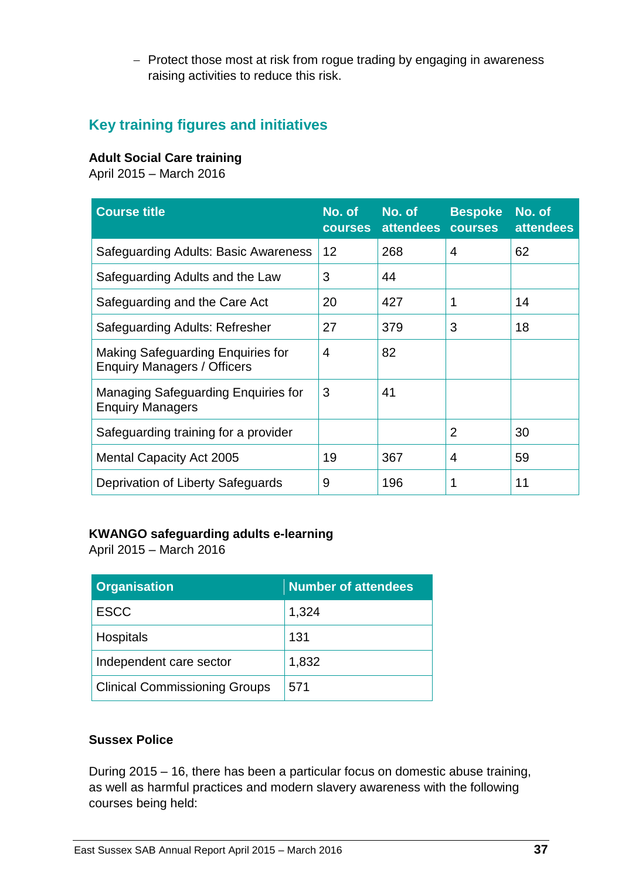- Protect those most at risk from rogue trading by engaging in awareness raising activities to reduce this risk.

## Key training figures and initiatives

**Adult Social Care training**
April 2015 – March 2016

| Course title | No. of courses | No. of attendees | Bespoke courses | No. of attendees |
|---|---|---|---|---|
| Safeguarding Adults: Basic Awareness | 12 | 268 | 4 | 62 |
| Safeguarding Adults and the Law | 3 | 44 | | |
| Safeguarding and the Care Act | 20 | 427 | 1 | 14 |
| Safeguarding Adults: Refresher | 27 | 379 | 3 | 18 |
| Making Safeguarding Enquiries for Enquiry Managers / Officers | 4 | 82 | | |
| Managing Safeguarding Enquiries for Enquiry Managers | 3 | 41 | | |
| Safeguarding training for a provider | | | 2 | 30 |
| Mental Capacity Act 2005 | 19 | 367 | 4 | 59 |
| Deprivation of Liberty Safeguards | 9 | 196 | 1 | 11 |

**KWANGO safeguarding adults e-learning**
April 2015 – March 2016

| Organisation | Number of attendees |
|---|---|
| ESCC | 1,324 |
| Hospitals | 131 |
| Independent care sector | 1,832 |
| Clinical Commissioning Groups | 571 |

**Sussex Police**

During 2015 – 16, there has been a particular focus on domestic abuse training, as well as harmful practices and modern slavery awareness with the following courses being held: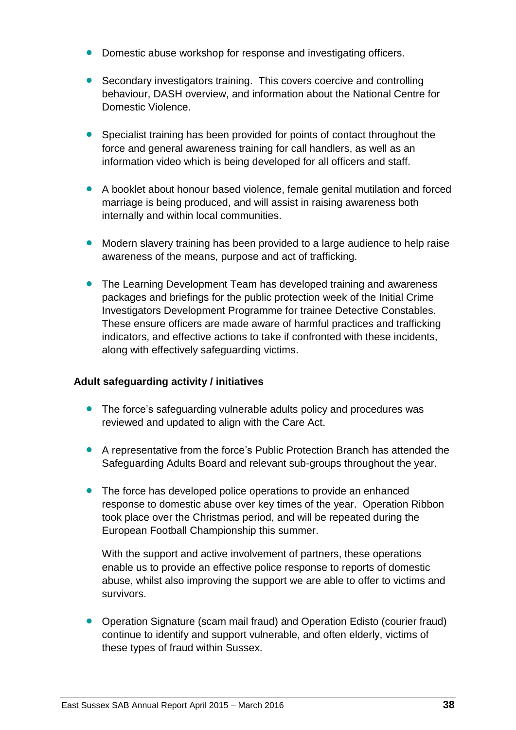- Domestic abuse workshop for response and investigating officers.

- Secondary investigators training. This covers coercive and controlling behaviour, DASH overview, and information about the National Centre for Domestic Violence.

- Specialist training has been provided for points of contact throughout the force and general awareness training for call handlers, as well as an information video which is being developed for all officers and staff.

- A booklet about honour based violence, female genital mutilation and forced marriage is being produced, and will assist in raising awareness both internally and within local communities.

- Modern slavery training has been provided to a large audience to help raise awareness of the means, purpose and act of trafficking.

- The Learning Development Team has developed training and awareness packages and briefings for the public protection week of the Initial Crime Investigators Development Programme for trainee Detective Constables. These ensure officers are made aware of harmful practices and trafficking indicators, and effective actions to take if confronted with these incidents, along with effectively safeguarding victims.

**Adult safeguarding activity / initiatives**

- The force's safeguarding vulnerable adults policy and procedures was reviewed and updated to align with the Care Act.

- A representative from the force's Public Protection Branch has attended the Safeguarding Adults Board and relevant sub-groups throughout the year.

- The force has developed police operations to provide an enhanced response to domestic abuse over key times of the year. Operation Ribbon took place over the Christmas period, and will be repeated during the European Football Championship this summer.

  With the support and active involvement of partners, these operations enable us to provide an effective police response to reports of domestic abuse, whilst also improving the support we are able to offer to victims and survivors.

- Operation Signature (scam mail fraud) and Operation Edisto (courier fraud) continue to identify and support vulnerable, and often elderly, victims of these types of fraud within Sussex.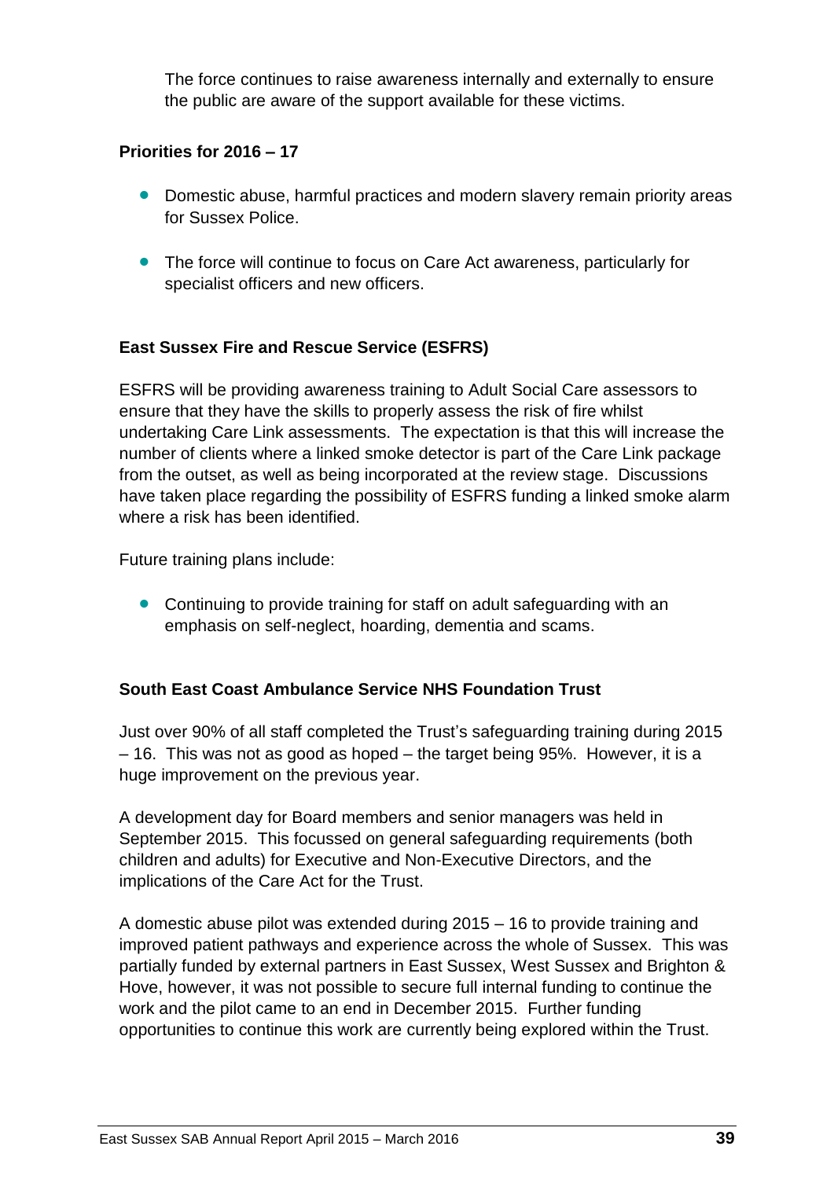The force continues to raise awareness internally and externally to ensure the public are aware of the support available for these victims.

**Priorities for 2016 – 17**

- Domestic abuse, harmful practices and modern slavery remain priority areas for Sussex Police.
- The force will continue to focus on Care Act awareness, particularly for specialist officers and new officers.

**East Sussex Fire and Rescue Service (ESFRS)**

ESFRS will be providing awareness training to Adult Social Care assessors to ensure that they have the skills to properly assess the risk of fire whilst undertaking Care Link assessments. The expectation is that this will increase the number of clients where a linked smoke detector is part of the Care Link package from the outset, as well as being incorporated at the review stage. Discussions have taken place regarding the possibility of ESFRS funding a linked smoke alarm where a risk has been identified.

Future training plans include:

- Continuing to provide training for staff on adult safeguarding with an emphasis on self-neglect, hoarding, dementia and scams.

**South East Coast Ambulance Service NHS Foundation Trust**

Just over 90% of all staff completed the Trust's safeguarding training during 2015 – 16. This was not as good as hoped – the target being 95%. However, it is a huge improvement on the previous year.

A development day for Board members and senior managers was held in September 2015. This focussed on general safeguarding requirements (both children and adults) for Executive and Non-Executive Directors, and the implications of the Care Act for the Trust.

A domestic abuse pilot was extended during 2015 – 16 to provide training and improved patient pathways and experience across the whole of Sussex. This was partially funded by external partners in East Sussex, West Sussex and Brighton & Hove, however, it was not possible to secure full internal funding to continue the work and the pilot came to an end in December 2015. Further funding opportunities to continue this work are currently being explored within the Trust.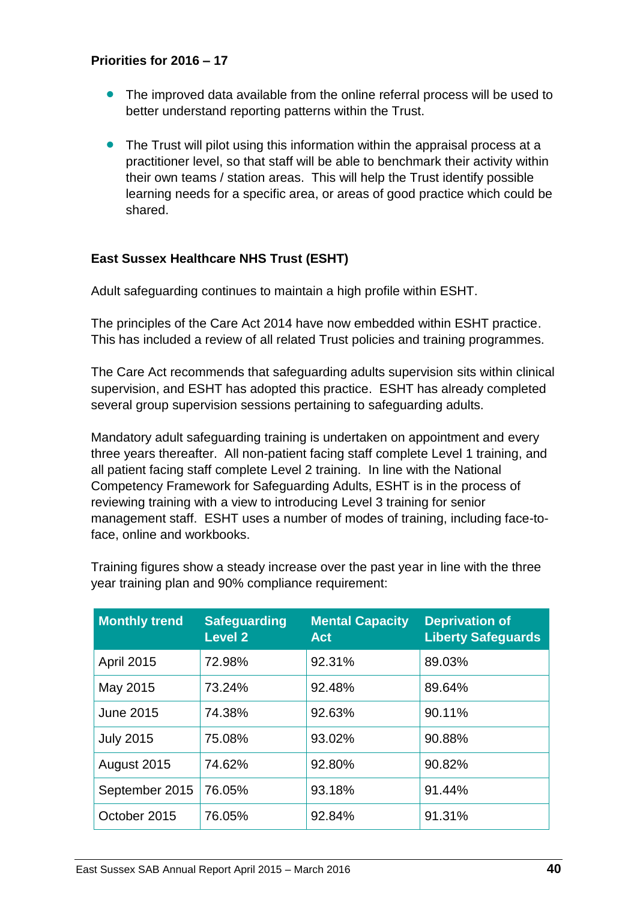**Priorities for 2016 – 17**

- The improved data available from the online referral process will be used to better understand reporting patterns within the Trust.
- The Trust will pilot using this information within the appraisal process at a practitioner level, so that staff will be able to benchmark their activity within their own teams / station areas. This will help the Trust identify possible learning needs for a specific area, or areas of good practice which could be shared.

**East Sussex Healthcare NHS Trust (ESHT)**

Adult safeguarding continues to maintain a high profile within ESHT.

The principles of the Care Act 2014 have now embedded within ESHT practice. This has included a review of all related Trust policies and training programmes.

The Care Act recommends that safeguarding adults supervision sits within clinical supervision, and ESHT has adopted this practice. ESHT has already completed several group supervision sessions pertaining to safeguarding adults.

Mandatory adult safeguarding training is undertaken on appointment and every three years thereafter. All non-patient facing staff complete Level 1 training, and all patient facing staff complete Level 2 training. In line with the National Competency Framework for Safeguarding Adults, ESHT is in the process of reviewing training with a view to introducing Level 3 training for senior management staff. ESHT uses a number of modes of training, including face-to-face, online and workbooks.

Training figures show a steady increase over the past year in line with the three year training plan and 90% compliance requirement:

| Monthly trend | Safeguarding Level 2 | Mental Capacity Act | Deprivation of Liberty Safeguards |
|---|---|---|---|
| April 2015 | 72.98% | 92.31% | 89.03% |
| May 2015 | 73.24% | 92.48% | 89.64% |
| June 2015 | 74.38% | 92.63% | 90.11% |
| July 2015 | 75.08% | 93.02% | 90.88% |
| August 2015 | 74.62% | 92.80% | 90.82% |
| September 2015 | 76.05% | 93.18% | 91.44% |
| October 2015 | 76.05% | 92.84% | 91.31% |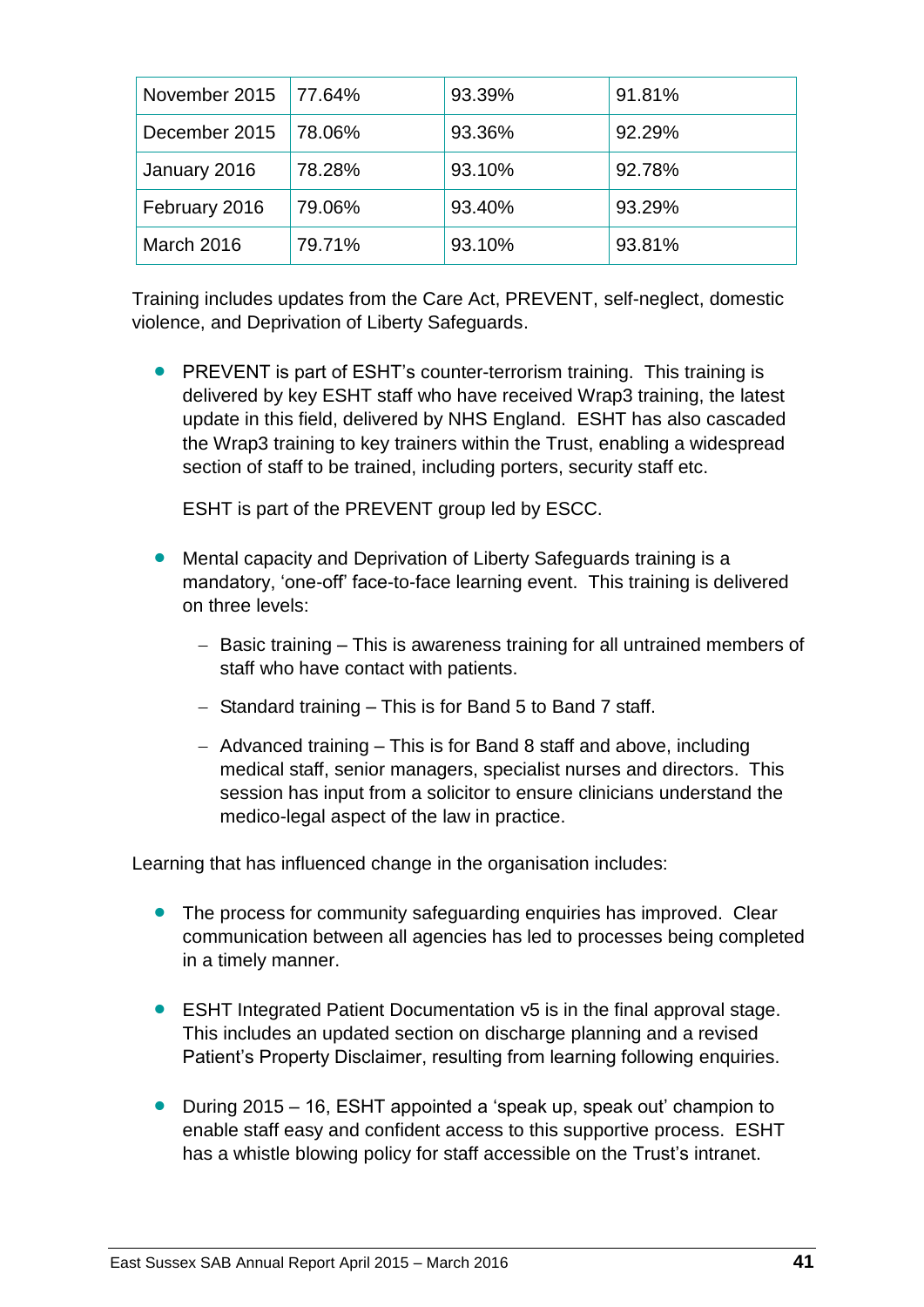| | | | |
|---|---|---|---|
| November 2015 | 77.64% | 93.39% | 91.81% |
| December 2015 | 78.06% | 93.36% | 92.29% |
| January 2016 | 78.28% | 93.10% | 92.78% |
| February 2016 | 79.06% | 93.40% | 93.29% |
| March 2016 | 79.71% | 93.10% | 93.81% |

Training includes updates from the Care Act, PREVENT, self-neglect, domestic violence, and Deprivation of Liberty Safeguards.

- PREVENT is part of ESHT's counter-terrorism training. This training is delivered by key ESHT staff who have received Wrap3 training, the latest update in this field, delivered by NHS England. ESHT has also cascaded the Wrap3 training to key trainers within the Trust, enabling a widespread section of staff to be trained, including porters, security staff etc.

  ESHT is part of the PREVENT group led by ESCC.

- Mental capacity and Deprivation of Liberty Safeguards training is a mandatory, 'one-off' face-to-face learning event. This training is delivered on three levels:
  - Basic training – This is awareness training for all untrained members of staff who have contact with patients.
  - Standard training – This is for Band 5 to Band 7 staff.
  - Advanced training – This is for Band 8 staff and above, including medical staff, senior managers, specialist nurses and directors. This session has input from a solicitor to ensure clinicians understand the medico-legal aspect of the law in practice.

Learning that has influenced change in the organisation includes:

- The process for community safeguarding enquiries has improved. Clear communication between all agencies has led to processes being completed in a timely manner.

- ESHT Integrated Patient Documentation v5 is in the final approval stage. This includes an updated section on discharge planning and a revised Patient's Property Disclaimer, resulting from learning following enquiries.

- During 2015 – 16, ESHT appointed a 'speak up, speak out' champion to enable staff easy and confident access to this supportive process. ESHT has a whistle blowing policy for staff accessible on the Trust's intranet.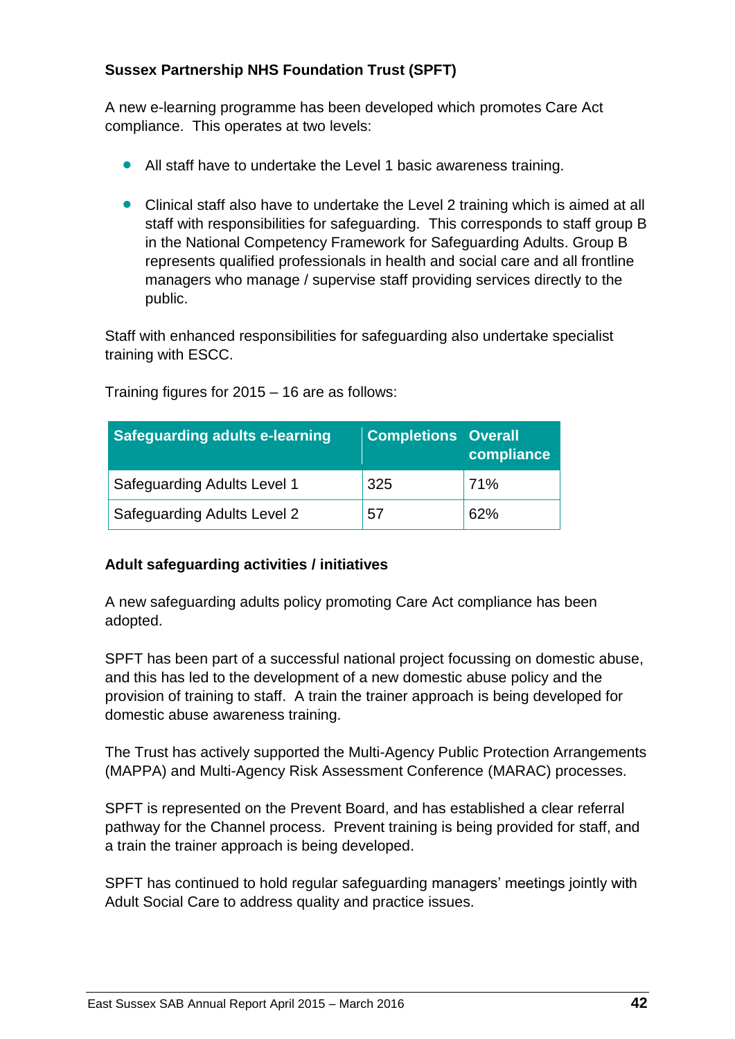**Sussex Partnership NHS Foundation Trust (SPFT)**

A new e-learning programme has been developed which promotes Care Act compliance. This operates at two levels:

- All staff have to undertake the Level 1 basic awareness training.
- Clinical staff also have to undertake the Level 2 training which is aimed at all staff with responsibilities for safeguarding. This corresponds to staff group B in the National Competency Framework for Safeguarding Adults. Group B represents qualified professionals in health and social care and all frontline managers who manage / supervise staff providing services directly to the public.

Staff with enhanced responsibilities for safeguarding also undertake specialist training with ESCC.

Training figures for 2015 – 16 are as follows:

| Safeguarding adults e-learning | Completions | Overall compliance |
|---|---|---|
| Safeguarding Adults Level 1 | 325 | 71% |
| Safeguarding Adults Level 2 | 57 | 62% |

**Adult safeguarding activities / initiatives**

A new safeguarding adults policy promoting Care Act compliance has been adopted.

SPFT has been part of a successful national project focussing on domestic abuse, and this has led to the development of a new domestic abuse policy and the provision of training to staff. A train the trainer approach is being developed for domestic abuse awareness training.

The Trust has actively supported the Multi-Agency Public Protection Arrangements (MAPPA) and Multi-Agency Risk Assessment Conference (MARAC) processes.

SPFT is represented on the Prevent Board, and has established a clear referral pathway for the Channel process. Prevent training is being provided for staff, and a train the trainer approach is being developed.

SPFT has continued to hold regular safeguarding managers' meetings jointly with Adult Social Care to address quality and practice issues.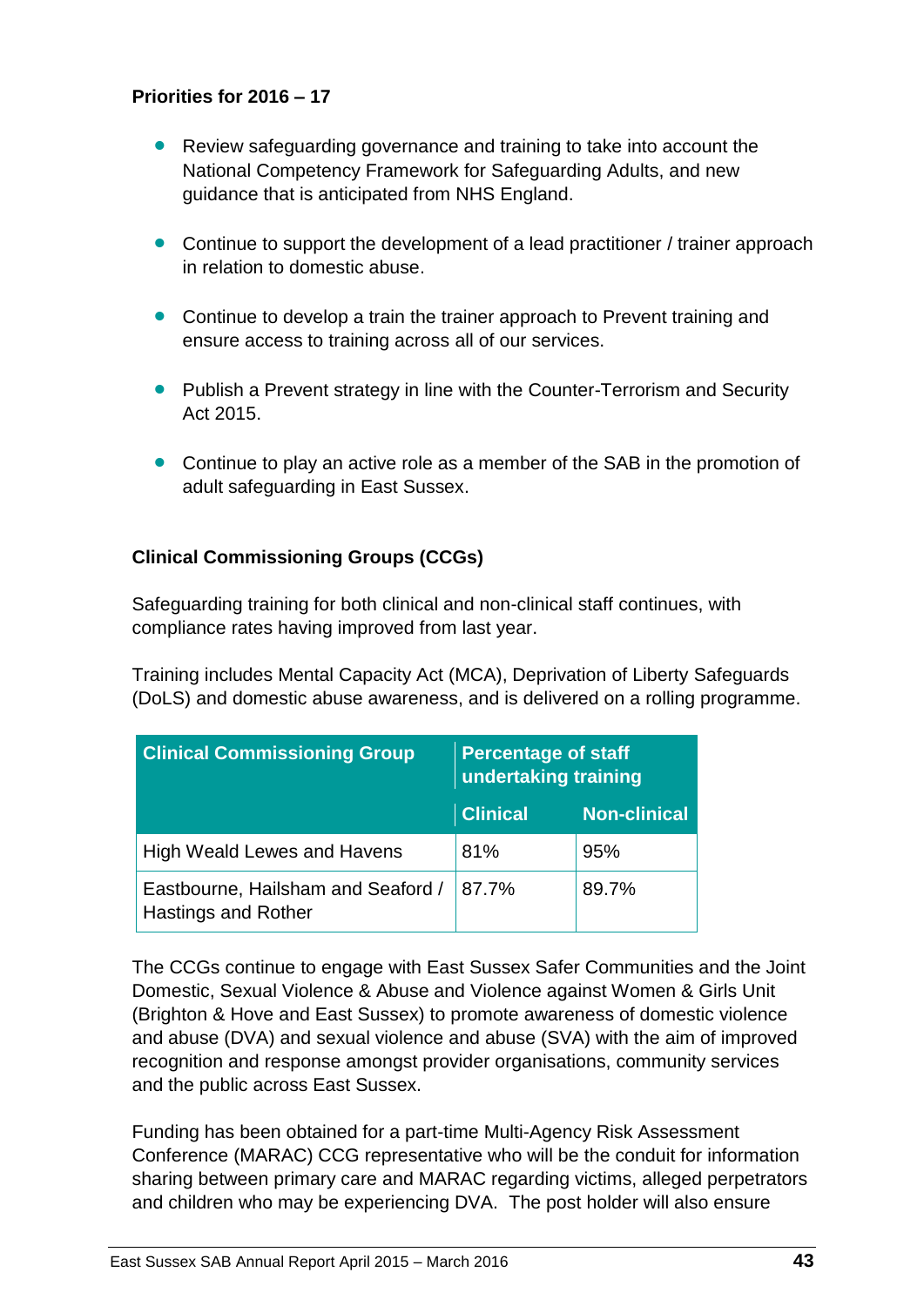**Priorities for 2016 – 17**

- Review safeguarding governance and training to take into account the National Competency Framework for Safeguarding Adults, and new guidance that is anticipated from NHS England.
- Continue to support the development of a lead practitioner / trainer approach in relation to domestic abuse.
- Continue to develop a train the trainer approach to Prevent training and ensure access to training across all of our services.
- Publish a Prevent strategy in line with the Counter-Terrorism and Security Act 2015.
- Continue to play an active role as a member of the SAB in the promotion of adult safeguarding in East Sussex.

**Clinical Commissioning Groups (CCGs)**

Safeguarding training for both clinical and non-clinical staff continues, with compliance rates having improved from last year.

Training includes Mental Capacity Act (MCA), Deprivation of Liberty Safeguards (DoLS) and domestic abuse awareness, and is delivered on a rolling programme.

| Clinical Commissioning Group | Percentage of staff undertaking training | |
|---|---|---|
| | Clinical | Non-clinical |
| High Weald Lewes and Havens | 81% | 95% |
| Eastbourne, Hailsham and Seaford / Hastings and Rother | 87.7% | 89.7% |

The CCGs continue to engage with East Sussex Safer Communities and the Joint Domestic, Sexual Violence & Abuse and Violence against Women & Girls Unit (Brighton & Hove and East Sussex) to promote awareness of domestic violence and abuse (DVA) and sexual violence and abuse (SVA) with the aim of improved recognition and response amongst provider organisations, community services and the public across East Sussex.

Funding has been obtained for a part-time Multi-Agency Risk Assessment Conference (MARAC) CCG representative who will be the conduit for information sharing between primary care and MARAC regarding victims, alleged perpetrators and children who may be experiencing DVA. The post holder will also ensure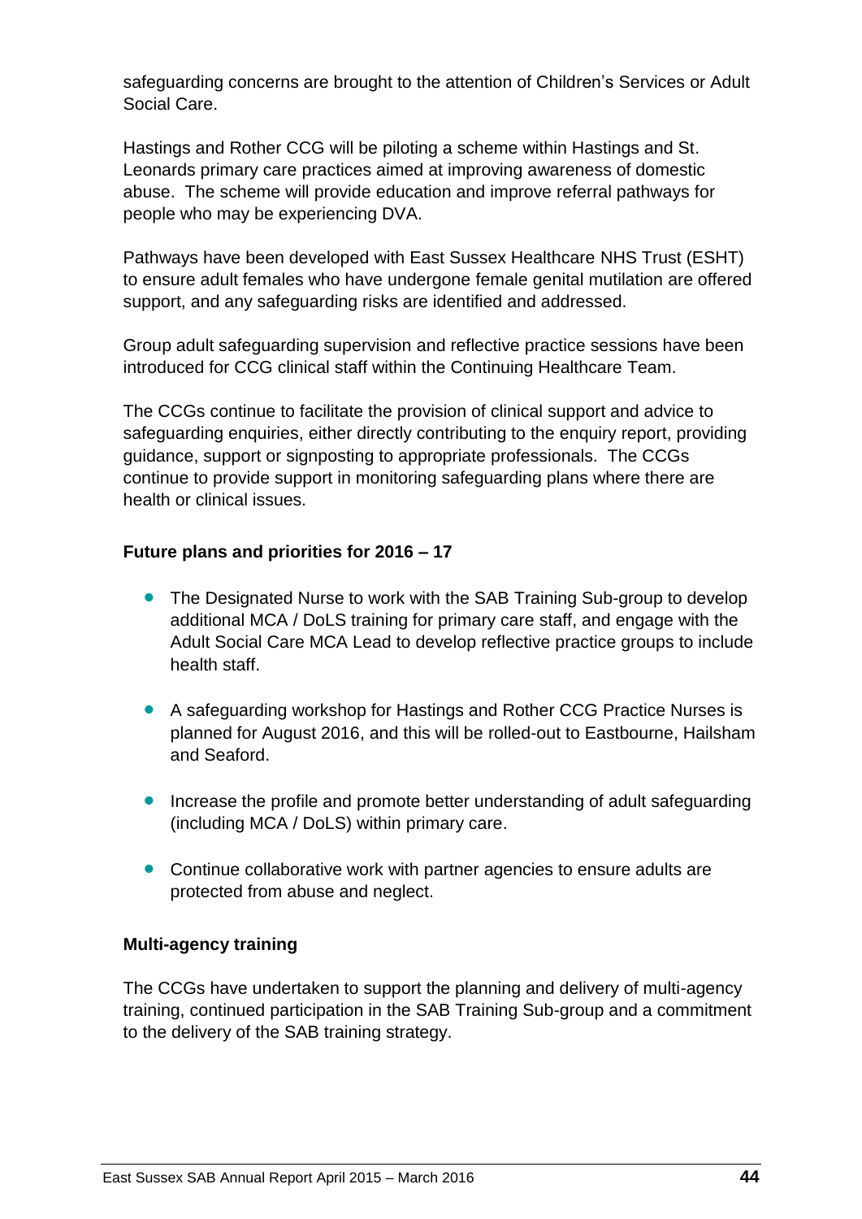safeguarding concerns are brought to the attention of Children's Services or Adult Social Care.

Hastings and Rother CCG will be piloting a scheme within Hastings and St. Leonards primary care practices aimed at improving awareness of domestic abuse. The scheme will provide education and improve referral pathways for people who may be experiencing DVA.

Pathways have been developed with East Sussex Healthcare NHS Trust (ESHT) to ensure adult females who have undergone female genital mutilation are offered support, and any safeguarding risks are identified and addressed.

Group adult safeguarding supervision and reflective practice sessions have been introduced for CCG clinical staff within the Continuing Healthcare Team.

The CCGs continue to facilitate the provision of clinical support and advice to safeguarding enquiries, either directly contributing to the enquiry report, providing guidance, support or signposting to appropriate professionals. The CCGs continue to provide support in monitoring safeguarding plans where there are health or clinical issues.

**Future plans and priorities for 2016 – 17**

- The Designated Nurse to work with the SAB Training Sub-group to develop additional MCA / DoLS training for primary care staff, and engage with the Adult Social Care MCA Lead to develop reflective practice groups to include health staff.
- A safeguarding workshop for Hastings and Rother CCG Practice Nurses is planned for August 2016, and this will be rolled-out to Eastbourne, Hailsham and Seaford.
- Increase the profile and promote better understanding of adult safeguarding (including MCA / DoLS) within primary care.
- Continue collaborative work with partner agencies to ensure adults are protected from abuse and neglect.

**Multi-agency training**

The CCGs have undertaken to support the planning and delivery of multi-agency training, continued participation in the SAB Training Sub-group and a commitment to the delivery of the SAB training strategy.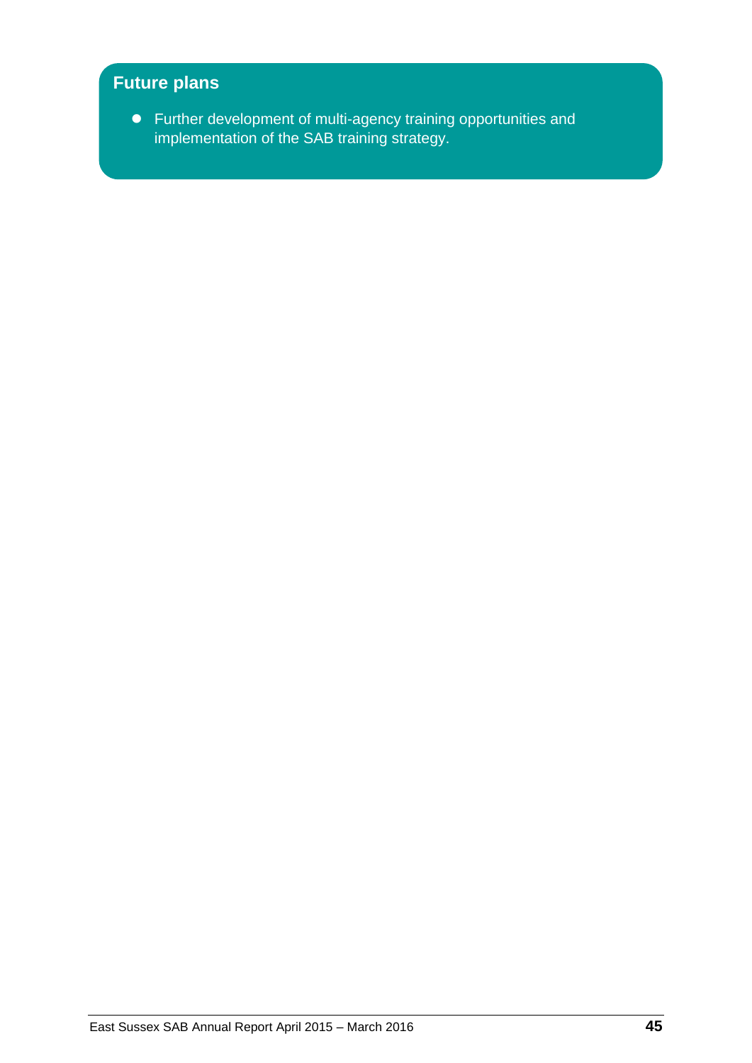## Future plans

- Further development of multi-agency training opportunities and implementation of the SAB training strategy.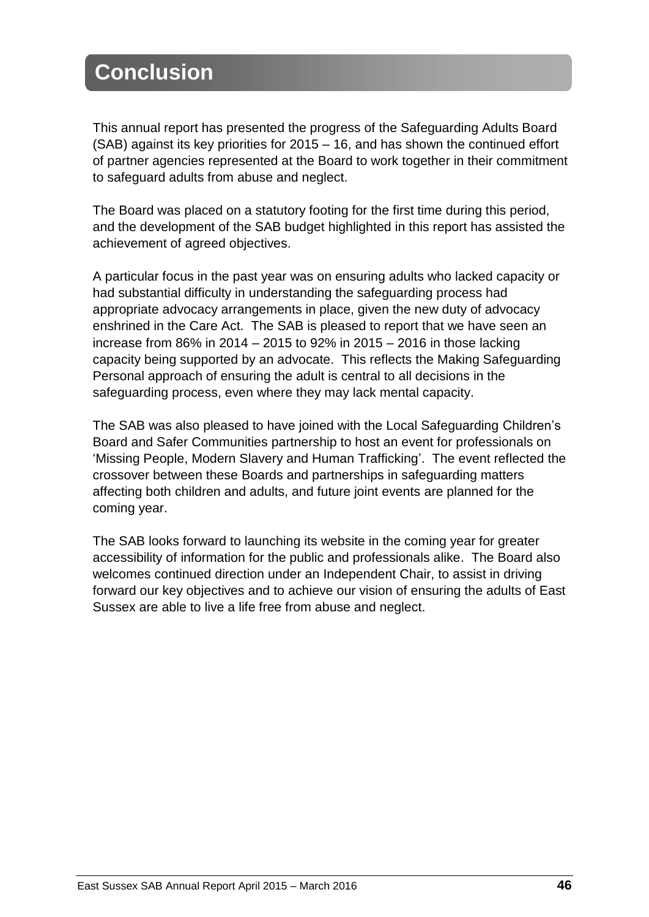# Conclusion

This annual report has presented the progress of the Safeguarding Adults Board (SAB) against its key priorities for 2015 – 16, and has shown the continued effort of partner agencies represented at the Board to work together in their commitment to safeguard adults from abuse and neglect.

The Board was placed on a statutory footing for the first time during this period, and the development of the SAB budget highlighted in this report has assisted the achievement of agreed objectives.

A particular focus in the past year was on ensuring adults who lacked capacity or had substantial difficulty in understanding the safeguarding process had appropriate advocacy arrangements in place, given the new duty of advocacy enshrined in the Care Act. The SAB is pleased to report that we have seen an increase from 86% in 2014 – 2015 to 92% in 2015 – 2016 in those lacking capacity being supported by an advocate. This reflects the Making Safeguarding Personal approach of ensuring the adult is central to all decisions in the safeguarding process, even where they may lack mental capacity.

The SAB was also pleased to have joined with the Local Safeguarding Children's Board and Safer Communities partnership to host an event for professionals on 'Missing People, Modern Slavery and Human Trafficking'. The event reflected the crossover between these Boards and partnerships in safeguarding matters affecting both children and adults, and future joint events are planned for the coming year.

The SAB looks forward to launching its website in the coming year for greater accessibility of information for the public and professionals alike. The Board also welcomes continued direction under an Independent Chair, to assist in driving forward our key objectives and to achieve our vision of ensuring the adults of East Sussex are able to live a life free from abuse and neglect.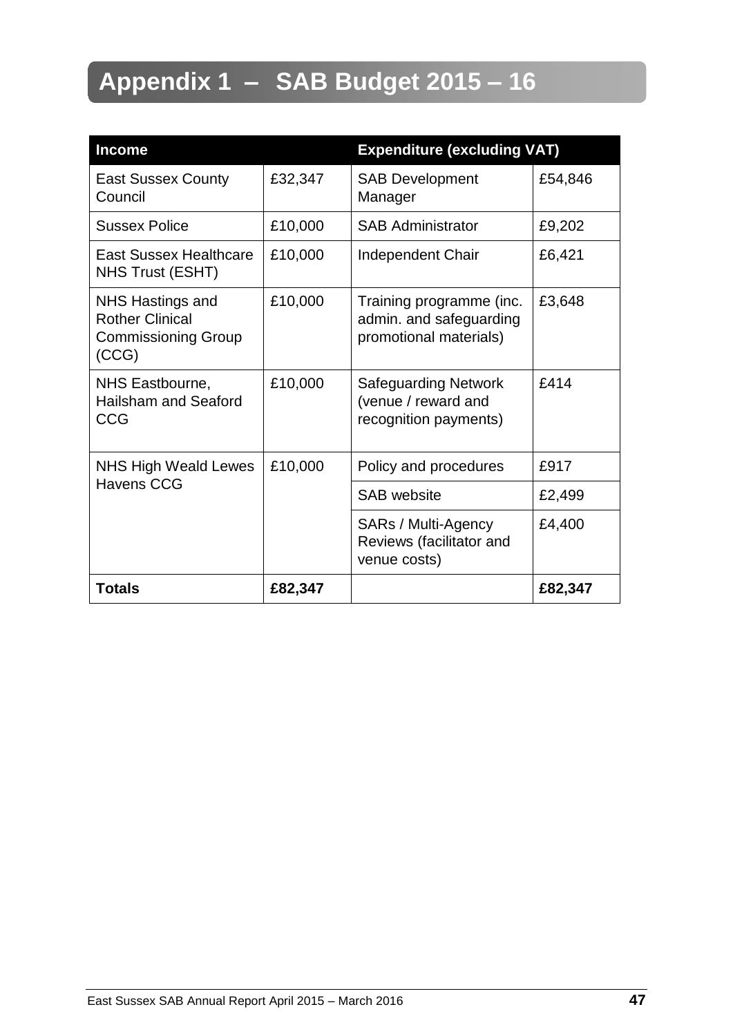# Appendix 1 – SAB Budget 2015 – 16

| Income | | Expenditure (excluding VAT) | |
|---|---|---|---|
| East Sussex County Council | £32,347 | SAB Development Manager | £54,846 |
| Sussex Police | £10,000 | SAB Administrator | £9,202 |
| East Sussex Healthcare NHS Trust (ESHT) | £10,000 | Independent Chair | £6,421 |
| NHS Hastings and Rother Clinical Commissioning Group (CCG) | £10,000 | Training programme (inc. admin. and safeguarding promotional materials) | £3,648 |
| NHS Eastbourne, Hailsham and Seaford CCG | £10,000 | Safeguarding Network (venue / reward and recognition payments) | £414 |
| NHS High Weald Lewes Havens CCG | £10,000 | Policy and procedures | £917 |
| | | SAB website | £2,499 |
| | | SARs / Multi-Agency Reviews (facilitator and venue costs) | £4,400 |
| **Totals** | **£82,347** | | **£82,347** |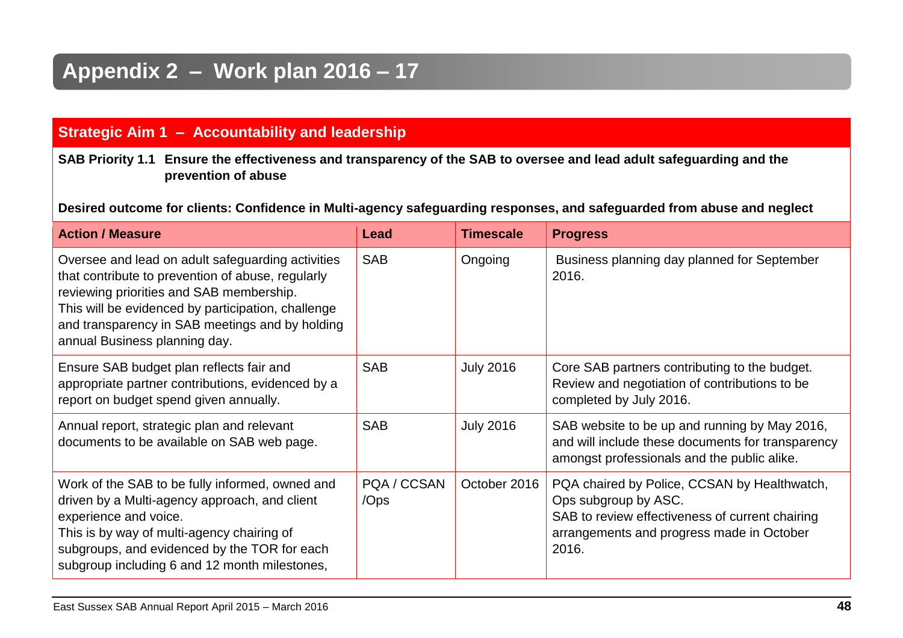# Appendix 2 – Work plan 2016 – 17

## Strategic Aim 1 – Accountability and leadership

**SAB Priority 1.1 Ensure the effectiveness and transparency of the SAB to oversee and lead adult safeguarding and the prevention of abuse**

**Desired outcome for clients: Confidence in Multi-agency safeguarding responses, and safeguarded from abuse and neglect**

| Action / Measure | Lead | Timescale | Progress |
|---|---|---|---|
| Oversee and lead on adult safeguarding activities that contribute to prevention of abuse, regularly reviewing priorities and SAB membership.<br>This will be evidenced by participation, challenge and transparency in SAB meetings and by holding annual Business planning day. | SAB | Ongoing | Business planning day planned for September 2016. |
| Ensure SAB budget plan reflects fair and appropriate partner contributions, evidenced by a report on budget spend given annually. | SAB | July 2016 | Core SAB partners contributing to the budget. Review and negotiation of contributions to be completed by July 2016. |
| Annual report, strategic plan and relevant documents to be available on SAB web page. | SAB | July 2016 | SAB website to be up and running by May 2016, and will include these documents for transparency amongst professionals and the public alike. |
| Work of the SAB to be fully informed, owned and driven by a Multi-agency approach, and client experience and voice.<br>This is by way of multi-agency chairing of subgroups, and evidenced by the TOR for each subgroup including 6 and 12 month milestones, | PQA / CCSAN /Ops | October 2016 | PQA chaired by Police, CCSAN by Healthwatch, Ops subgroup by ASC.<br>SAB to review effectiveness of current chairing arrangements and progress made in October 2016. |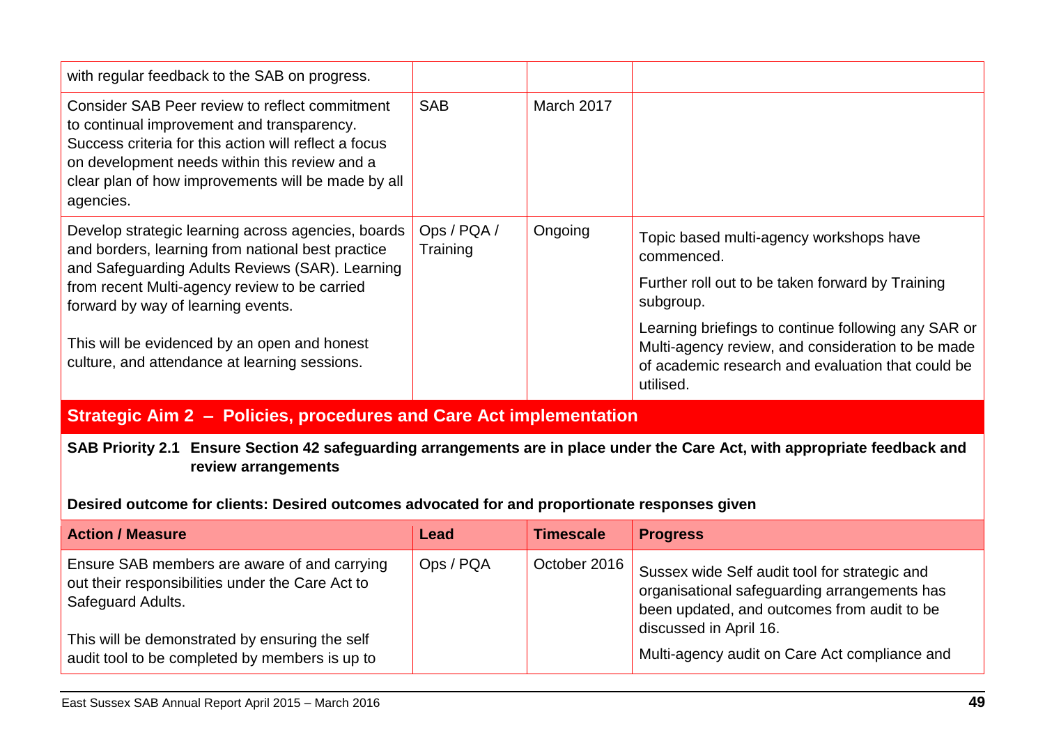| | | | |
|---|---|---|---|
| with regular feedback to the SAB on progress. | | | |
| Consider SAB Peer review to reflect commitment to continual improvement and transparency. Success criteria for this action will reflect a focus on development needs within this review and a clear plan of how improvements will be made by all agencies. | SAB | March 2017 | |
| Develop strategic learning across agencies, boards and borders, learning from national best practice and Safeguarding Adults Reviews (SAR). Learning from recent Multi-agency review to be carried forward by way of learning events.<br><br>This will be evidenced by an open and honest culture, and attendance at learning sessions. | Ops / PQA / Training | Ongoing | Topic based multi-agency workshops have commenced.<br><br>Further roll out to be taken forward by Training subgroup.<br><br>Learning briefings to continue following any SAR or Multi-agency review, and consideration to be made of academic research and evaluation that could be utilised. |

## Strategic Aim 2 – Policies, procedures and Care Act implementation

**SAB Priority 2.1 Ensure Section 42 safeguarding arrangements are in place under the Care Act, with appropriate feedback and review arrangements**

**Desired outcome for clients: Desired outcomes advocated for and proportionate responses given**

| Action / Measure | Lead | Timescale | Progress |
|---|---|---|---|
| Ensure SAB members are aware of and carrying out their responsibilities under the Care Act to Safeguard Adults.<br><br>This will be demonstrated by ensuring the self audit tool to be completed by members is up to | Ops / PQA | October 2016 | Sussex wide Self audit tool for strategic and organisational safeguarding arrangements has been updated, and outcomes from audit to be discussed in April 16.<br><br>Multi-agency audit on Care Act compliance and |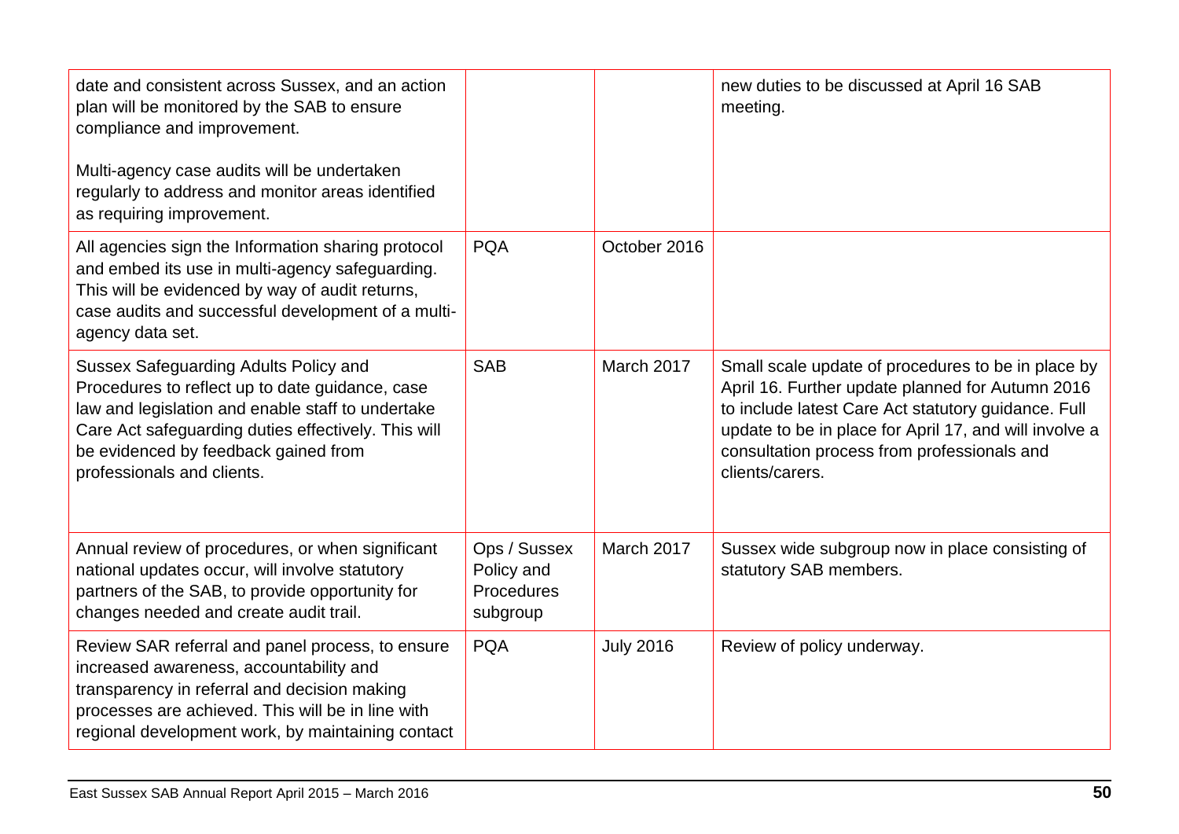| | | | |
|---|---|---|---|
| date and consistent across Sussex, and an action plan will be monitored by the SAB to ensure compliance and improvement.<br><br>Multi-agency case audits will be undertaken regularly to address and monitor areas identified as requiring improvement. | | | new duties to be discussed at April 16 SAB meeting. |
| All agencies sign the Information sharing protocol and embed its use in multi-agency safeguarding. This will be evidenced by way of audit returns, case audits and successful development of a multi-agency data set. | PQA | October 2016 | |
| Sussex Safeguarding Adults Policy and Procedures to reflect up to date guidance, case law and legislation and enable staff to undertake Care Act safeguarding duties effectively. This will be evidenced by feedback gained from professionals and clients. | SAB | March 2017 | Small scale update of procedures to be in place by April 16. Further update planned for Autumn 2016 to include latest Care Act statutory guidance. Full update to be in place for April 17, and will involve a consultation process from professionals and clients/carers. |
| Annual review of procedures, or when significant national updates occur, will involve statutory partners of the SAB, to provide opportunity for changes needed and create audit trail. | Ops / Sussex Policy and Procedures subgroup | March 2017 | Sussex wide subgroup now in place consisting of statutory SAB members. |
| Review SAR referral and panel process, to ensure increased awareness, accountability and transparency in referral and decision making processes are achieved. This will be in line with regional development work, by maintaining contact | PQA | July 2016 | Review of policy underway. |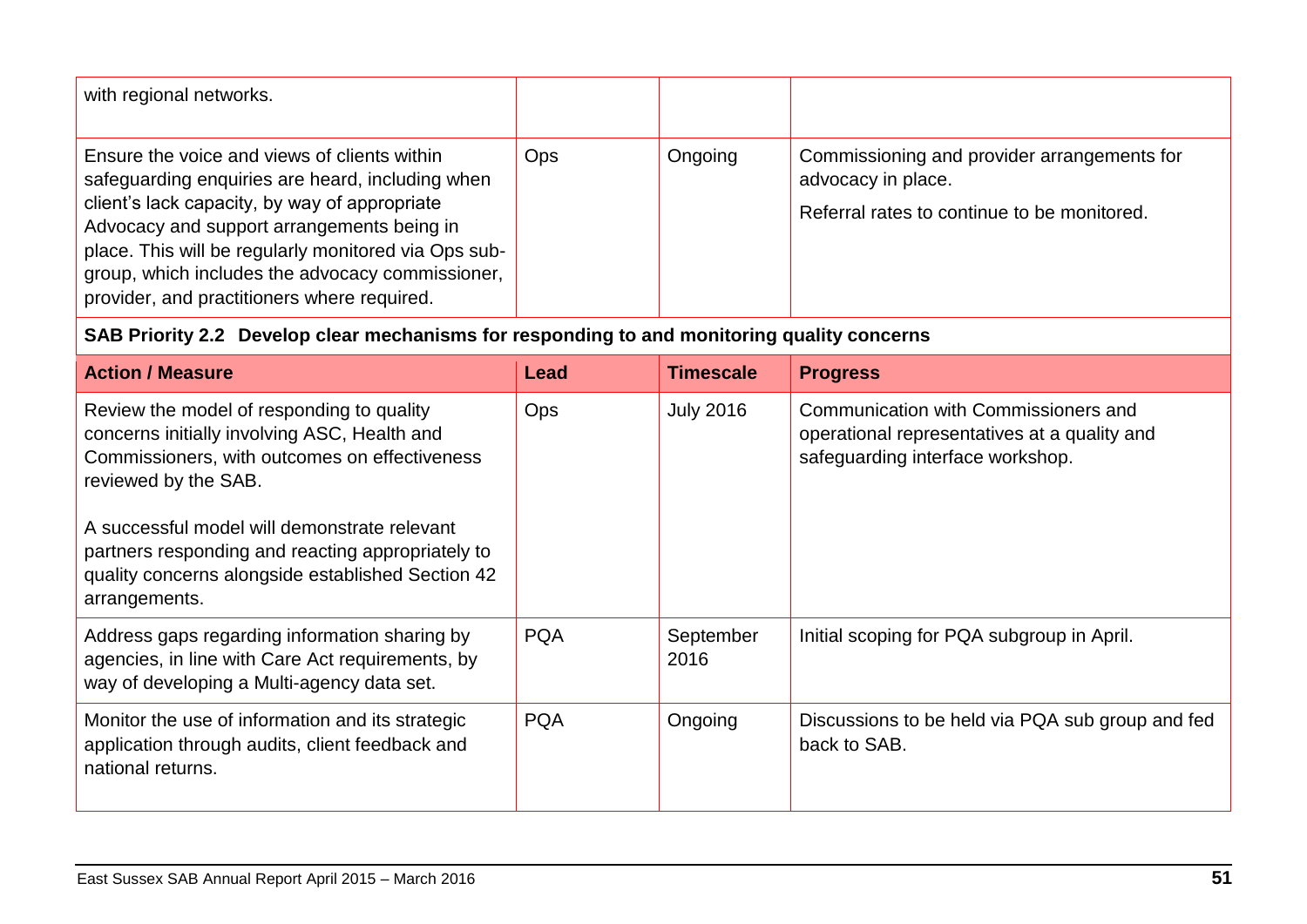| | | | |
|---|---|---|---|
| with regional networks. | | | |
| Ensure the voice and views of clients within safeguarding enquiries are heard, including when client's lack capacity, by way of appropriate Advocacy and support arrangements being in place. This will be regularly monitored via Ops sub-group, which includes the advocacy commissioner, provider, and practitioners where required. | Ops | Ongoing | Commissioning and provider arrangements for advocacy in place.<br><br>Referral rates to continue to be monitored. |

**SAB Priority 2.2 Develop clear mechanisms for responding to and monitoring quality concerns**

| Action / Measure | Lead | Timescale | Progress |
|---|---|---|---|
| Review the model of responding to quality concerns initially involving ASC, Health and Commissioners, with outcomes on effectiveness reviewed by the SAB.<br><br>A successful model will demonstrate relevant partners responding and reacting appropriately to quality concerns alongside established Section 42 arrangements. | Ops | July 2016 | Communication with Commissioners and operational representatives at a quality and safeguarding interface workshop. |
| Address gaps regarding information sharing by agencies, in line with Care Act requirements, by way of developing a Multi-agency data set. | PQA | September 2016 | Initial scoping for PQA subgroup in April. |
| Monitor the use of information and its strategic application through audits, client feedback and national returns. | PQA | Ongoing | Discussions to be held via PQA sub group and fed back to SAB. |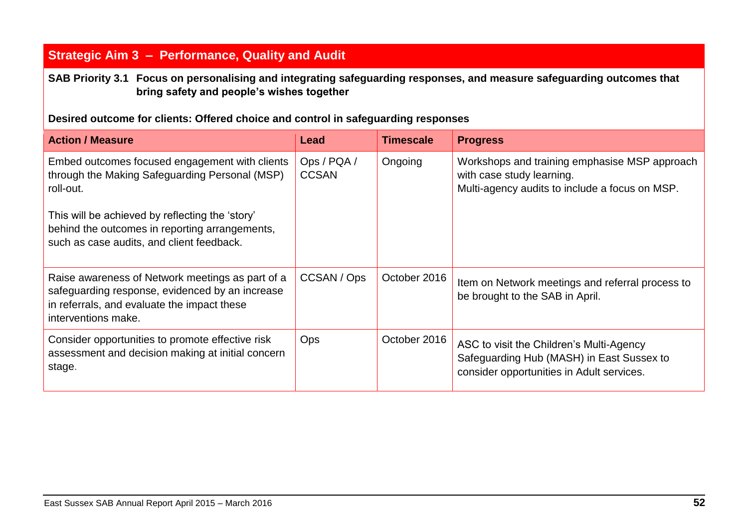## Strategic Aim 3 – Performance, Quality and Audit

**SAB Priority 3.1 Focus on personalising and integrating safeguarding responses, and measure safeguarding outcomes that bring safety and people's wishes together**

**Desired outcome for clients: Offered choice and control in safeguarding responses**

| Action / Measure | Lead | Timescale | Progress |
|---|---|---|---|
| Embed outcomes focused engagement with clients through the Making Safeguarding Personal (MSP) roll-out.<br><br>This will be achieved by reflecting the 'story' behind the outcomes in reporting arrangements, such as case audits, and client feedback. | Ops / PQA / CCSAN | Ongoing | Workshops and training emphasise MSP approach with case study learning.<br>Multi-agency audits to include a focus on MSP. |
| Raise awareness of Network meetings as part of a safeguarding response, evidenced by an increase in referrals, and evaluate the impact these interventions make. | CCSAN / Ops | October 2016 | Item on Network meetings and referral process to be brought to the SAB in April. |
| Consider opportunities to promote effective risk assessment and decision making at initial concern stage. | Ops | October 2016 | ASC to visit the Children's Multi-Agency Safeguarding Hub (MASH) in East Sussex to consider opportunities in Adult services. |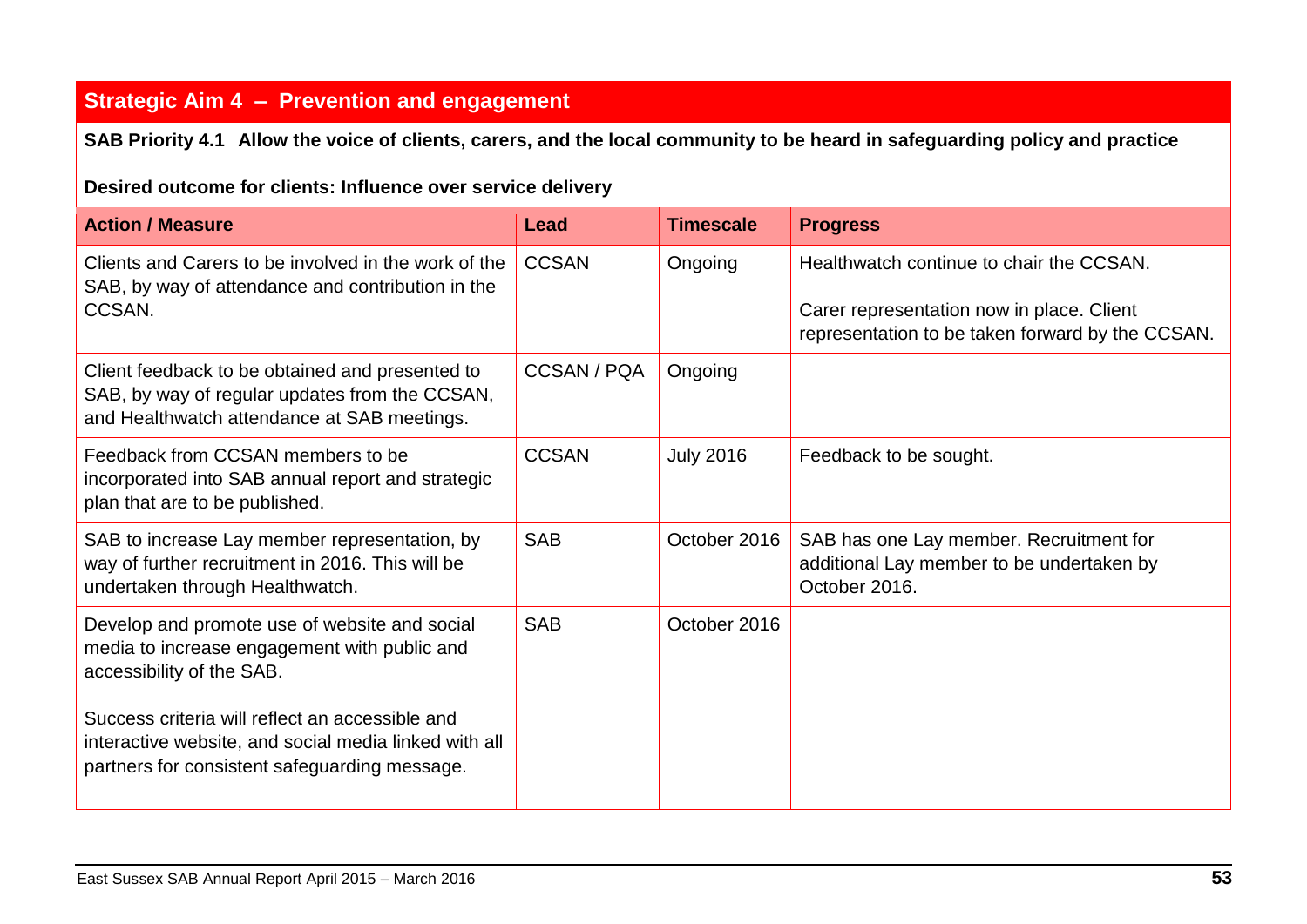## Strategic Aim 4 – Prevention and engagement

**SAB Priority 4.1 Allow the voice of clients, carers, and the local community to be heard in safeguarding policy and practice**

**Desired outcome for clients: Influence over service delivery**

| Action / Measure | Lead | Timescale | Progress |
|---|---|---|---|
| Clients and Carers to be involved in the work of the SAB, by way of attendance and contribution in the CCSAN. | CCSAN | Ongoing | Healthwatch continue to chair the CCSAN.<br><br>Carer representation now in place. Client representation to be taken forward by the CCSAN. |
| Client feedback to be obtained and presented to SAB, by way of regular updates from the CCSAN, and Healthwatch attendance at SAB meetings. | CCSAN / PQA | Ongoing | |
| Feedback from CCSAN members to be incorporated into SAB annual report and strategic plan that are to be published. | CCSAN | July 2016 | Feedback to be sought. |
| SAB to increase Lay member representation, by way of further recruitment in 2016. This will be undertaken through Healthwatch. | SAB | October 2016 | SAB has one Lay member. Recruitment for additional Lay member to be undertaken by October 2016. |
| Develop and promote use of website and social media to increase engagement with public and accessibility of the SAB.<br><br>Success criteria will reflect an accessible and interactive website, and social media linked with all partners for consistent safeguarding message. | SAB | October 2016 | |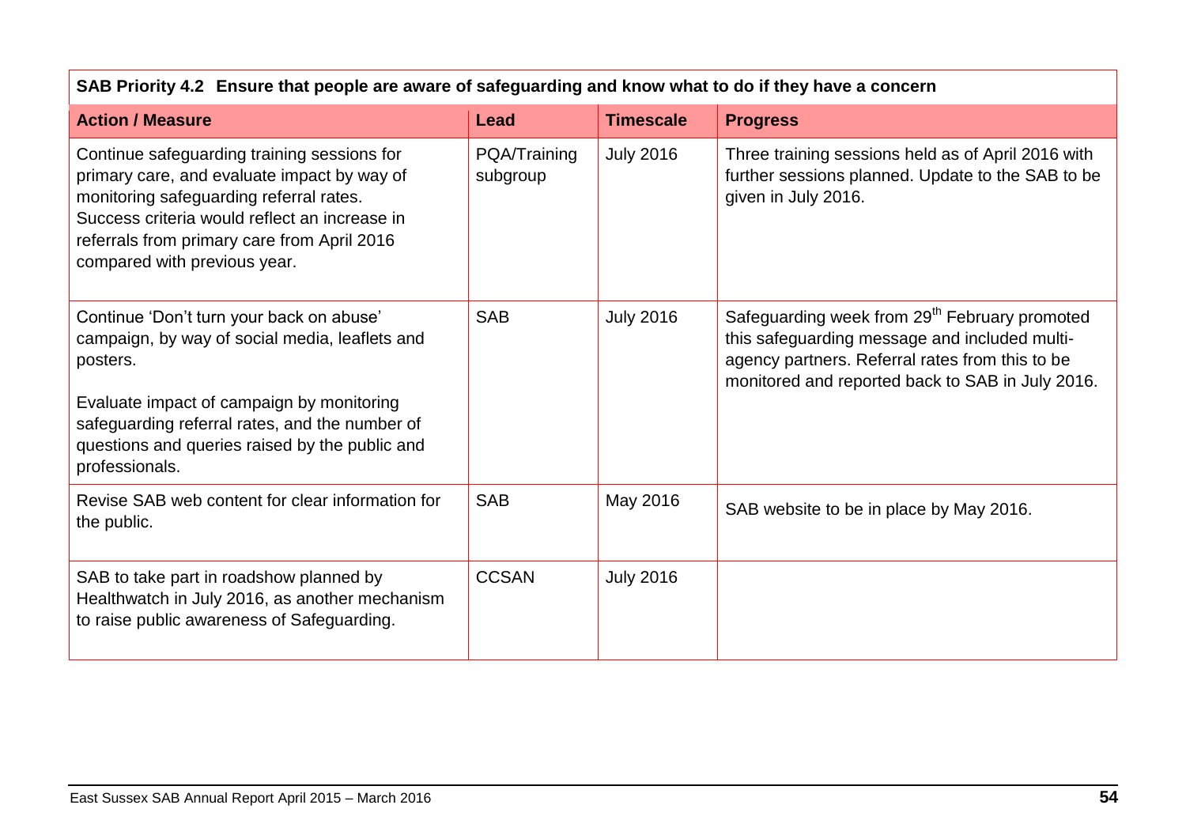| SAB Priority 4.2 Ensure that people are aware of safeguarding and know what to do if they have a concern | | | |
|---|---|---|---|
| **Action / Measure** | **Lead** | **Timescale** | **Progress** |
| Continue safeguarding training sessions for primary care, and evaluate impact by way of monitoring safeguarding referral rates. Success criteria would reflect an increase in referrals from primary care from April 2016 compared with previous year. | PQA/Training subgroup | July 2016 | Three training sessions held as of April 2016 with further sessions planned. Update to the SAB to be given in July 2016. |
| Continue 'Don't turn your back on abuse' campaign, by way of social media, leaflets and posters.<br><br>Evaluate impact of campaign by monitoring safeguarding referral rates, and the number of questions and queries raised by the public and professionals. | SAB | July 2016 | Safeguarding week from 29th February promoted this safeguarding message and included multi-agency partners. Referral rates from this to be monitored and reported back to SAB in July 2016. |
| Revise SAB web content for clear information for the public. | SAB | May 2016 | SAB website to be in place by May 2016. |
| SAB to take part in roadshow planned by Healthwatch in July 2016, as another mechanism to raise public awareness of Safeguarding. | CCSAN | July 2016 | |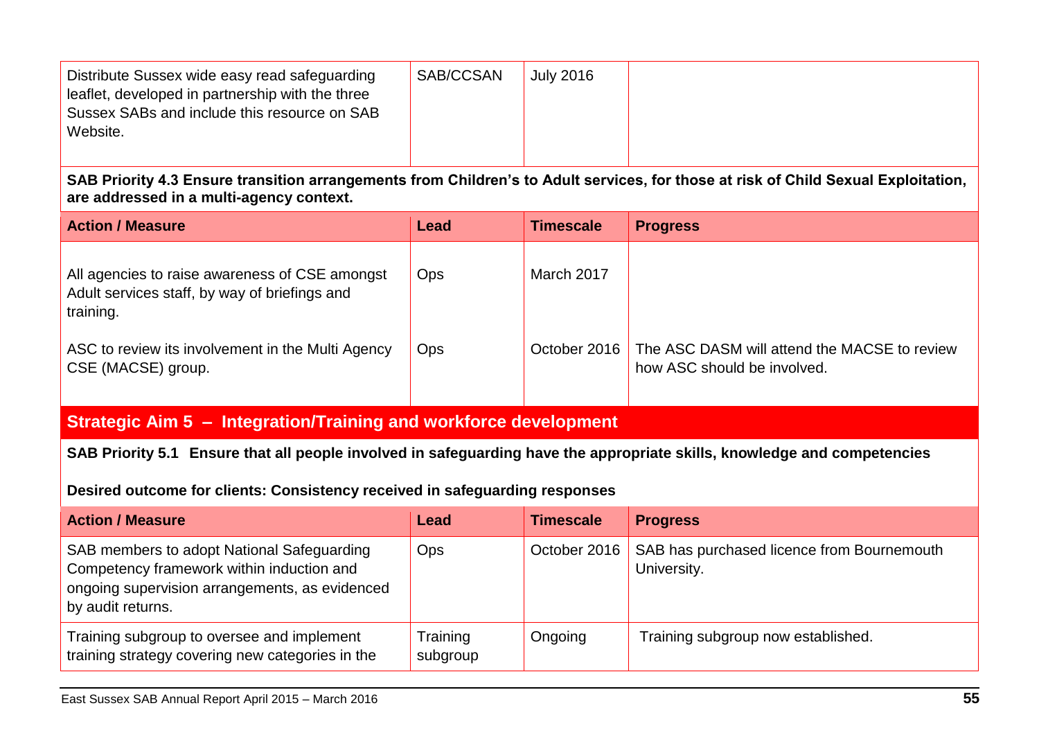| | | | |
|---|---|---|---|
| Distribute Sussex wide easy read safeguarding leaflet, developed in partnership with the three Sussex SABs and include this resource on SAB Website. | SAB/CCSAN | July 2016 | |

**SAB Priority 4.3 Ensure transition arrangements from Children's to Adult services, for those at risk of Child Sexual Exploitation, are addressed in a multi-agency context.**

| Action / Measure | Lead | Timescale | Progress |
|---|---|---|---|
| All agencies to raise awareness of CSE amongst Adult services staff, by way of briefings and training. | Ops | March 2017 | |
| ASC to review its involvement in the Multi Agency CSE (MACSE) group. | Ops | October 2016 | The ASC DASM will attend the MACSE to review how ASC should be involved. |

## Strategic Aim 5 – Integration/Training and workforce development

**SAB Priority 5.1 Ensure that all people involved in safeguarding have the appropriate skills, knowledge and competencies**

**Desired outcome for clients: Consistency received in safeguarding responses**

| Action / Measure | Lead | Timescale | Progress |
|---|---|---|---|
| SAB members to adopt National Safeguarding Competency framework within induction and ongoing supervision arrangements, as evidenced by audit returns. | Ops | October 2016 | SAB has purchased licence from Bournemouth University. |
| Training subgroup to oversee and implement training strategy covering new categories in the | Training subgroup | Ongoing | Training subgroup now established. |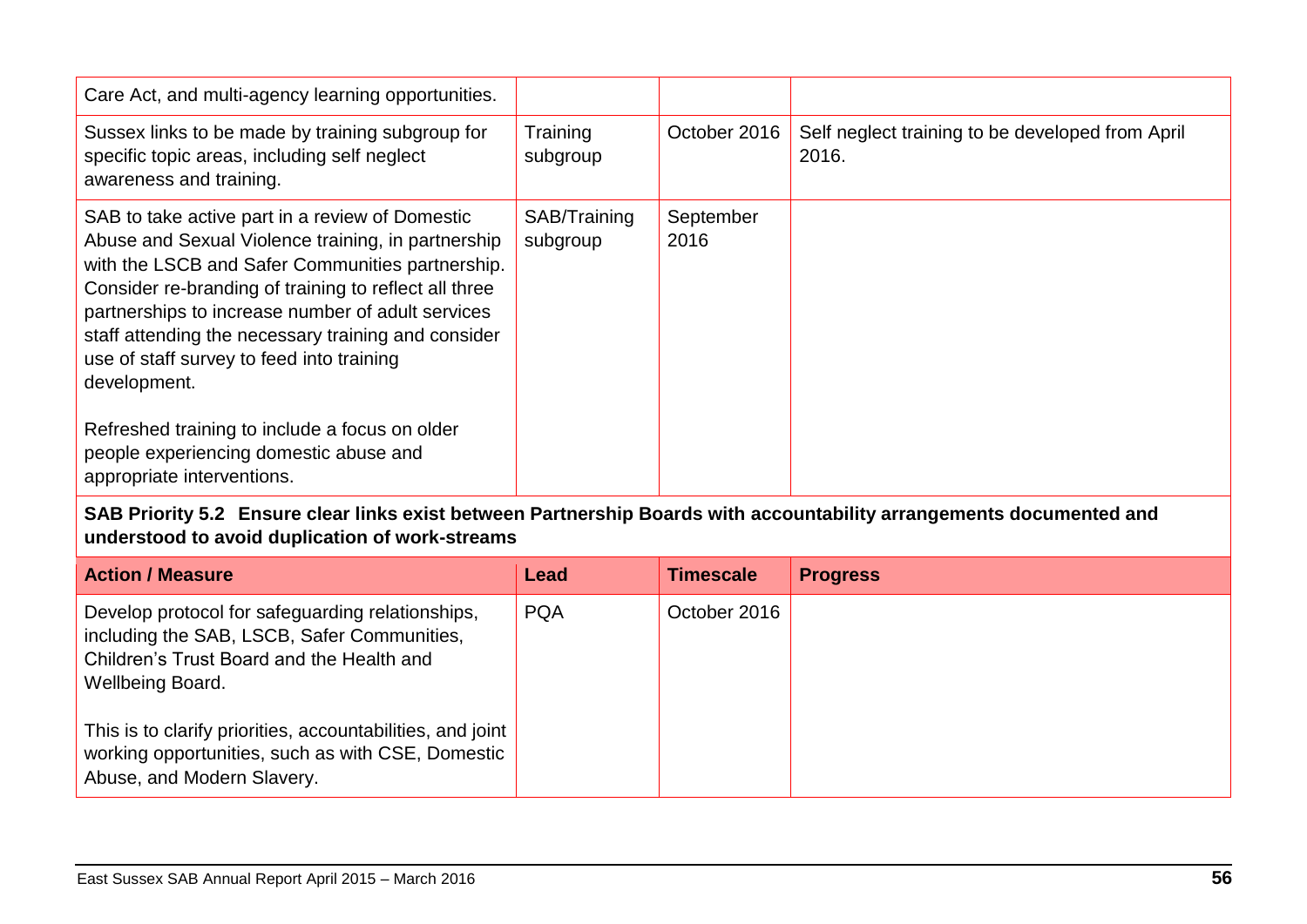| Action / Measure | Lead | Timescale | Progress |
|---|---|---|---|
| Care Act, and multi-agency learning opportunities. | | | |
| Sussex links to be made by training subgroup for specific topic areas, including self neglect awareness and training. | Training subgroup | October 2016 | Self neglect training to be developed from April 2016. |
| SAB to take active part in a review of Domestic Abuse and Sexual Violence training, in partnership with the LSCB and Safer Communities partnership. Consider re-branding of training to reflect all three partnerships to increase number of adult services staff attending the necessary training and consider use of staff survey to feed into training development.<br><br>Refreshed training to include a focus on older people experiencing domestic abuse and appropriate interventions. | SAB/Training subgroup | September 2016 | |

**SAB Priority 5.2 Ensure clear links exist between Partnership Boards with accountability arrangements documented and understood to avoid duplication of work-streams**

| Action / Measure | Lead | Timescale | Progress |
|---|---|---|---|
| Develop protocol for safeguarding relationships, including the SAB, LSCB, Safer Communities, Children's Trust Board and the Health and Wellbeing Board.<br><br>This is to clarify priorities, accountabilities, and joint working opportunities, such as with CSE, Domestic Abuse, and Modern Slavery. | PQA | October 2016 | |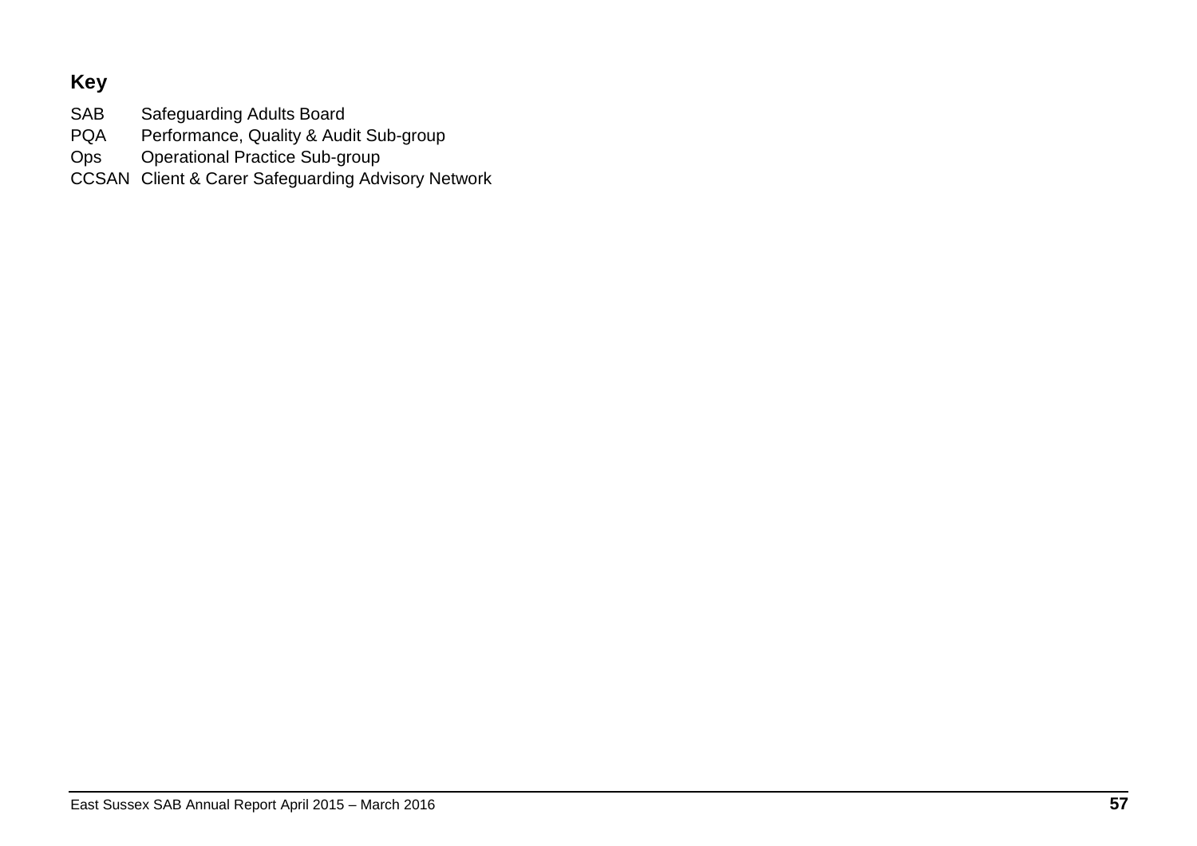**Key**

| | |
|---|---|
| SAB | Safeguarding Adults Board |
| PQA | Performance, Quality & Audit Sub-group |
| Ops | Operational Practice Sub-group |
| CCSAN | Client & Carer Safeguarding Advisory Network |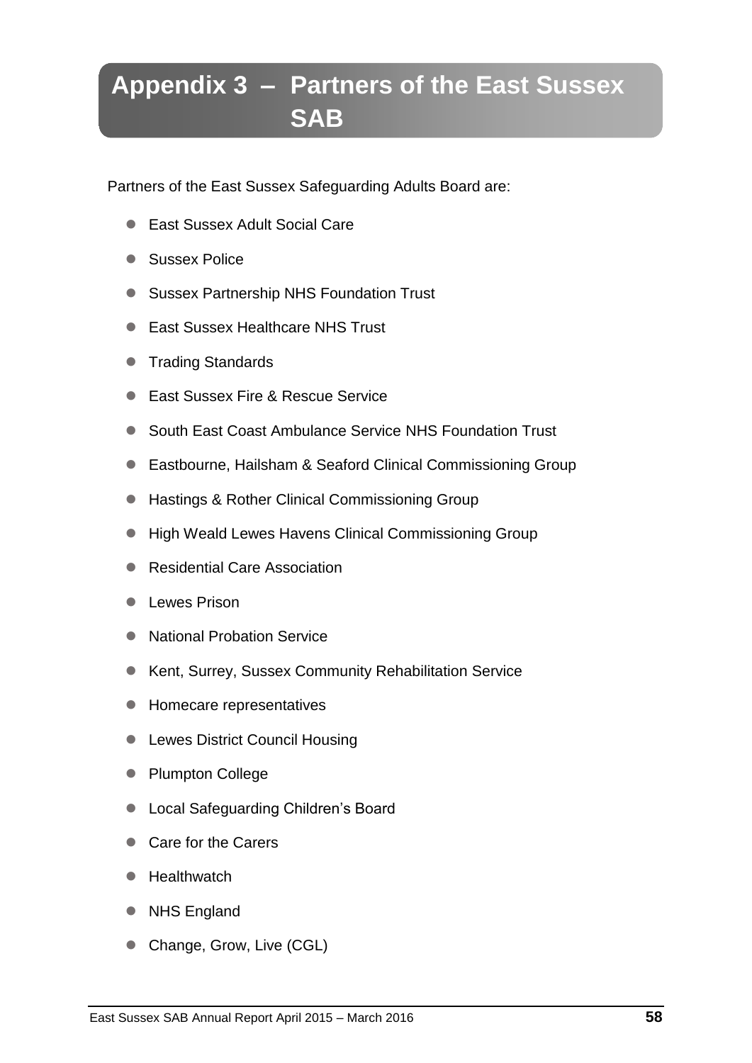# Appendix 3 – Partners of the East Sussex SAB

Partners of the East Sussex Safeguarding Adults Board are:

- East Sussex Adult Social Care
- Sussex Police
- Sussex Partnership NHS Foundation Trust
- East Sussex Healthcare NHS Trust
- Trading Standards
- East Sussex Fire & Rescue Service
- South East Coast Ambulance Service NHS Foundation Trust
- Eastbourne, Hailsham & Seaford Clinical Commissioning Group
- Hastings & Rother Clinical Commissioning Group
- High Weald Lewes Havens Clinical Commissioning Group
- Residential Care Association
- Lewes Prison
- National Probation Service
- Kent, Surrey, Sussex Community Rehabilitation Service
- Homecare representatives
- Lewes District Council Housing
- Plumpton College
- Local Safeguarding Children's Board
- Care for the Carers
- Healthwatch
- NHS England
- Change, Grow, Live (CGL)